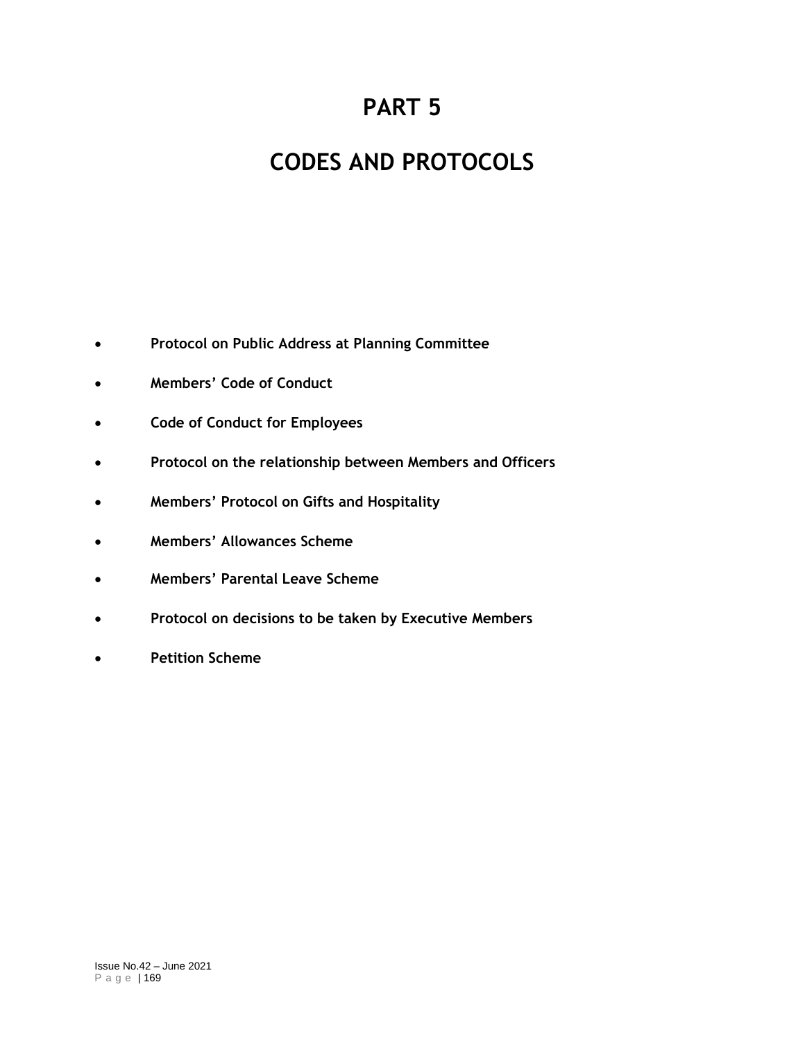# PART 5

# CODES AND PROTOCOLS

- **Protocol on Public Address at Planning Committee**
- **Members' Code of Conduct**
- **Code of Conduct for Employees**
- **Protocol on the relationship between Members and Officers**
- **Members' Protocol on Gifts and Hospitality**
- **Members' Allowances Scheme**
- **Members' Parental Leave Scheme**
- **Protocol on decisions to be taken by Executive Members**
- **Petition Scheme**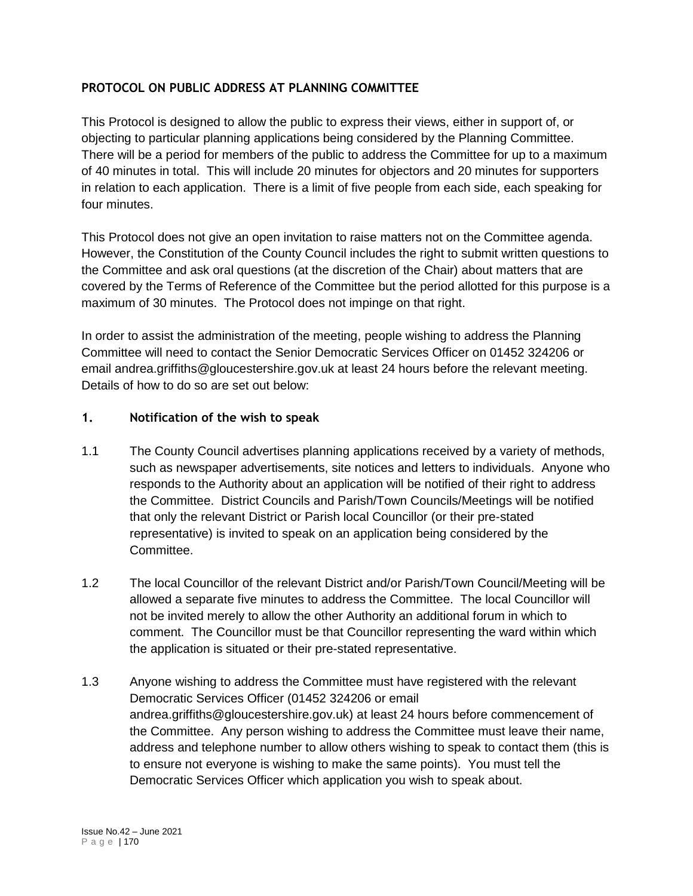## PROTOCOL ON PUBLIC ADDRESS AT PLANNING COMMITTEE

This Protocol is designed to allow the public to express their views, either in support of, or objecting to particular planning applications being considered by the Planning Committee. There will be a period for members of the public to address the Committee for up to a maximum of 40 minutes in total. This will include 20 minutes for objectors and 20 minutes for supporters in relation to each application. There is a limit of five people from each side, each speaking for four minutes.

This Protocol does not give an open invitation to raise matters not on the Committee agenda. However, the Constitution of the County Council includes the right to submit written questions to the Committee and ask oral questions (at the discretion of the Chair) about matters that are covered by the Terms of Reference of the Committee but the period allotted for this purpose is a maximum of 30 minutes. The Protocol does not impinge on that right.

In order to assist the administration of the meeting, people wishing to address the Planning Committee will need to contact the Senior Democratic Services Officer on 01452 324206 or email andrea.griffiths@gloucestershire.gov.uk at least 24 hours before the relevant meeting. Details of how to do so are set out below:

### 1. Notification of the wish to speak

1.1 The County Council advertises planning applications received by a variety of methods, such as newspaper advertisements, site notices and letters to individuals. Anyone who responds to the Authority about an application will be notified of their right to address the Committee. District Councils and Parish/Town Councils/Meetings will be notified that only the relevant District or Parish local Councillor (or their pre-stated representative) is invited to speak on an application being considered by the Committee.

1.2 The local Councillor of the relevant District and/or Parish/Town Council/Meeting will be allowed a separate five minutes to address the Committee. The local Councillor will not be invited merely to allow the other Authority an additional forum in which to comment. The Councillor must be that Councillor representing the ward within which the application is situated or their pre-stated representative.

1.3 Anyone wishing to address the Committee must have registered with the relevant Democratic Services Officer (01452 324206 or email andrea.griffiths@gloucestershire.gov.uk) at least 24 hours before commencement of the Committee. Any person wishing to address the Committee must leave their name, address and telephone number to allow others wishing to speak to contact them (this is to ensure not everyone is wishing to make the same points). You must tell the Democratic Services Officer which application you wish to speak about.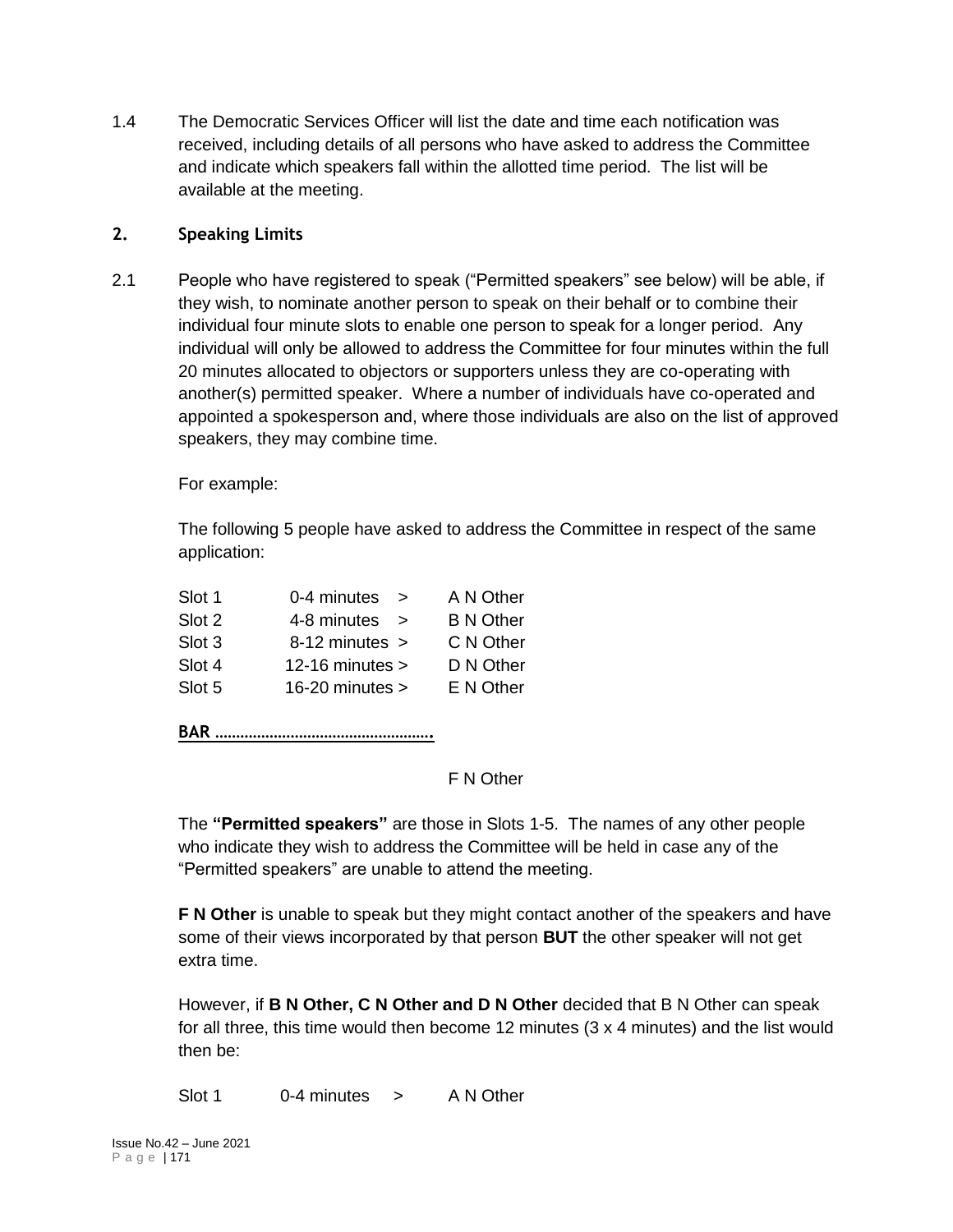1.4 The Democratic Services Officer will list the date and time each notification was received, including details of all persons who have asked to address the Committee and indicate which speakers fall within the allotted time period. The list will be available at the meeting.

## 2. Speaking Limits

2.1 People who have registered to speak ("Permitted speakers" see below) will be able, if they wish, to nominate another person to speak on their behalf or to combine their individual four minute slots to enable one person to speak for a longer period. Any individual will only be allowed to address the Committee for four minutes within the full 20 minutes allocated to objectors or supporters unless they are co-operating with another(s) permitted speaker. Where a number of individuals have co-operated and appointed a spokesperson and, where those individuals are also on the list of approved speakers, they may combine time.

For example:

The following 5 people have asked to address the Committee in respect of the same application:

| | | |
|---|---|---|
| Slot 1 | 0-4 minutes > | A N Other |
| Slot 2 | 4-8 minutes > | B N Other |
| Slot 3 | 8-12 minutes > | C N Other |
| Slot 4 | 12-16 minutes > | D N Other |
| Slot 5 | 16-20 minutes > | E N Other |

**BAR …………………………………………….**

F N Other

The **"Permitted speakers"** are those in Slots 1-5. The names of any other people who indicate they wish to address the Committee will be held in case any of the "Permitted speakers" are unable to attend the meeting.

**F N Other** is unable to speak but they might contact another of the speakers and have some of their views incorporated by that person **BUT** the other speaker will not get extra time.

However, if **B N Other, C N Other and D N Other** decided that B N Other can speak for all three, this time would then become 12 minutes (3 x 4 minutes) and the list would then be:

| | | |
|---|---|---|
| Slot 1 | 0-4 minutes > | A N Other |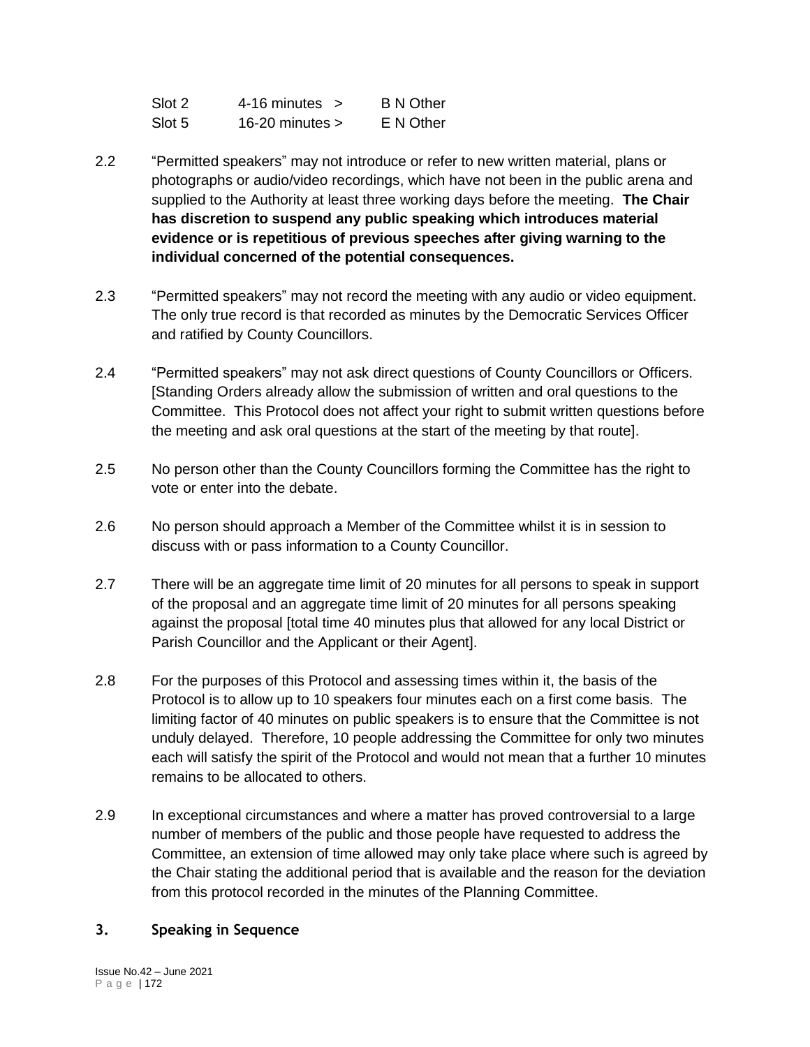| | | |
|---|---|---|
| Slot 2 | 4-16 minutes > | B N Other |
| Slot 5 | 16-20 minutes > | E N Other |

2.2 "Permitted speakers" may not introduce or refer to new written material, plans or photographs or audio/video recordings, which have not been in the public arena and supplied to the Authority at least three working days before the meeting. **The Chair has discretion to suspend any public speaking which introduces material evidence or is repetitious of previous speeches after giving warning to the individual concerned of the potential consequences.**

2.3 "Permitted speakers" may not record the meeting with any audio or video equipment. The only true record is that recorded as minutes by the Democratic Services Officer and ratified by County Councillors.

2.4 "Permitted speakers" may not ask direct questions of County Councillors or Officers. [Standing Orders already allow the submission of written and oral questions to the Committee. This Protocol does not affect your right to submit written questions before the meeting and ask oral questions at the start of the meeting by that route].

2.5 No person other than the County Councillors forming the Committee has the right to vote or enter into the debate.

2.6 No person should approach a Member of the Committee whilst it is in session to discuss with or pass information to a County Councillor.

2.7 There will be an aggregate time limit of 20 minutes for all persons to speak in support of the proposal and an aggregate time limit of 20 minutes for all persons speaking against the proposal [total time 40 minutes plus that allowed for any local District or Parish Councillor and the Applicant or their Agent].

2.8 For the purposes of this Protocol and assessing times within it, the basis of the Protocol is to allow up to 10 speakers four minutes each on a first come basis. The limiting factor of 40 minutes on public speakers is to ensure that the Committee is not unduly delayed. Therefore, 10 people addressing the Committee for only two minutes each will satisfy the spirit of the Protocol and would not mean that a further 10 minutes remains to be allocated to others.

2.9 In exceptional circumstances and where a matter has proved controversial to a large number of members of the public and those people have requested to address the Committee, an extension of time allowed may only take place where such is agreed by the Chair stating the additional period that is available and the reason for the deviation from this protocol recorded in the minutes of the Planning Committee.

## 3. Speaking in Sequence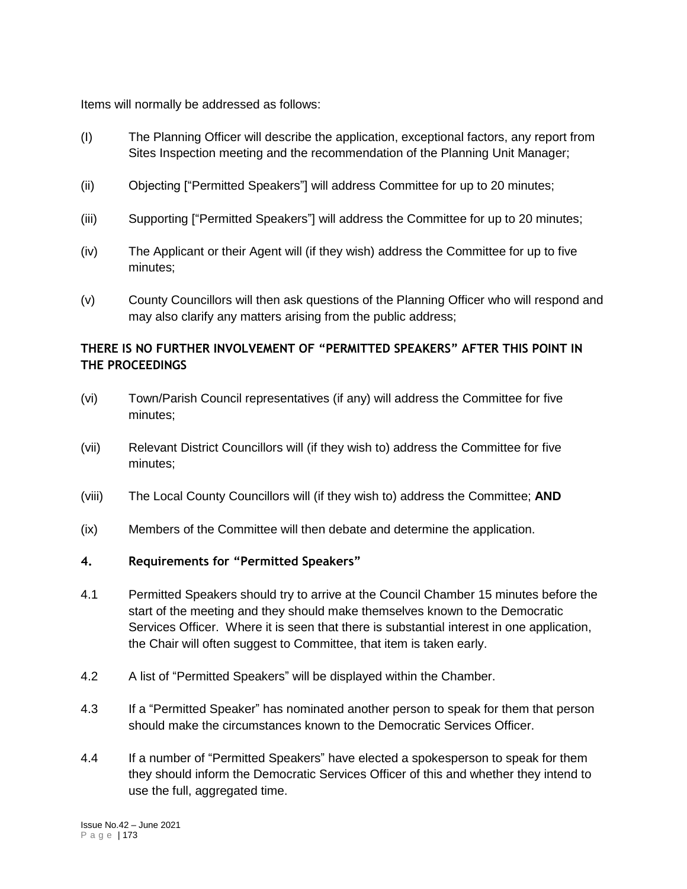Items will normally be addressed as follows:

(I) The Planning Officer will describe the application, exceptional factors, any report from Sites Inspection meeting and the recommendation of the Planning Unit Manager;

(ii) Objecting ["Permitted Speakers"] will address Committee for up to 20 minutes;

(iii) Supporting ["Permitted Speakers"] will address the Committee for up to 20 minutes;

(iv) The Applicant or their Agent will (if they wish) address the Committee for up to five minutes;

(v) County Councillors will then ask questions of the Planning Officer who will respond and may also clarify any matters arising from the public address;

**THERE IS NO FURTHER INVOLVEMENT OF "PERMITTED SPEAKERS" AFTER THIS POINT IN THE PROCEEDINGS**

(vi) Town/Parish Council representatives (if any) will address the Committee for five minutes;

(vii) Relevant District Councillors will (if they wish to) address the Committee for five minutes;

(viii) The Local County Councillors will (if they wish to) address the Committee; **AND**

(ix) Members of the Committee will then debate and determine the application.

### 4. Requirements for "Permitted Speakers"

4.1 Permitted Speakers should try to arrive at the Council Chamber 15 minutes before the start of the meeting and they should make themselves known to the Democratic Services Officer. Where it is seen that there is substantial interest in one application, the Chair will often suggest to Committee, that item is taken early.

4.2 A list of "Permitted Speakers" will be displayed within the Chamber.

4.3 If a "Permitted Speaker" has nominated another person to speak for them that person should make the circumstances known to the Democratic Services Officer.

4.4 If a number of "Permitted Speakers" have elected a spokesperson to speak for them they should inform the Democratic Services Officer of this and whether they intend to use the full, aggregated time.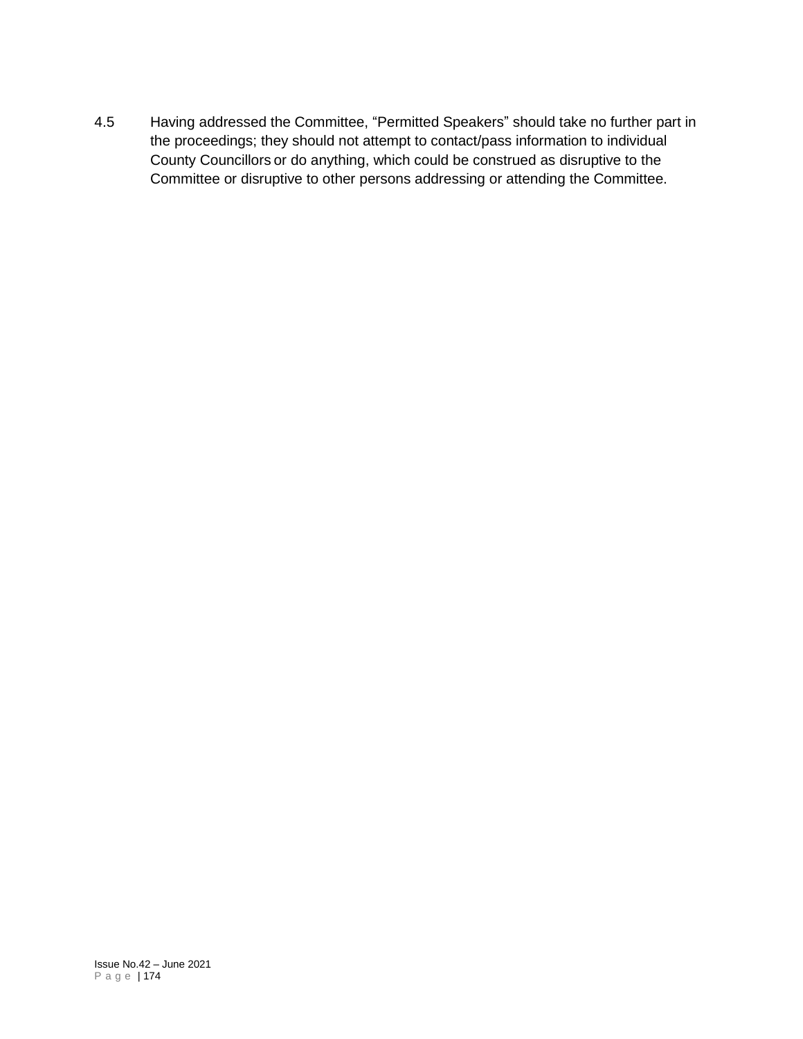4.5 Having addressed the Committee, "Permitted Speakers" should take no further part in the proceedings; they should not attempt to contact/pass information to individual County Councillors or do anything, which could be construed as disruptive to the Committee or disruptive to other persons addressing or attending the Committee.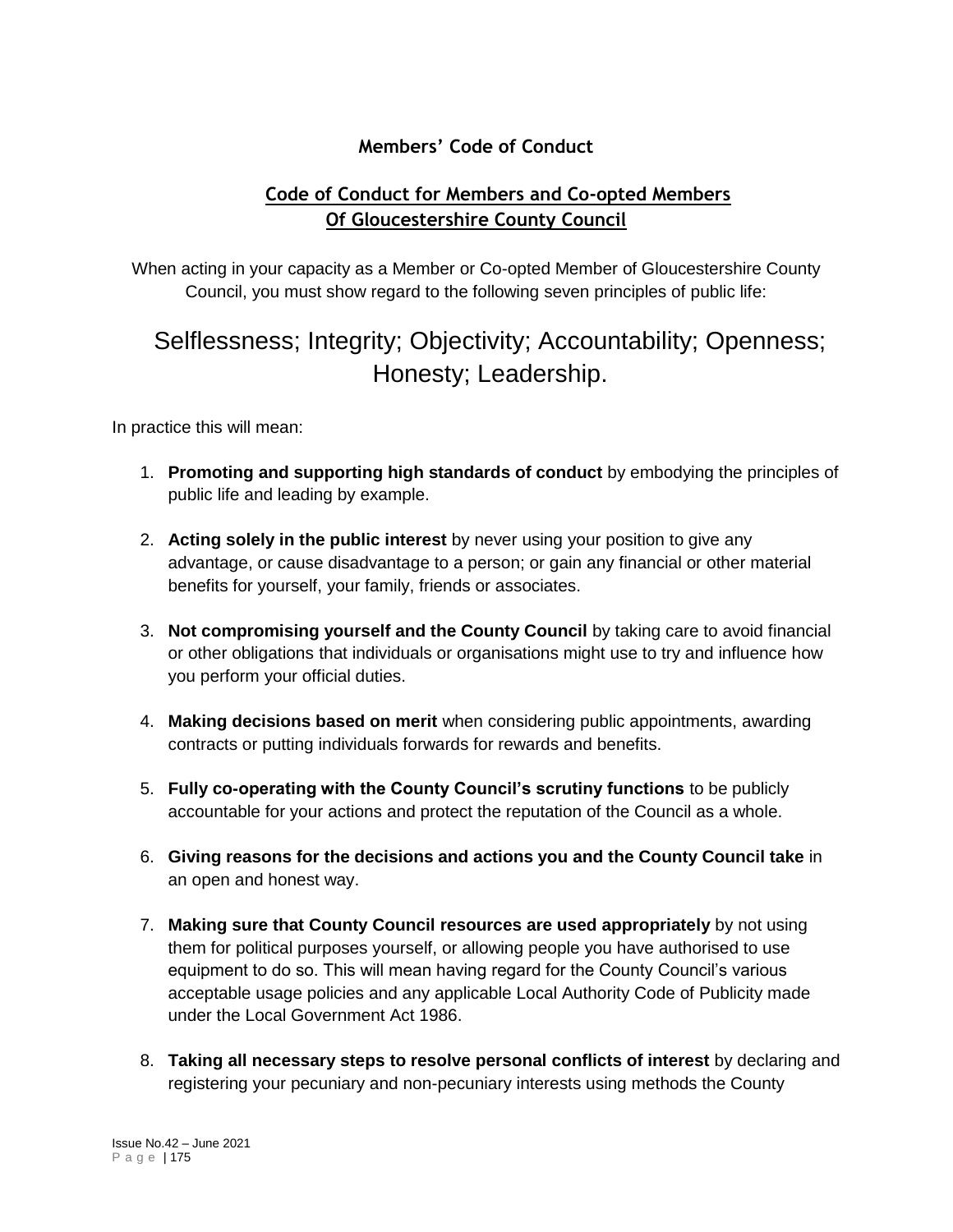## Members' Code of Conduct

### Code of Conduct for Members and Co-opted Members Of Gloucestershire County Council

When acting in your capacity as a Member or Co-opted Member of Gloucestershire County Council, you must show regard to the following seven principles of public life:

Selflessness; Integrity; Objectivity; Accountability; Openness; Honesty; Leadership.

In practice this will mean:

1. **Promoting and supporting high standards of conduct** by embodying the principles of public life and leading by example.

2. **Acting solely in the public interest** by never using your position to give any advantage, or cause disadvantage to a person; or gain any financial or other material benefits for yourself, your family, friends or associates.

3. **Not compromising yourself and the County Council** by taking care to avoid financial or other obligations that individuals or organisations might use to try and influence how you perform your official duties.

4. **Making decisions based on merit** when considering public appointments, awarding contracts or putting individuals forwards for rewards and benefits.

5. **Fully co-operating with the County Council's scrutiny functions** to be publicly accountable for your actions and protect the reputation of the Council as a whole.

6. **Giving reasons for the decisions and actions you and the County Council take** in an open and honest way.

7. **Making sure that County Council resources are used appropriately** by not using them for political purposes yourself, or allowing people you have authorised to use equipment to do so. This will mean having regard for the County Council's various acceptable usage policies and any applicable Local Authority Code of Publicity made under the Local Government Act 1986.

8. **Taking all necessary steps to resolve personal conflicts of interest** by declaring and registering your pecuniary and non-pecuniary interests using methods the County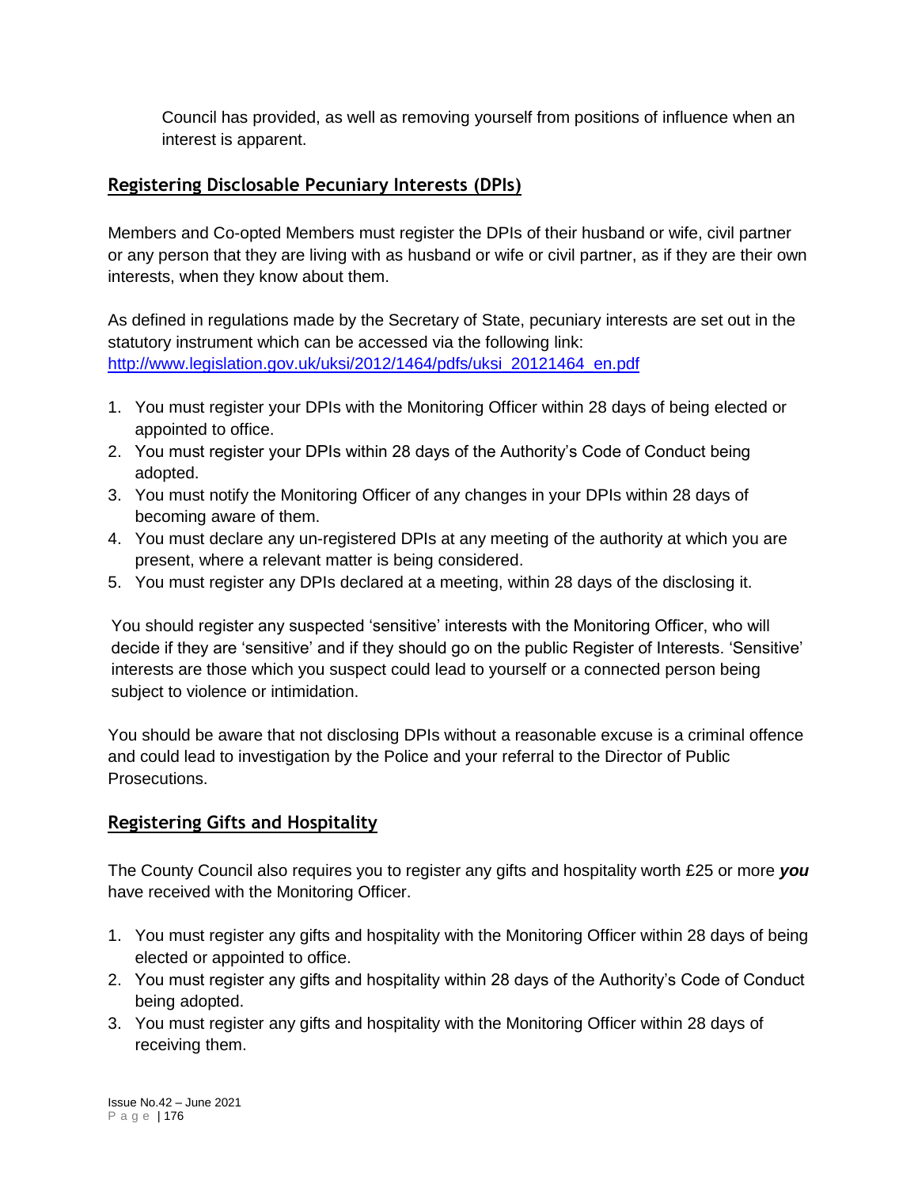Council has provided, as well as removing yourself from positions of influence when an interest is apparent.

## Registering Disclosable Pecuniary Interests (DPIs)

Members and Co-opted Members must register the DPIs of their husband or wife, civil partner or any person that they are living with as husband or wife or civil partner, as if they are their own interests, when they know about them.

As defined in regulations made by the Secretary of State, pecuniary interests are set out in the statutory instrument which can be accessed via the following link: [http://www.legislation.gov.uk/uksi/2012/1464/pdfs/uksi_20121464_en.pdf](http://www.legislation.gov.uk/uksi/2012/1464/pdfs/uksi_20121464_en.pdf)

1. You must register your DPIs with the Monitoring Officer within 28 days of being elected or appointed to office.
2. You must register your DPIs within 28 days of the Authority's Code of Conduct being adopted.
3. You must notify the Monitoring Officer of any changes in your DPIs within 28 days of becoming aware of them.
4. You must declare any un-registered DPIs at any meeting of the authority at which you are present, where a relevant matter is being considered.
5. You must register any DPIs declared at a meeting, within 28 days of the disclosing it.

You should register any suspected 'sensitive' interests with the Monitoring Officer, who will decide if they are 'sensitive' and if they should go on the public Register of Interests. 'Sensitive' interests are those which you suspect could lead to yourself or a connected person being subject to violence or intimidation.

You should be aware that not disclosing DPIs without a reasonable excuse is a criminal offence and could lead to investigation by the Police and your referral to the Director of Public Prosecutions.

## Registering Gifts and Hospitality

The County Council also requires you to register any gifts and hospitality worth £25 or more ***you*** have received with the Monitoring Officer.

1. You must register any gifts and hospitality with the Monitoring Officer within 28 days of being elected or appointed to office.
2. You must register any gifts and hospitality within 28 days of the Authority's Code of Conduct being adopted.
3. You must register any gifts and hospitality with the Monitoring Officer within 28 days of receiving them.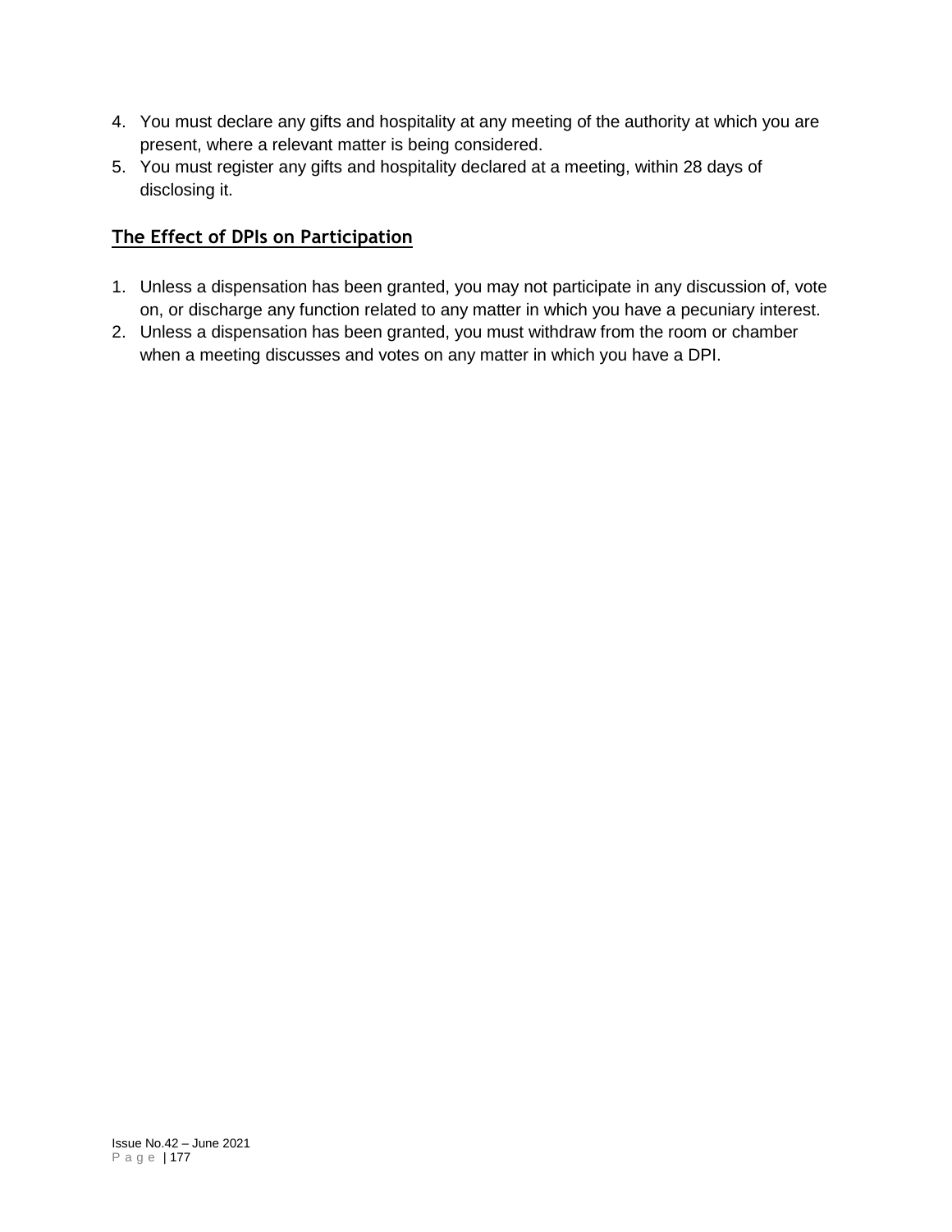4. You must declare any gifts and hospitality at any meeting of the authority at which you are present, where a relevant matter is being considered.
5. You must register any gifts and hospitality declared at a meeting, within 28 days of disclosing it.

## The Effect of DPIs on Participation

1. Unless a dispensation has been granted, you may not participate in any discussion of, vote on, or discharge any function related to any matter in which you have a pecuniary interest.
2. Unless a dispensation has been granted, you must withdraw from the room or chamber when a meeting discusses and votes on any matter in which you have a DPI.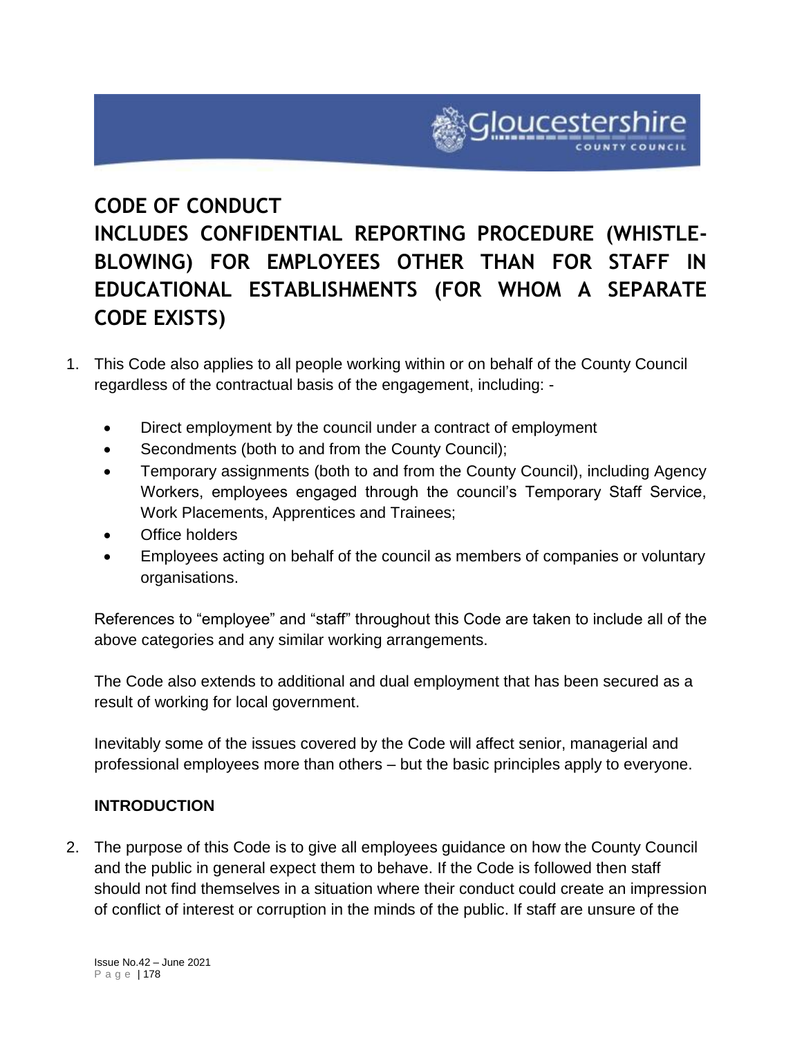# CODE OF CONDUCT

# INCLUDES CONFIDENTIAL REPORTING PROCEDURE (WHISTLE-BLOWING) FOR EMPLOYEES OTHER THAN FOR STAFF IN EDUCATIONAL ESTABLISHMENTS (FOR WHOM A SEPARATE CODE EXISTS)

1. This Code also applies to all people working within or on behalf of the County Council regardless of the contractual basis of the engagement, including: -

   - Direct employment by the council under a contract of employment
   - Secondments (both to and from the County Council);
   - Temporary assignments (both to and from the County Council), including Agency Workers, employees engaged through the council's Temporary Staff Service, Work Placements, Apprentices and Trainees;
   - Office holders
   - Employees acting on behalf of the council as members of companies or voluntary organisations.

   References to "employee" and "staff" throughout this Code are taken to include all of the above categories and any similar working arrangements.

   The Code also extends to additional and dual employment that has been secured as a result of working for local government.

   Inevitably some of the issues covered by the Code will affect senior, managerial and professional employees more than others – but the basic principles apply to everyone.

## INTRODUCTION

2. The purpose of this Code is to give all employees guidance on how the County Council and the public in general expect them to behave. If the Code is followed then staff should not find themselves in a situation where their conduct could create an impression of conflict of interest or corruption in the minds of the public. If staff are unsure of the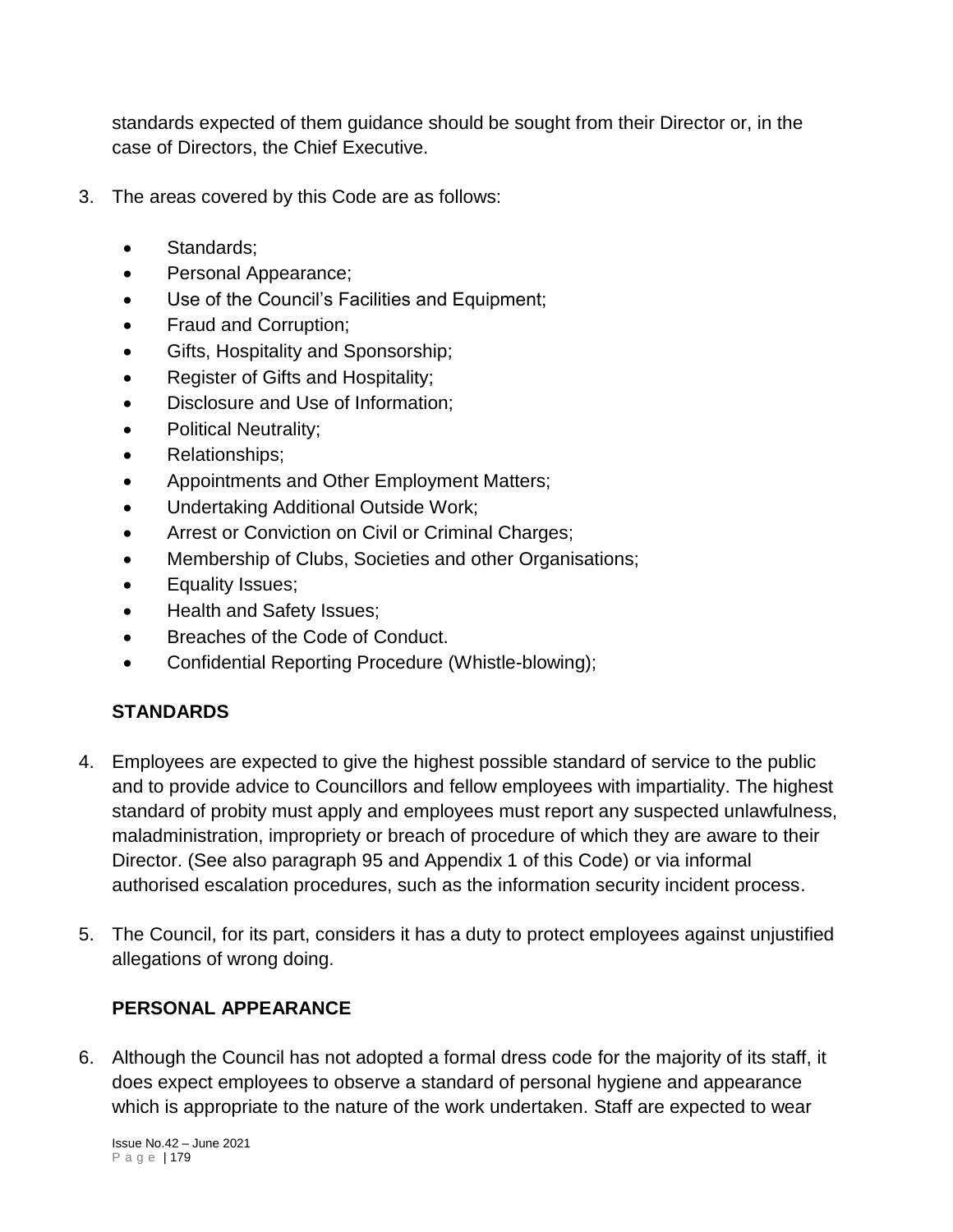standards expected of them guidance should be sought from their Director or, in the case of Directors, the Chief Executive.

3. The areas covered by this Code are as follows:

   - Standards;
   - Personal Appearance;
   - Use of the Council's Facilities and Equipment;
   - Fraud and Corruption;
   - Gifts, Hospitality and Sponsorship;
   - Register of Gifts and Hospitality;
   - Disclosure and Use of Information;
   - Political Neutrality;
   - Relationships;
   - Appointments and Other Employment Matters;
   - Undertaking Additional Outside Work;
   - Arrest or Conviction on Civil or Criminal Charges;
   - Membership of Clubs, Societies and other Organisations;
   - Equality Issues;
   - Health and Safety Issues;
   - Breaches of the Code of Conduct.
   - Confidential Reporting Procedure (Whistle-blowing);

**STANDARDS**

4. Employees are expected to give the highest possible standard of service to the public and to provide advice to Councillors and fellow employees with impartiality. The highest standard of probity must apply and employees must report any suspected unlawfulness, maladministration, impropriety or breach of procedure of which they are aware to their Director. (See also paragraph 95 and Appendix 1 of this Code) or via informal authorised escalation procedures, such as the information security incident process.

5. The Council, for its part, considers it has a duty to protect employees against unjustified allegations of wrong doing.

**PERSONAL APPEARANCE**

6. Although the Council has not adopted a formal dress code for the majority of its staff, it does expect employees to observe a standard of personal hygiene and appearance which is appropriate to the nature of the work undertaken. Staff are expected to wear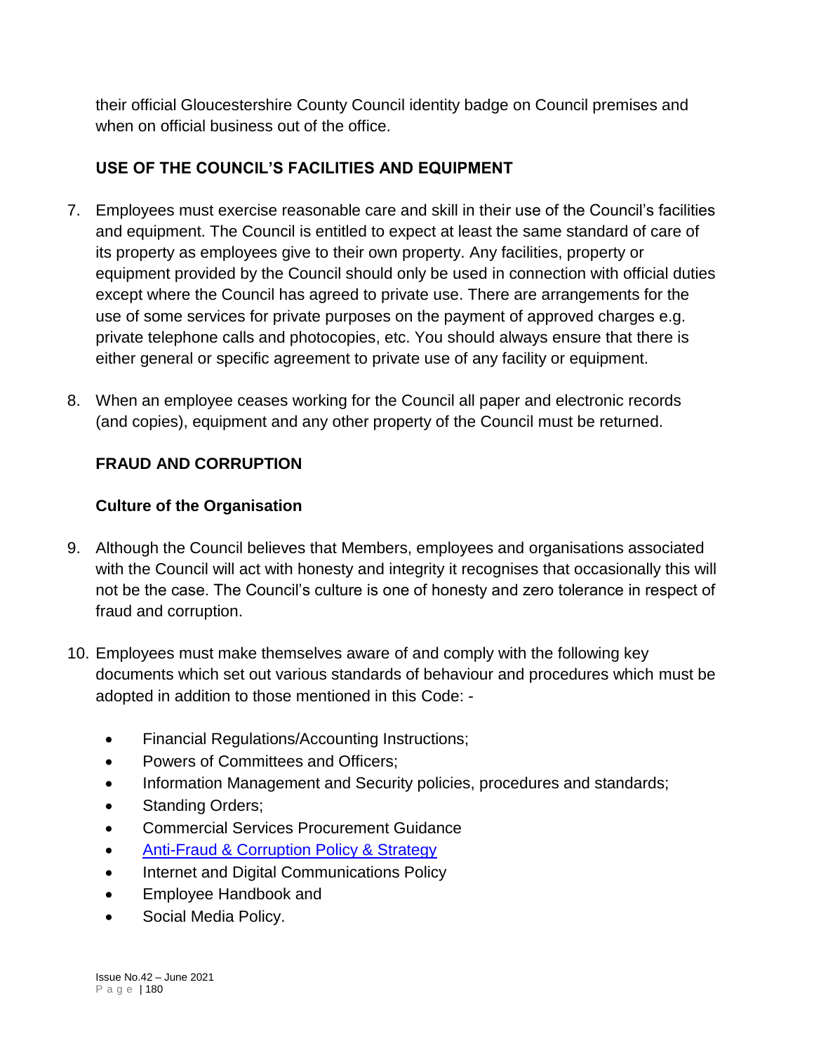their official Gloucestershire County Council identity badge on Council premises and when on official business out of the office.

## USE OF THE COUNCIL'S FACILITIES AND EQUIPMENT

7. Employees must exercise reasonable care and skill in their use of the Council's facilities and equipment. The Council is entitled to expect at least the same standard of care of its property as employees give to their own property. Any facilities, property or equipment provided by the Council should only be used in connection with official duties except where the Council has agreed to private use. There are arrangements for the use of some services for private purposes on the payment of approved charges e.g. private telephone calls and photocopies, etc. You should always ensure that there is either general or specific agreement to private use of any facility or equipment.

8. When an employee ceases working for the Council all paper and electronic records (and copies), equipment and any other property of the Council must be returned.

## FRAUD AND CORRUPTION

### Culture of the Organisation

9. Although the Council believes that Members, employees and organisations associated with the Council will act with honesty and integrity it recognises that occasionally this will not be the case. The Council's culture is one of honesty and zero tolerance in respect of fraud and corruption.

10. Employees must make themselves aware of and comply with the following key documents which set out various standards of behaviour and procedures which must be adopted in addition to those mentioned in this Code: -

    - Financial Regulations/Accounting Instructions;
    - Powers of Committees and Officers;
    - Information Management and Security policies, procedures and standards;
    - Standing Orders;
    - Commercial Services Procurement Guidance
    - Anti-Fraud & Corruption Policy & Strategy
    - Internet and Digital Communications Policy
    - Employee Handbook and
    - Social Media Policy.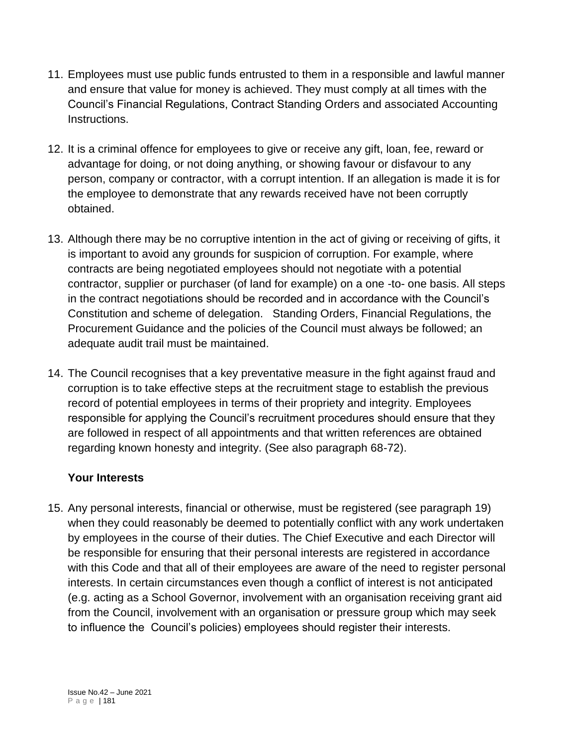11. Employees must use public funds entrusted to them in a responsible and lawful manner and ensure that value for money is achieved. They must comply at all times with the Council's Financial Regulations, Contract Standing Orders and associated Accounting Instructions.

12. It is a criminal offence for employees to give or receive any gift, loan, fee, reward or advantage for doing, or not doing anything, or showing favour or disfavour to any person, company or contractor, with a corrupt intention. If an allegation is made it is for the employee to demonstrate that any rewards received have not been corruptly obtained.

13. Although there may be no corruptive intention in the act of giving or receiving of gifts, it is important to avoid any grounds for suspicion of corruption. For example, where contracts are being negotiated employees should not negotiate with a potential contractor, supplier or purchaser (of land for example) on a one -to- one basis. All steps in the contract negotiations should be recorded and in accordance with the Council's Constitution and scheme of delegation. Standing Orders, Financial Regulations, the Procurement Guidance and the policies of the Council must always be followed; an adequate audit trail must be maintained.

14. The Council recognises that a key preventative measure in the fight against fraud and corruption is to take effective steps at the recruitment stage to establish the previous record of potential employees in terms of their propriety and integrity. Employees responsible for applying the Council's recruitment procedures should ensure that they are followed in respect of all appointments and that written references are obtained regarding known honesty and integrity. (See also paragraph 68-72).

### Your Interests

15. Any personal interests, financial or otherwise, must be registered (see paragraph 19) when they could reasonably be deemed to potentially conflict with any work undertaken by employees in the course of their duties. The Chief Executive and each Director will be responsible for ensuring that their personal interests are registered in accordance with this Code and that all of their employees are aware of the need to register personal interests. In certain circumstances even though a conflict of interest is not anticipated (e.g. acting as a School Governor, involvement with an organisation receiving grant aid from the Council, involvement with an organisation or pressure group which may seek to influence the Council's policies) employees should register their interests.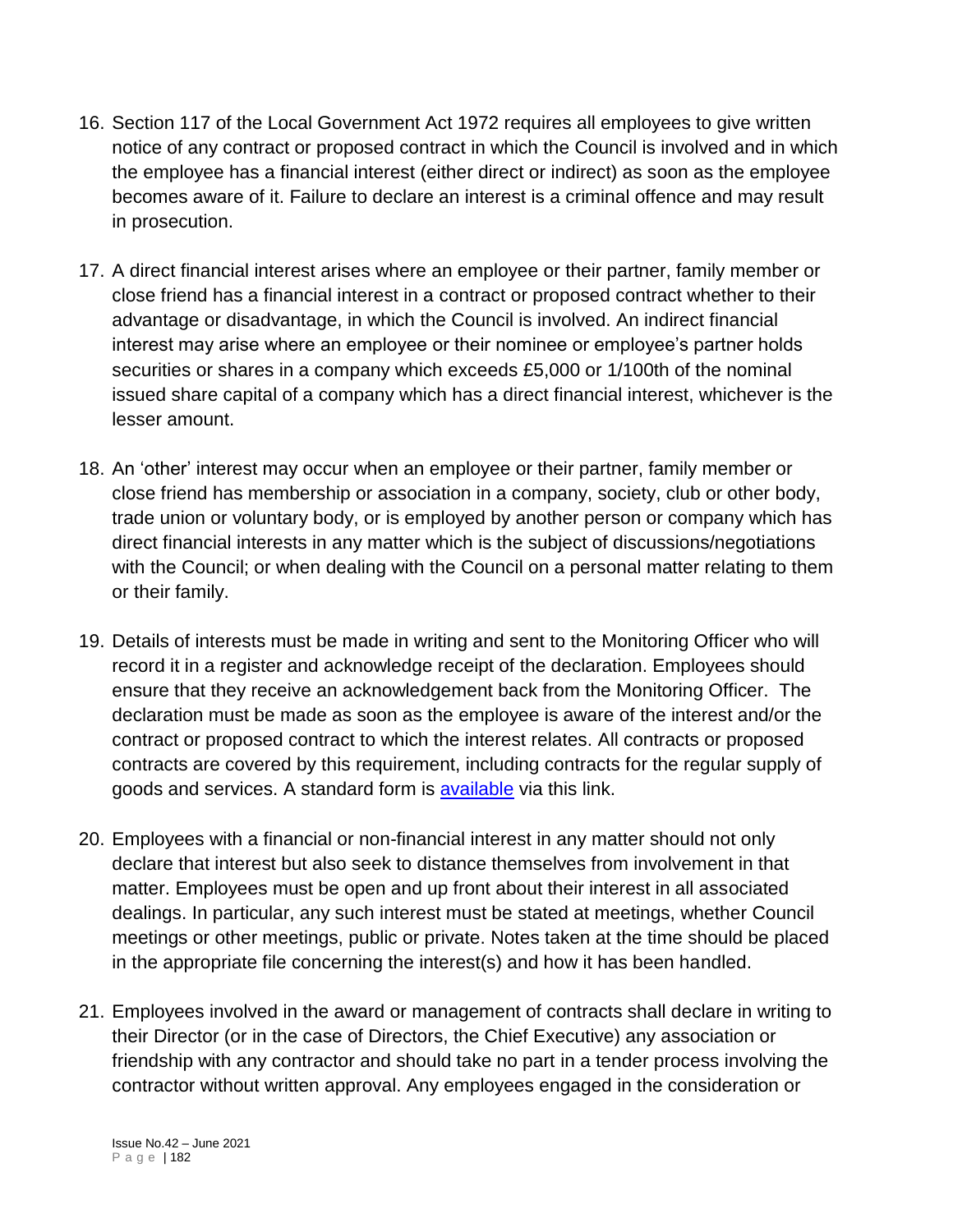16. Section 117 of the Local Government Act 1972 requires all employees to give written notice of any contract or proposed contract in which the Council is involved and in which the employee has a financial interest (either direct or indirect) as soon as the employee becomes aware of it. Failure to declare an interest is a criminal offence and may result in prosecution.

17. A direct financial interest arises where an employee or their partner, family member or close friend has a financial interest in a contract or proposed contract whether to their advantage or disadvantage, in which the Council is involved. An indirect financial interest may arise where an employee or their nominee or employee's partner holds securities or shares in a company which exceeds £5,000 or 1/100th of the nominal issued share capital of a company which has a direct financial interest, whichever is the lesser amount.

18. An 'other' interest may occur when an employee or their partner, family member or close friend has membership or association in a company, society, club or other body, trade union or voluntary body, or is employed by another person or company which has direct financial interests in any matter which is the subject of discussions/negotiations with the Council; or when dealing with the Council on a personal matter relating to them or their family.

19. Details of interests must be made in writing and sent to the Monitoring Officer who will record it in a register and acknowledge receipt of the declaration. Employees should ensure that they receive an acknowledgement back from the Monitoring Officer. The declaration must be made as soon as the employee is aware of the interest and/or the contract or proposed contract to which the interest relates. All contracts or proposed contracts are covered by this requirement, including contracts for the regular supply of goods and services. A standard form is available via this link.

20. Employees with a financial or non-financial interest in any matter should not only declare that interest but also seek to distance themselves from involvement in that matter. Employees must be open and up front about their interest in all associated dealings. In particular, any such interest must be stated at meetings, whether Council meetings or other meetings, public or private. Notes taken at the time should be placed in the appropriate file concerning the interest(s) and how it has been handled.

21. Employees involved in the award or management of contracts shall declare in writing to their Director (or in the case of Directors, the Chief Executive) any association or friendship with any contractor and should take no part in a tender process involving the contractor without written approval. Any employees engaged in the consideration or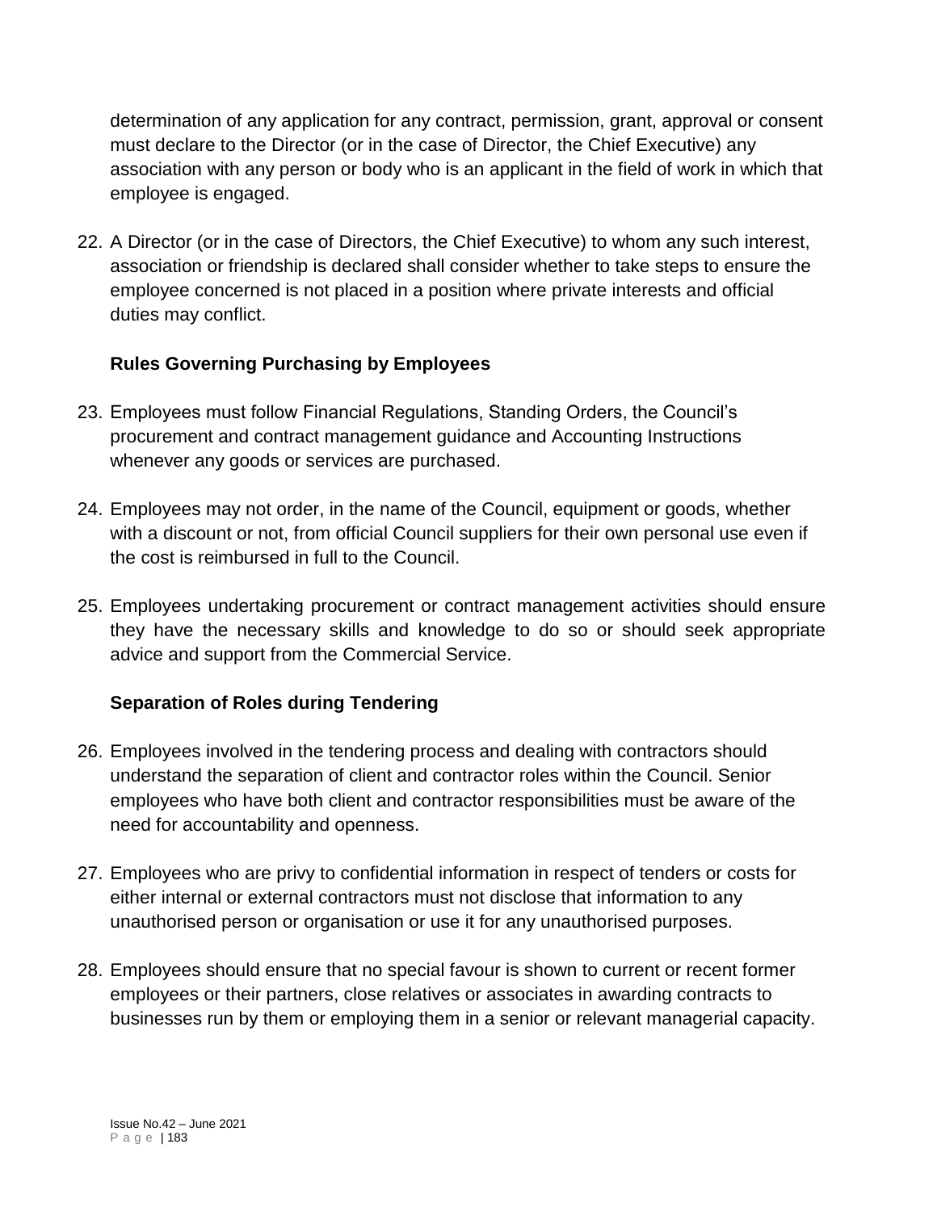determination of any application for any contract, permission, grant, approval or consent must declare to the Director (or in the case of Director, the Chief Executive) any association with any person or body who is an applicant in the field of work in which that employee is engaged.

22. A Director (or in the case of Directors, the Chief Executive) to whom any such interest, association or friendship is declared shall consider whether to take steps to ensure the employee concerned is not placed in a position where private interests and official duties may conflict.

### Rules Governing Purchasing by Employees

23. Employees must follow Financial Regulations, Standing Orders, the Council's procurement and contract management guidance and Accounting Instructions whenever any goods or services are purchased.

24. Employees may not order, in the name of the Council, equipment or goods, whether with a discount or not, from official Council suppliers for their own personal use even if the cost is reimbursed in full to the Council.

25. Employees undertaking procurement or contract management activities should ensure they have the necessary skills and knowledge to do so or should seek appropriate advice and support from the Commercial Service.

### Separation of Roles during Tendering

26. Employees involved in the tendering process and dealing with contractors should understand the separation of client and contractor roles within the Council. Senior employees who have both client and contractor responsibilities must be aware of the need for accountability and openness.

27. Employees who are privy to confidential information in respect of tenders or costs for either internal or external contractors must not disclose that information to any unauthorised person or organisation or use it for any unauthorised purposes.

28. Employees should ensure that no special favour is shown to current or recent former employees or their partners, close relatives or associates in awarding contracts to businesses run by them or employing them in a senior or relevant managerial capacity.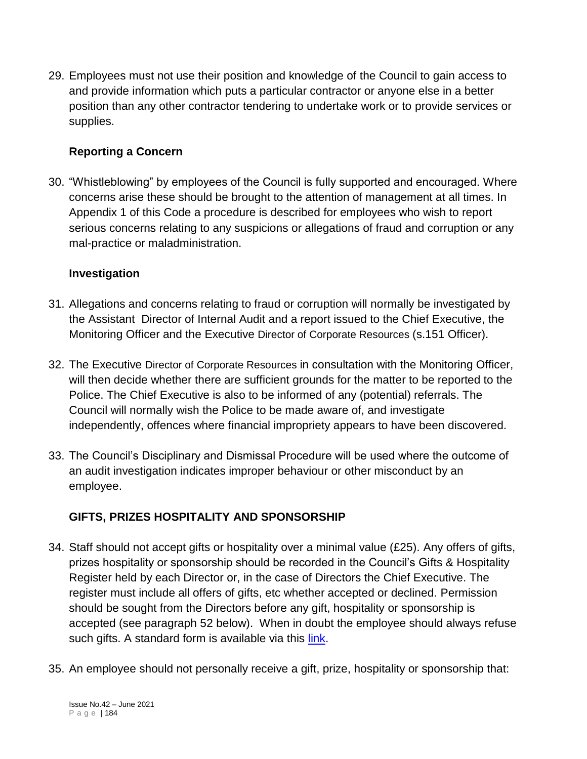29. Employees must not use their position and knowledge of the Council to gain access to and provide information which puts a particular contractor or anyone else in a better position than any other contractor tendering to undertake work or to provide services or supplies.

### Reporting a Concern

30. "Whistleblowing" by employees of the Council is fully supported and encouraged. Where concerns arise these should be brought to the attention of management at all times. In Appendix 1 of this Code a procedure is described for employees who wish to report serious concerns relating to any suspicions or allegations of fraud and corruption or any mal-practice or maladministration.

### Investigation

31. Allegations and concerns relating to fraud or corruption will normally be investigated by the Assistant Director of Internal Audit and a report issued to the Chief Executive, the Monitoring Officer and the Executive Director of Corporate Resources (s.151 Officer).

32. The Executive Director of Corporate Resources in consultation with the Monitoring Officer, will then decide whether there are sufficient grounds for the matter to be reported to the Police. The Chief Executive is also to be informed of any (potential) referrals. The Council will normally wish the Police to be made aware of, and investigate independently, offences where financial impropriety appears to have been discovered.

33. The Council's Disciplinary and Dismissal Procedure will be used where the outcome of an audit investigation indicates improper behaviour or other misconduct by an employee.

### GIFTS, PRIZES HOSPITALITY AND SPONSORSHIP

34. Staff should not accept gifts or hospitality over a minimal value (£25). Any offers of gifts, prizes hospitality or sponsorship should be recorded in the Council's Gifts & Hospitality Register held by each Director or, in the case of Directors the Chief Executive. The register must include all offers of gifts, etc whether accepted or declined. Permission should be sought from the Directors before any gift, hospitality or sponsorship is accepted (see paragraph 52 below). When in doubt the employee should always refuse such gifts. A standard form is available via this link.

35. An employee should not personally receive a gift, prize, hospitality or sponsorship that: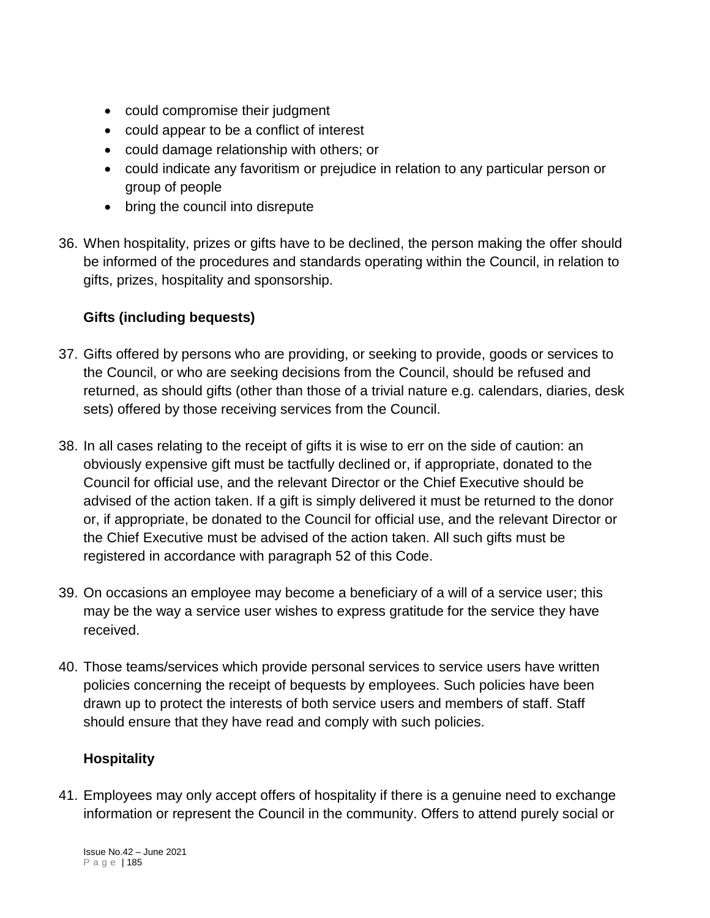- could compromise their judgment
- could appear to be a conflict of interest
- could damage relationship with others; or
- could indicate any favoritism or prejudice in relation to any particular person or group of people
- bring the council into disrepute

36. When hospitality, prizes or gifts have to be declined, the person making the offer should be informed of the procedures and standards operating within the Council, in relation to gifts, prizes, hospitality and sponsorship.

**Gifts (including bequests)**

37. Gifts offered by persons who are providing, or seeking to provide, goods or services to the Council, or who are seeking decisions from the Council, should be refused and returned, as should gifts (other than those of a trivial nature e.g. calendars, diaries, desk sets) offered by those receiving services from the Council.

38. In all cases relating to the receipt of gifts it is wise to err on the side of caution: an obviously expensive gift must be tactfully declined or, if appropriate, donated to the Council for official use, and the relevant Director or the Chief Executive should be advised of the action taken. If a gift is simply delivered it must be returned to the donor or, if appropriate, be donated to the Council for official use, and the relevant Director or the Chief Executive must be advised of the action taken. All such gifts must be registered in accordance with paragraph 52 of this Code.

39. On occasions an employee may become a beneficiary of a will of a service user; this may be the way a service user wishes to express gratitude for the service they have received.

40. Those teams/services which provide personal services to service users have written policies concerning the receipt of bequests by employees. Such policies have been drawn up to protect the interests of both service users and members of staff. Staff should ensure that they have read and comply with such policies.

**Hospitality**

41. Employees may only accept offers of hospitality if there is a genuine need to exchange information or represent the Council in the community. Offers to attend purely social or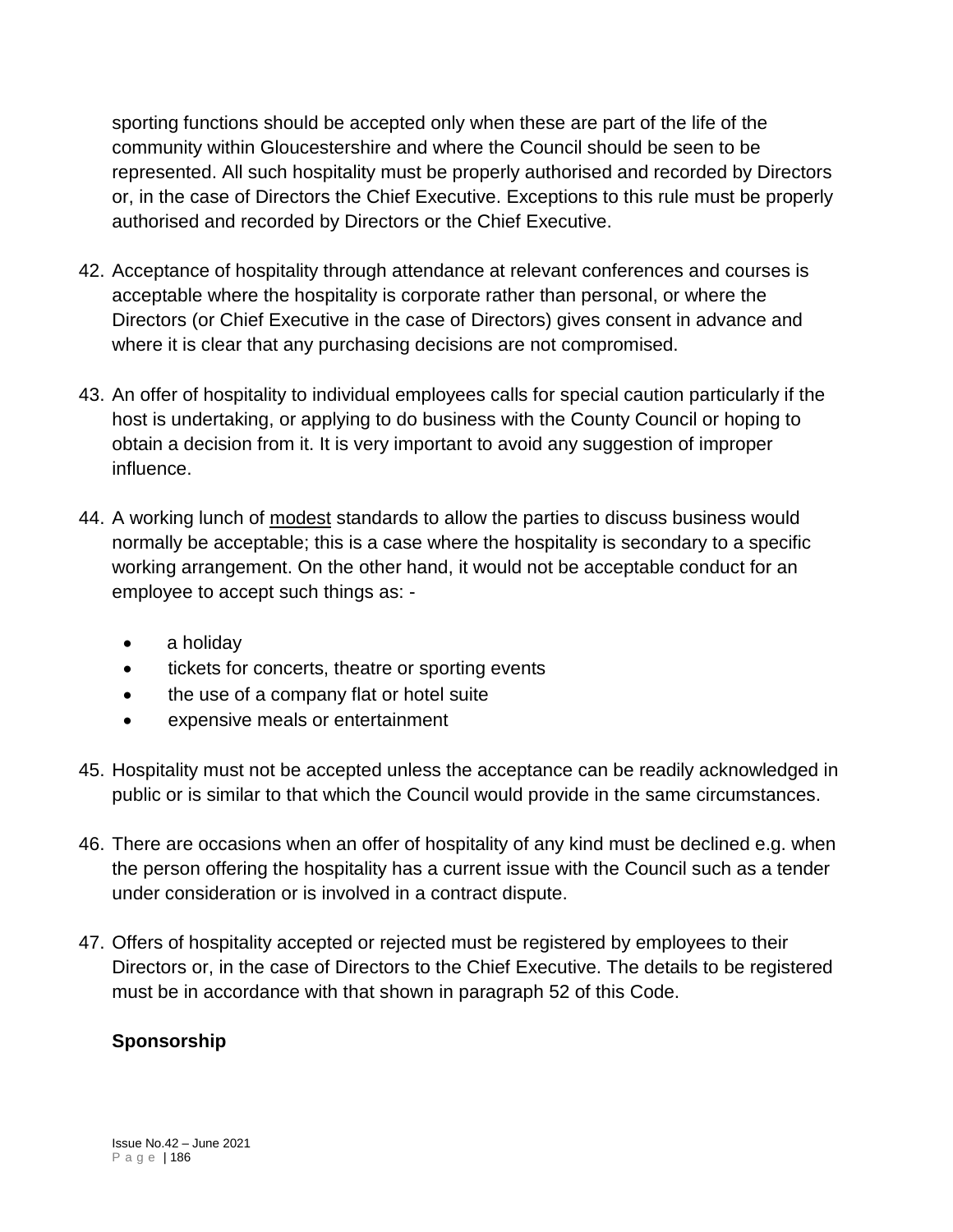sporting functions should be accepted only when these are part of the life of the community within Gloucestershire and where the Council should be seen to be represented. All such hospitality must be properly authorised and recorded by Directors or, in the case of Directors the Chief Executive. Exceptions to this rule must be properly authorised and recorded by Directors or the Chief Executive.

42. Acceptance of hospitality through attendance at relevant conferences and courses is acceptable where the hospitality is corporate rather than personal, or where the Directors (or Chief Executive in the case of Directors) gives consent in advance and where it is clear that any purchasing decisions are not compromised.

43. An offer of hospitality to individual employees calls for special caution particularly if the host is undertaking, or applying to do business with the County Council or hoping to obtain a decision from it. It is very important to avoid any suggestion of improper influence.

44. A working lunch of <u>modest</u> standards to allow the parties to discuss business would normally be acceptable; this is a case where the hospitality is secondary to a specific working arrangement. On the other hand, it would not be acceptable conduct for an employee to accept such things as: -

    - a holiday
    - tickets for concerts, theatre or sporting events
    - the use of a company flat or hotel suite
    - expensive meals or entertainment

45. Hospitality must not be accepted unless the acceptance can be readily acknowledged in public or is similar to that which the Council would provide in the same circumstances.

46. There are occasions when an offer of hospitality of any kind must be declined e.g. when the person offering the hospitality has a current issue with the Council such as a tender under consideration or is involved in a contract dispute.

47. Offers of hospitality accepted or rejected must be registered by employees to their Directors or, in the case of Directors to the Chief Executive. The details to be registered must be in accordance with that shown in paragraph 52 of this Code.

**Sponsorship**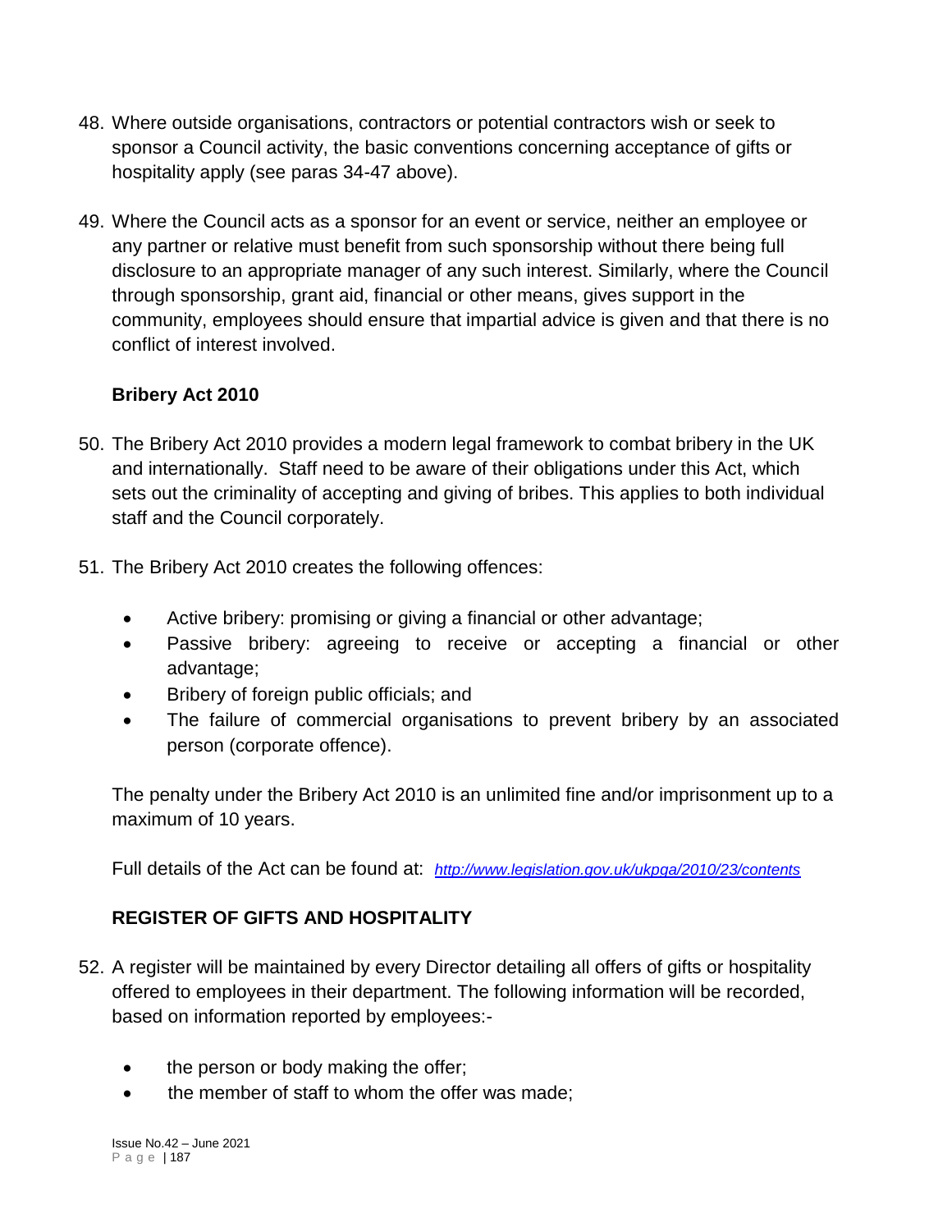48. Where outside organisations, contractors or potential contractors wish or seek to sponsor a Council activity, the basic conventions concerning acceptance of gifts or hospitality apply (see paras 34-47 above).

49. Where the Council acts as a sponsor for an event or service, neither an employee or any partner or relative must benefit from such sponsorship without there being full disclosure to an appropriate manager of any such interest. Similarly, where the Council through sponsorship, grant aid, financial or other means, gives support in the community, employees should ensure that impartial advice is given and that there is no conflict of interest involved.

**Bribery Act 2010**

50. The Bribery Act 2010 provides a modern legal framework to combat bribery in the UK and internationally. Staff need to be aware of their obligations under this Act, which sets out the criminality of accepting and giving of bribes. This applies to both individual staff and the Council corporately.

51. The Bribery Act 2010 creates the following offences:

    - Active bribery: promising or giving a financial or other advantage;
    - Passive bribery: agreeing to receive or accepting a financial or other advantage;
    - Bribery of foreign public officials; and
    - The failure of commercial organisations to prevent bribery by an associated person (corporate offence).

    The penalty under the Bribery Act 2010 is an unlimited fine and/or imprisonment up to a maximum of 10 years.

    Full details of the Act can be found at: *http://www.legislation.gov.uk/ukpga/2010/23/contents*

**REGISTER OF GIFTS AND HOSPITALITY**

52. A register will be maintained by every Director detailing all offers of gifts or hospitality offered to employees in their department. The following information will be recorded, based on information reported by employees:-

    - the person or body making the offer;
    - the member of staff to whom the offer was made;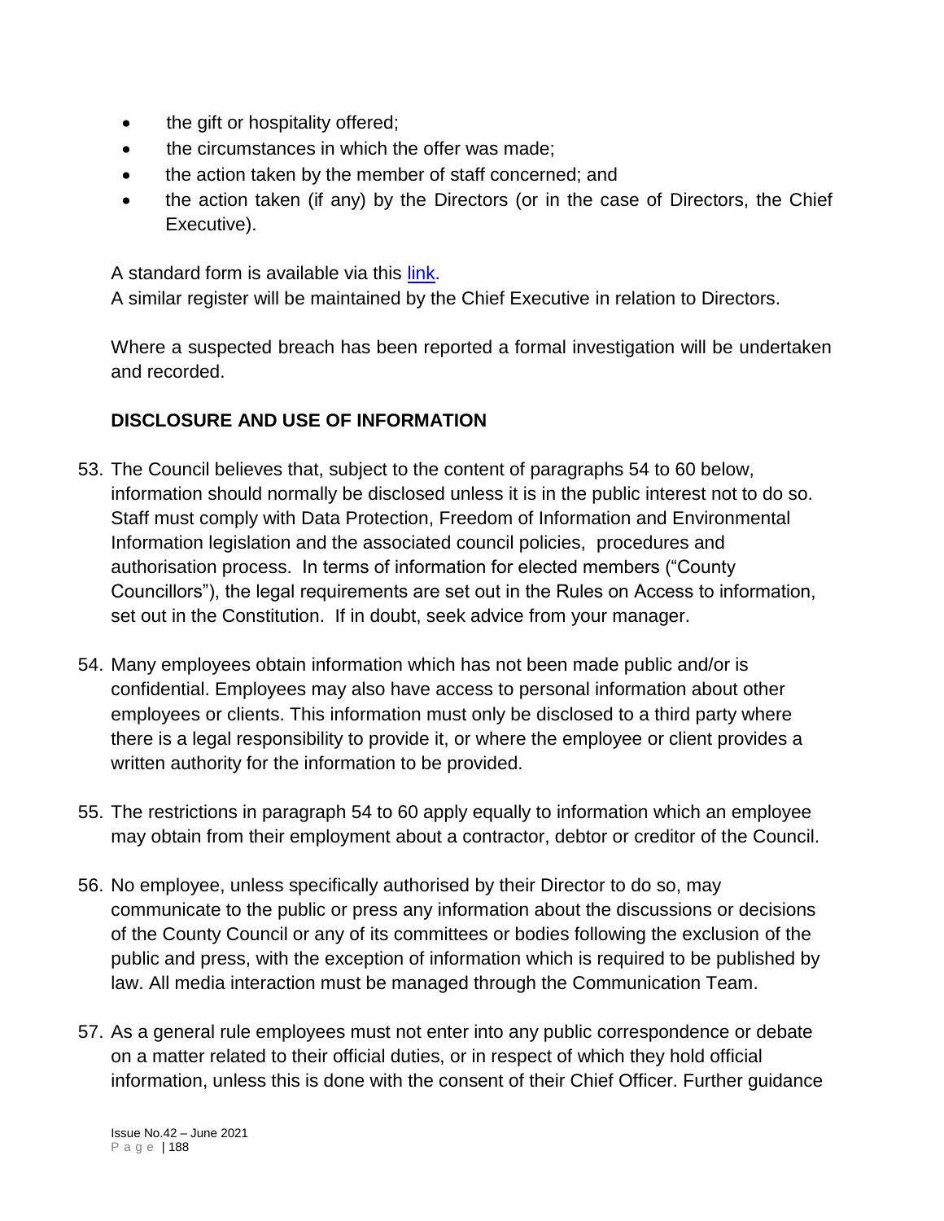- the gift or hospitality offered;
- the circumstances in which the offer was made;
- the action taken by the member of staff concerned; and
- the action taken (if any) by the Directors (or in the case of Directors, the Chief Executive).

A standard form is available via this link.
A similar register will be maintained by the Chief Executive in relation to Directors.

Where a suspected breach has been reported a formal investigation will be undertaken and recorded.

**DISCLOSURE AND USE OF INFORMATION**

53. The Council believes that, subject to the content of paragraphs 54 to 60 below, information should normally be disclosed unless it is in the public interest not to do so. Staff must comply with Data Protection, Freedom of Information and Environmental Information legislation and the associated council policies, procedures and authorisation process. In terms of information for elected members ("County Councillors"), the legal requirements are set out in the Rules on Access to information, set out in the Constitution. If in doubt, seek advice from your manager.

54. Many employees obtain information which has not been made public and/or is confidential. Employees may also have access to personal information about other employees or clients. This information must only be disclosed to a third party where there is a legal responsibility to provide it, or where the employee or client provides a written authority for the information to be provided.

55. The restrictions in paragraph 54 to 60 apply equally to information which an employee may obtain from their employment about a contractor, debtor or creditor of the Council.

56. No employee, unless specifically authorised by their Director to do so, may communicate to the public or press any information about the discussions or decisions of the County Council or any of its committees or bodies following the exclusion of the public and press, with the exception of information which is required to be published by law. All media interaction must be managed through the Communication Team.

57. As a general rule employees must not enter into any public correspondence or debate on a matter related to their official duties, or in respect of which they hold official information, unless this is done with the consent of their Chief Officer. Further guidance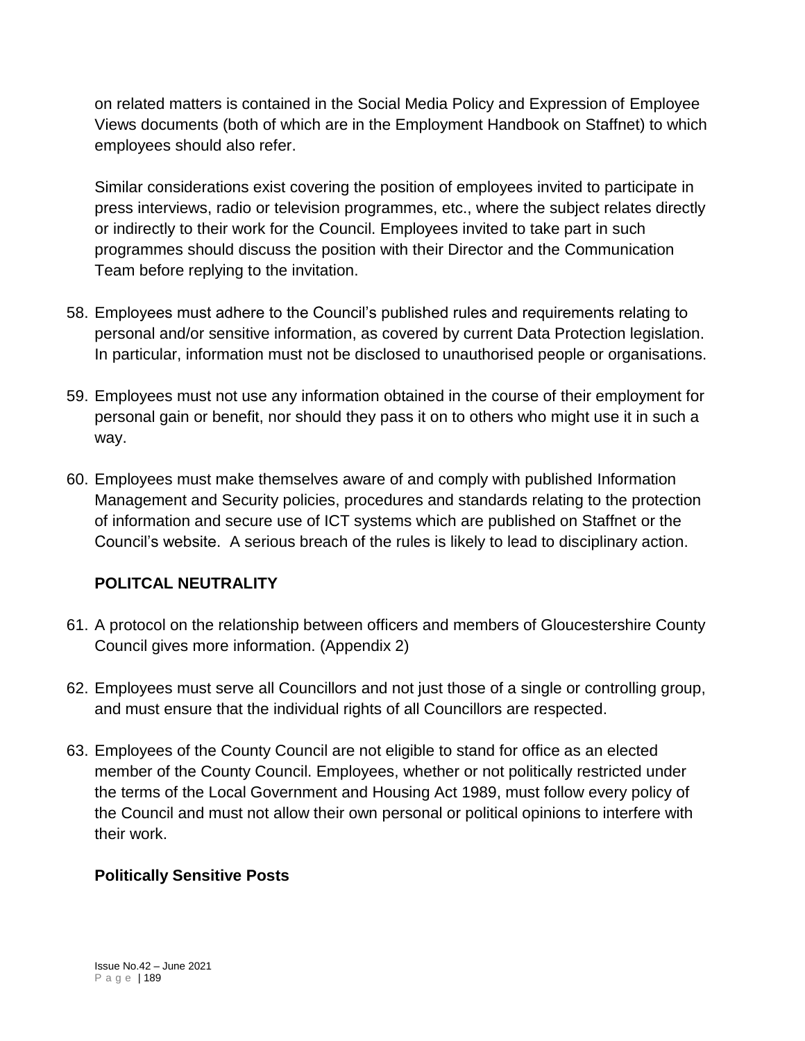on related matters is contained in the Social Media Policy and Expression of Employee Views documents (both of which are in the Employment Handbook on Staffnet) to which employees should also refer.

Similar considerations exist covering the position of employees invited to participate in press interviews, radio or television programmes, etc., where the subject relates directly or indirectly to their work for the Council. Employees invited to take part in such programmes should discuss the position with their Director and the Communication Team before replying to the invitation.

58. Employees must adhere to the Council's published rules and requirements relating to personal and/or sensitive information, as covered by current Data Protection legislation. In particular, information must not be disclosed to unauthorised people or organisations.

59. Employees must not use any information obtained in the course of their employment for personal gain or benefit, nor should they pass it on to others who might use it in such a way.

60. Employees must make themselves aware of and comply with published Information Management and Security policies, procedures and standards relating to the protection of information and secure use of ICT systems which are published on Staffnet or the Council's website. A serious breach of the rules is likely to lead to disciplinary action.

## POLITCAL NEUTRALITY

61. A protocol on the relationship between officers and members of Gloucestershire County Council gives more information. (Appendix 2)

62. Employees must serve all Councillors and not just those of a single or controlling group, and must ensure that the individual rights of all Councillors are respected.

63. Employees of the County Council are not eligible to stand for office as an elected member of the County Council. Employees, whether or not politically restricted under the terms of the Local Government and Housing Act 1989, must follow every policy of the Council and must not allow their own personal or political opinions to interfere with their work.

### Politically Sensitive Posts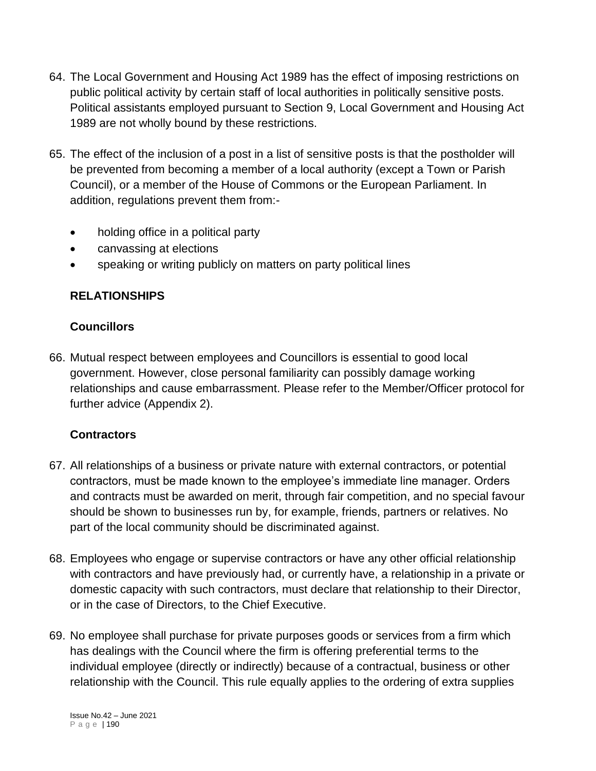64. The Local Government and Housing Act 1989 has the effect of imposing restrictions on public political activity by certain staff of local authorities in politically sensitive posts. Political assistants employed pursuant to Section 9, Local Government and Housing Act 1989 are not wholly bound by these restrictions.

65. The effect of the inclusion of a post in a list of sensitive posts is that the postholder will be prevented from becoming a member of a local authority (except a Town or Parish Council), or a member of the House of Commons or the European Parliament. In addition, regulations prevent them from:-

    - holding office in a political party
    - canvassing at elections
    - speaking or writing publicly on matters on party political lines

## RELATIONSHIPS

### Councillors

66. Mutual respect between employees and Councillors is essential to good local government. However, close personal familiarity can possibly damage working relationships and cause embarrassment. Please refer to the Member/Officer protocol for further advice (Appendix 2).

### Contractors

67. All relationships of a business or private nature with external contractors, or potential contractors, must be made known to the employee's immediate line manager. Orders and contracts must be awarded on merit, through fair competition, and no special favour should be shown to businesses run by, for example, friends, partners or relatives. No part of the local community should be discriminated against.

68. Employees who engage or supervise contractors or have any other official relationship with contractors and have previously had, or currently have, a relationship in a private or domestic capacity with such contractors, must declare that relationship to their Director, or in the case of Directors, to the Chief Executive.

69. No employee shall purchase for private purposes goods or services from a firm which has dealings with the Council where the firm is offering preferential terms to the individual employee (directly or indirectly) because of a contractual, business or other relationship with the Council. This rule equally applies to the ordering of extra supplies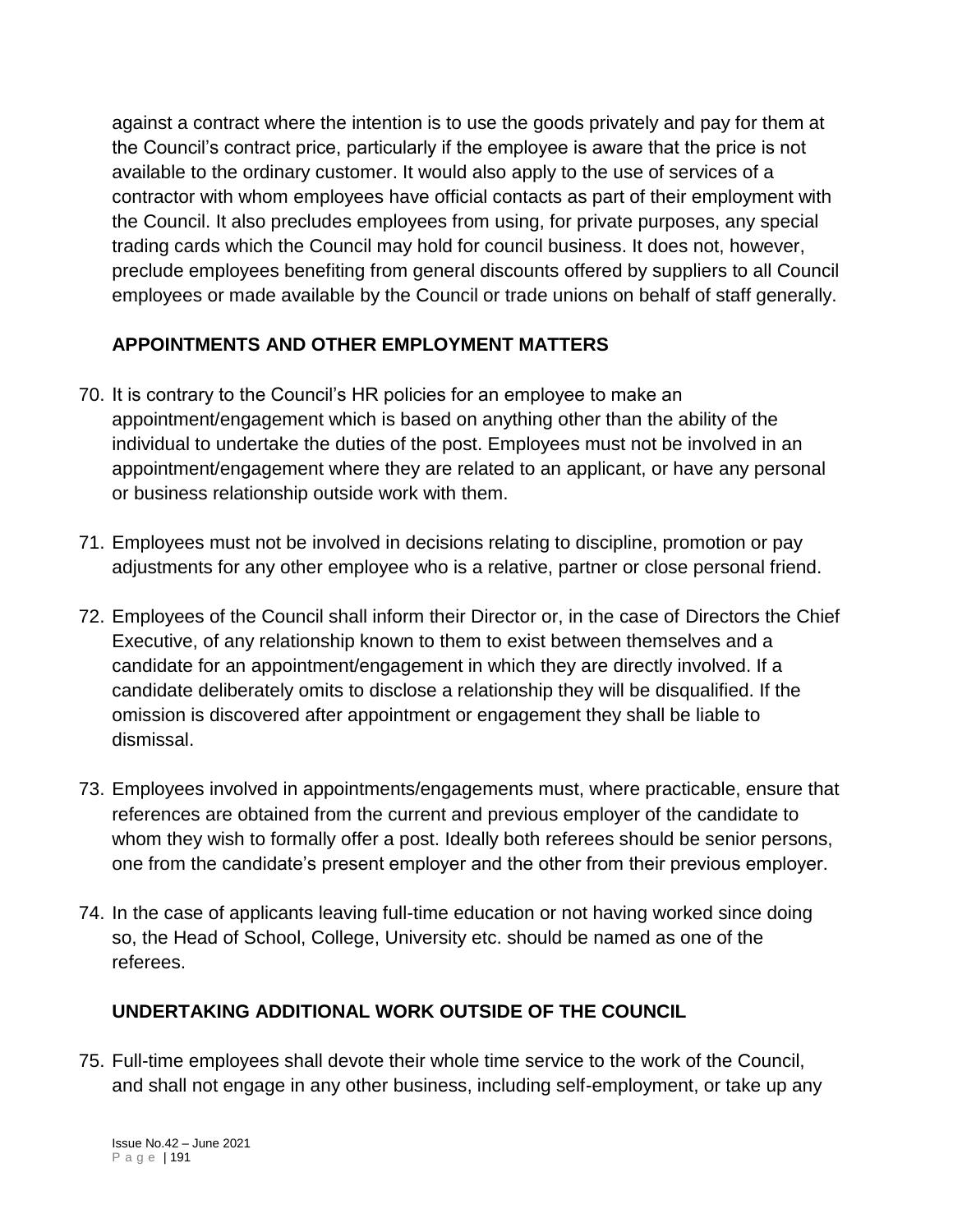against a contract where the intention is to use the goods privately and pay for them at the Council's contract price, particularly if the employee is aware that the price is not available to the ordinary customer. It would also apply to the use of services of a contractor with whom employees have official contacts as part of their employment with the Council. It also precludes employees from using, for private purposes, any special trading cards which the Council may hold for council business. It does not, however, preclude employees benefiting from general discounts offered by suppliers to all Council employees or made available by the Council or trade unions on behalf of staff generally.

## APPOINTMENTS AND OTHER EMPLOYMENT MATTERS

70. It is contrary to the Council's HR policies for an employee to make an appointment/engagement which is based on anything other than the ability of the individual to undertake the duties of the post. Employees must not be involved in an appointment/engagement where they are related to an applicant, or have any personal or business relationship outside work with them.

71. Employees must not be involved in decisions relating to discipline, promotion or pay adjustments for any other employee who is a relative, partner or close personal friend.

72. Employees of the Council shall inform their Director or, in the case of Directors the Chief Executive, of any relationship known to them to exist between themselves and a candidate for an appointment/engagement in which they are directly involved. If a candidate deliberately omits to disclose a relationship they will be disqualified. If the omission is discovered after appointment or engagement they shall be liable to dismissal.

73. Employees involved in appointments/engagements must, where practicable, ensure that references are obtained from the current and previous employer of the candidate to whom they wish to formally offer a post. Ideally both referees should be senior persons, one from the candidate's present employer and the other from their previous employer.

74. In the case of applicants leaving full-time education or not having worked since doing so, the Head of School, College, University etc. should be named as one of the referees.

## UNDERTAKING ADDITIONAL WORK OUTSIDE OF THE COUNCIL

75. Full-time employees shall devote their whole time service to the work of the Council, and shall not engage in any other business, including self-employment, or take up any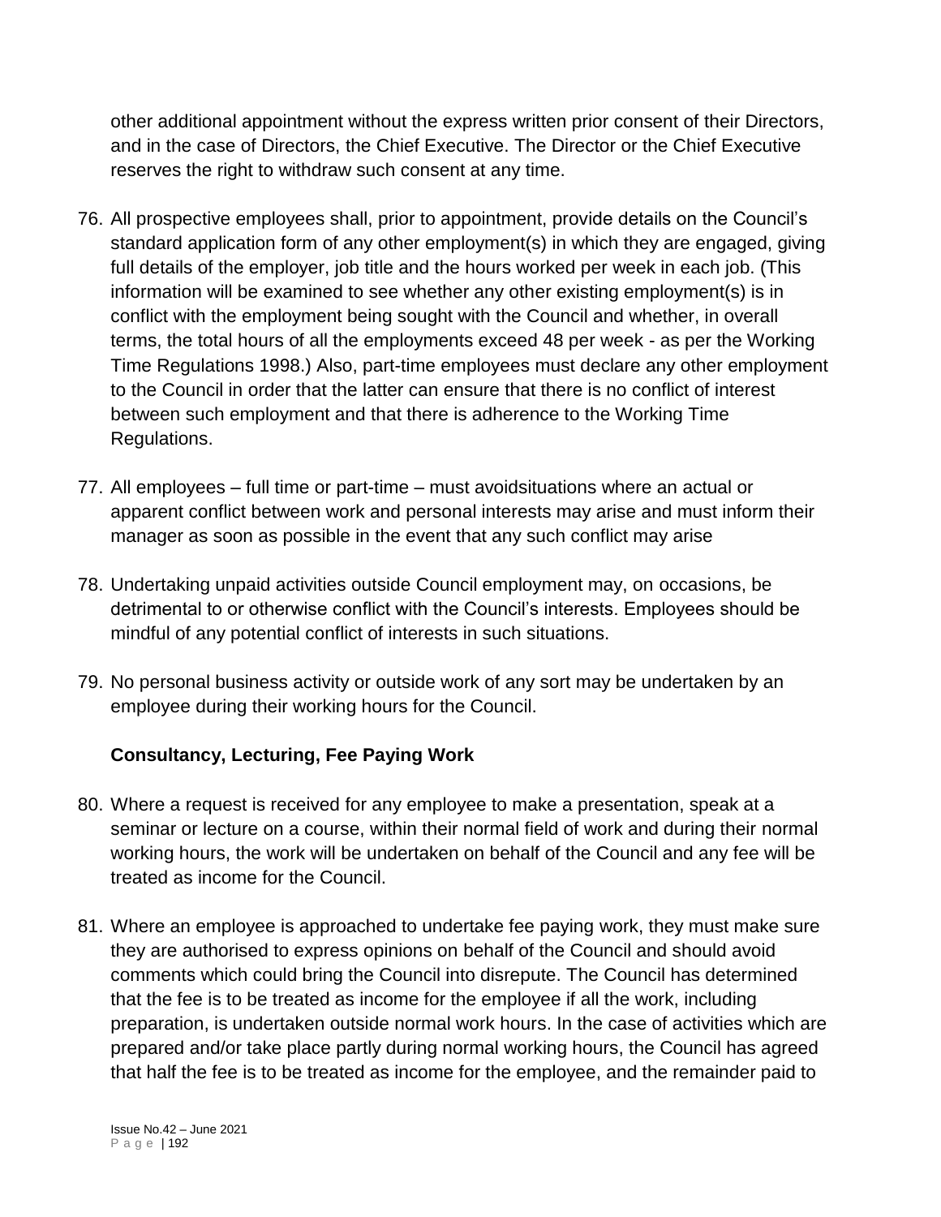other additional appointment without the express written prior consent of their Directors, and in the case of Directors, the Chief Executive. The Director or the Chief Executive reserves the right to withdraw such consent at any time.

76. All prospective employees shall, prior to appointment, provide details on the Council's standard application form of any other employment(s) in which they are engaged, giving full details of the employer, job title and the hours worked per week in each job. (This information will be examined to see whether any other existing employment(s) is in conflict with the employment being sought with the Council and whether, in overall terms, the total hours of all the employments exceed 48 per week - as per the Working Time Regulations 1998.) Also, part-time employees must declare any other employment to the Council in order that the latter can ensure that there is no conflict of interest between such employment and that there is adherence to the Working Time Regulations.

77. All employees – full time or part-time – must avoidsituations where an actual or apparent conflict between work and personal interests may arise and must inform their manager as soon as possible in the event that any such conflict may arise

78. Undertaking unpaid activities outside Council employment may, on occasions, be detrimental to or otherwise conflict with the Council's interests. Employees should be mindful of any potential conflict of interests in such situations.

79. No personal business activity or outside work of any sort may be undertaken by an employee during their working hours for the Council.

**Consultancy, Lecturing, Fee Paying Work**

80. Where a request is received for any employee to make a presentation, speak at a seminar or lecture on a course, within their normal field of work and during their normal working hours, the work will be undertaken on behalf of the Council and any fee will be treated as income for the Council.

81. Where an employee is approached to undertake fee paying work, they must make sure they are authorised to express opinions on behalf of the Council and should avoid comments which could bring the Council into disrepute. The Council has determined that the fee is to be treated as income for the employee if all the work, including preparation, is undertaken outside normal work hours. In the case of activities which are prepared and/or take place partly during normal working hours, the Council has agreed that half the fee is to be treated as income for the employee, and the remainder paid to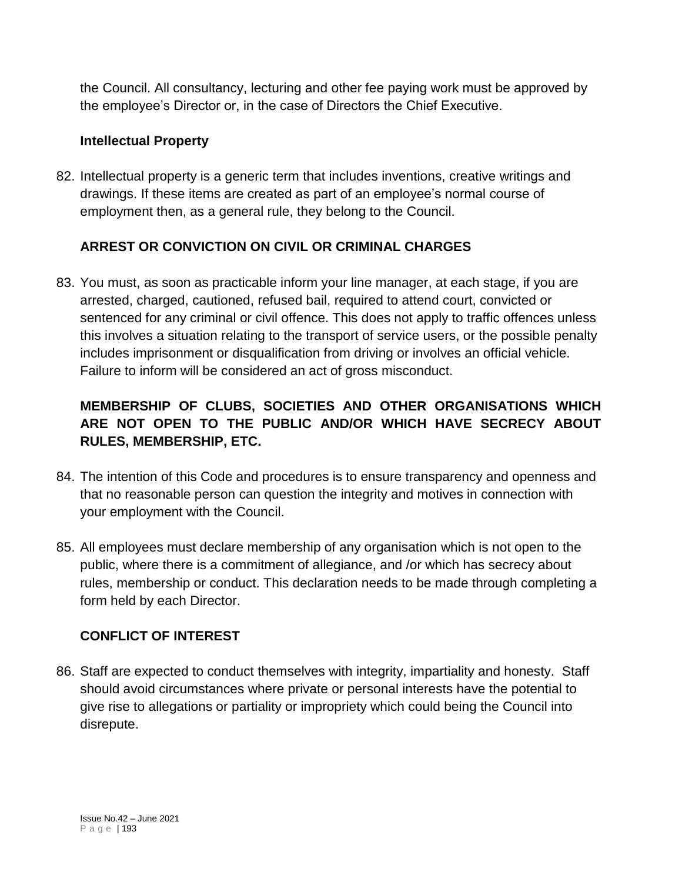the Council. All consultancy, lecturing and other fee paying work must be approved by the employee's Director or, in the case of Directors the Chief Executive.

### Intellectual Property

82. Intellectual property is a generic term that includes inventions, creative writings and drawings. If these items are created as part of an employee's normal course of employment then, as a general rule, they belong to the Council.

## ARREST OR CONVICTION ON CIVIL OR CRIMINAL CHARGES

83. You must, as soon as practicable inform your line manager, at each stage, if you are arrested, charged, cautioned, refused bail, required to attend court, convicted or sentenced for any criminal or civil offence. This does not apply to traffic offences unless this involves a situation relating to the transport of service users, or the possible penalty includes imprisonment or disqualification from driving or involves an official vehicle. Failure to inform will be considered an act of gross misconduct.

## MEMBERSHIP OF CLUBS, SOCIETIES AND OTHER ORGANISATIONS WHICH ARE NOT OPEN TO THE PUBLIC AND/OR WHICH HAVE SECRECY ABOUT RULES, MEMBERSHIP, ETC.

84. The intention of this Code and procedures is to ensure transparency and openness and that no reasonable person can question the integrity and motives in connection with your employment with the Council.

85. All employees must declare membership of any organisation which is not open to the public, where there is a commitment of allegiance, and /or which has secrecy about rules, membership or conduct. This declaration needs to be made through completing a form held by each Director.

## CONFLICT OF INTEREST

86. Staff are expected to conduct themselves with integrity, impartiality and honesty. Staff should avoid circumstances where private or personal interests have the potential to give rise to allegations or partiality or impropriety which could being the Council into disrepute.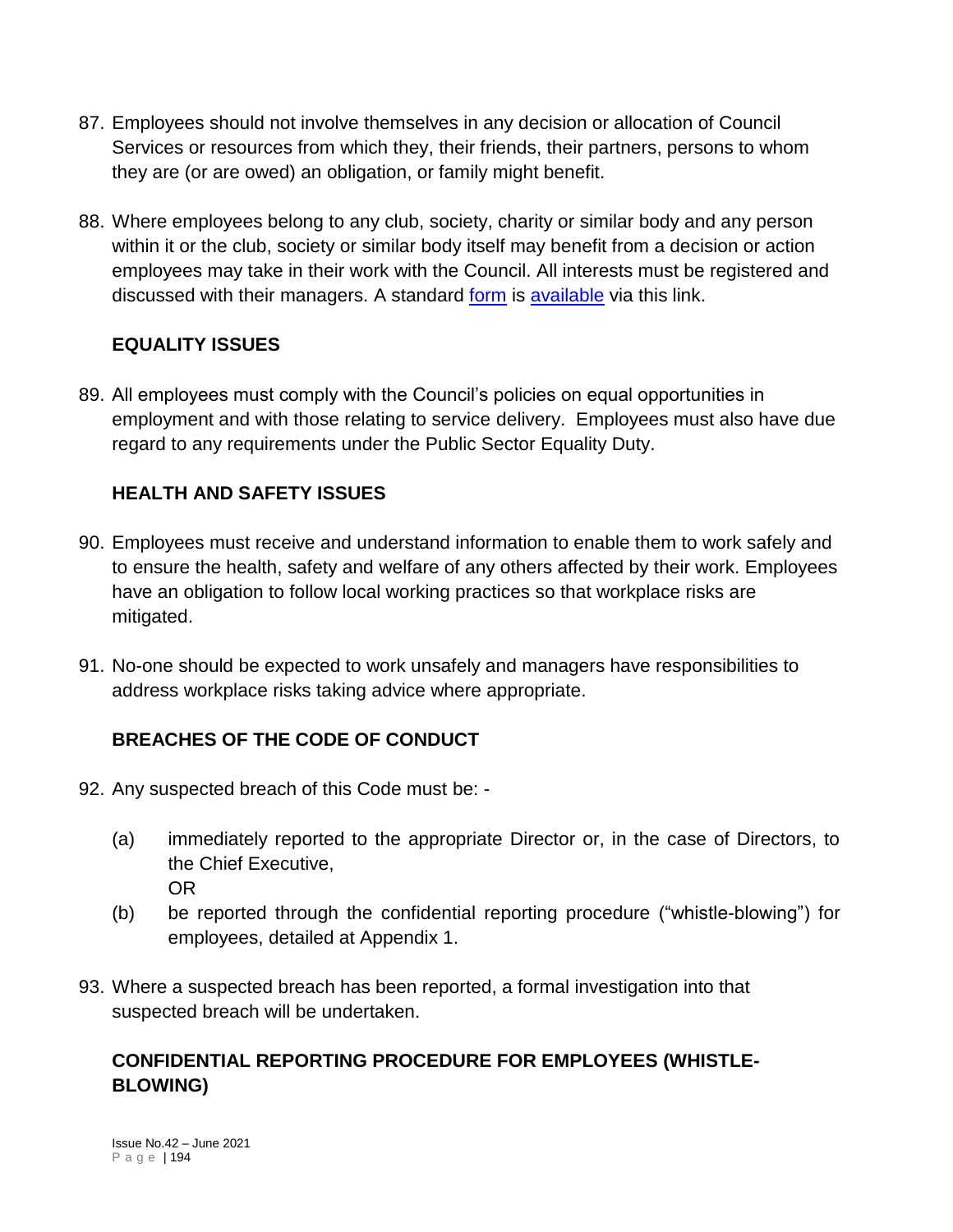87. Employees should not involve themselves in any decision or allocation of Council Services or resources from which they, their friends, their partners, persons to whom they are (or are owed) an obligation, or family might benefit.

88. Where employees belong to any club, society, charity or similar body and any person within it or the club, society or similar body itself may benefit from a decision or action employees may take in their work with the Council. All interests must be registered and discussed with their managers. A standard form is available via this link.

### EQUALITY ISSUES

89. All employees must comply with the Council's policies on equal opportunities in employment and with those relating to service delivery. Employees must also have due regard to any requirements under the Public Sector Equality Duty.

### HEALTH AND SAFETY ISSUES

90. Employees must receive and understand information to enable them to work safely and to ensure the health, safety and welfare of any others affected by their work. Employees have an obligation to follow local working practices so that workplace risks are mitigated.

91. No-one should be expected to work unsafely and managers have responsibilities to address workplace risks taking advice where appropriate.

### BREACHES OF THE CODE OF CONDUCT

92. Any suspected breach of this Code must be: -

    (a) immediately reported to the appropriate Director or, in the case of Directors, to the Chief Executive,
    OR

    (b) be reported through the confidential reporting procedure ("whistle-blowing") for employees, detailed at Appendix 1.

93. Where a suspected breach has been reported, a formal investigation into that suspected breach will be undertaken.

### CONFIDENTIAL REPORTING PROCEDURE FOR EMPLOYEES (WHISTLE-BLOWING)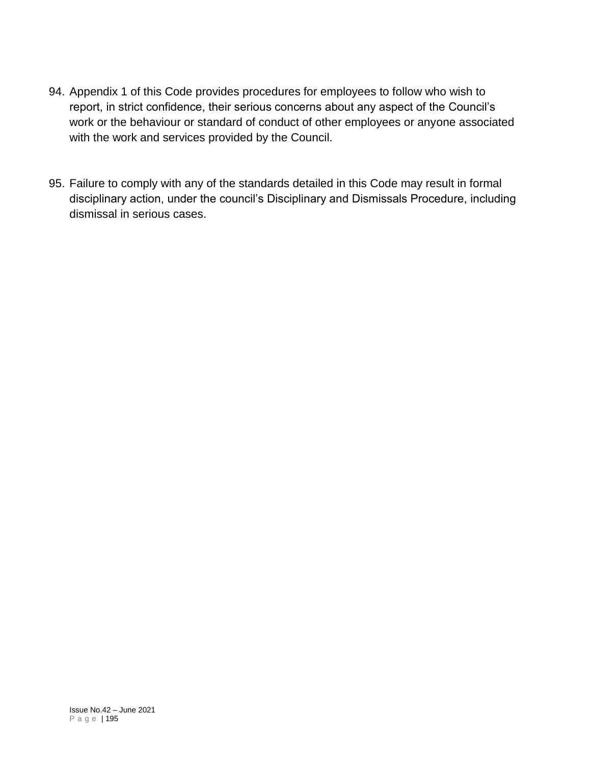94. Appendix 1 of this Code provides procedures for employees to follow who wish to report, in strict confidence, their serious concerns about any aspect of the Council's work or the behaviour or standard of conduct of other employees or anyone associated with the work and services provided by the Council.

95. Failure to comply with any of the standards detailed in this Code may result in formal disciplinary action, under the council's Disciplinary and Dismissals Procedure, including dismissal in serious cases.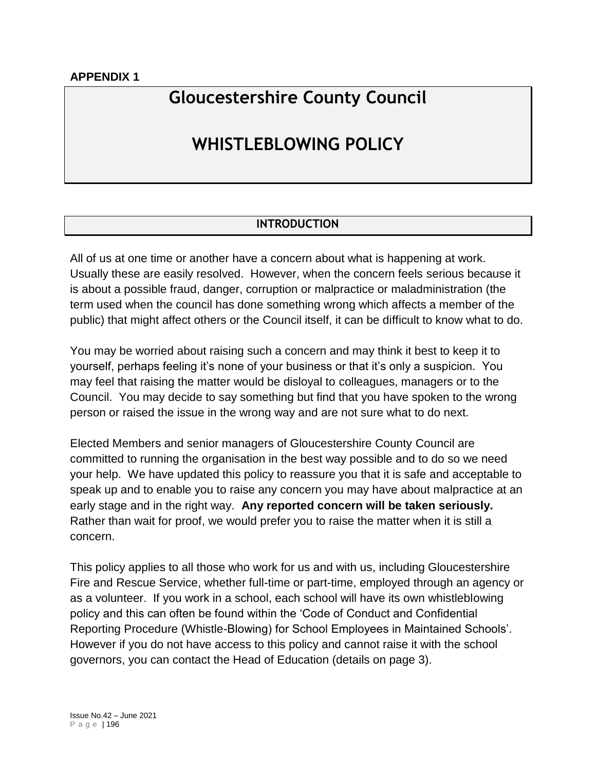**APPENDIX 1**

# Gloucestershire County Council

# WHISTLEBLOWING POLICY

## INTRODUCTION

All of us at one time or another have a concern about what is happening at work. Usually these are easily resolved. However, when the concern feels serious because it is about a possible fraud, danger, corruption or malpractice or maladministration (the term used when the council has done something wrong which affects a member of the public) that might affect others or the Council itself, it can be difficult to know what to do.

You may be worried about raising such a concern and may think it best to keep it to yourself, perhaps feeling it's none of your business or that it's only a suspicion. You may feel that raising the matter would be disloyal to colleagues, managers or to the Council. You may decide to say something but find that you have spoken to the wrong person or raised the issue in the wrong way and are not sure what to do next.

Elected Members and senior managers of Gloucestershire County Council are committed to running the organisation in the best way possible and to do so we need your help. We have updated this policy to reassure you that it is safe and acceptable to speak up and to enable you to raise any concern you may have about malpractice at an early stage and in the right way. **Any reported concern will be taken seriously.** Rather than wait for proof, we would prefer you to raise the matter when it is still a concern.

This policy applies to all those who work for us and with us, including Gloucestershire Fire and Rescue Service, whether full-time or part-time, employed through an agency or as a volunteer. If you work in a school, each school will have its own whistleblowing policy and this can often be found within the 'Code of Conduct and Confidential Reporting Procedure (Whistle-Blowing) for School Employees in Maintained Schools'. However if you do not have access to this policy and cannot raise it with the school governors, you can contact the Head of Education (details on page 3).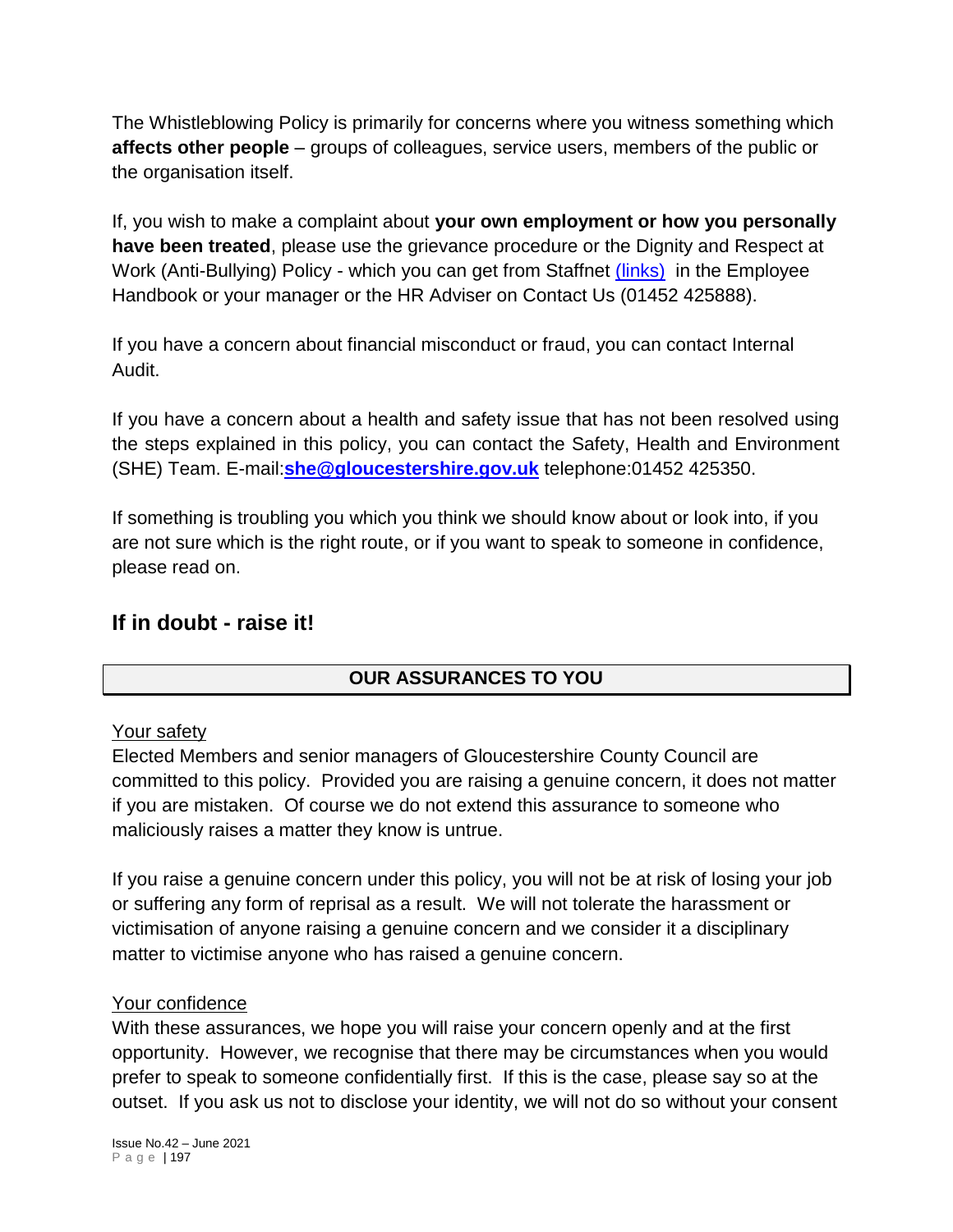The Whistleblowing Policy is primarily for concerns where you witness something which **affects other people** – groups of colleagues, service users, members of the public or the organisation itself.

If, you wish to make a complaint about **your own employment or how you personally have been treated**, please use the grievance procedure or the Dignity and Respect at Work (Anti-Bullying) Policy - which you can get from Staffnet (links) in the Employee Handbook or your manager or the HR Adviser on Contact Us (01452 425888).

If you have a concern about financial misconduct or fraud, you can contact Internal Audit.

If you have a concern about a health and safety issue that has not been resolved using the steps explained in this policy, you can contact the Safety, Health and Environment (SHE) Team. E-mail:**she@gloucestershire.gov.uk** telephone:01452 425350.

If something is troubling you which you think we should know about or look into, if you are not sure which is the right route, or if you want to speak to someone in confidence, please read on.

## If in doubt - raise it!

### OUR ASSURANCES TO YOU

Your safety

Elected Members and senior managers of Gloucestershire County Council are committed to this policy. Provided you are raising a genuine concern, it does not matter if you are mistaken. Of course we do not extend this assurance to someone who maliciously raises a matter they know is untrue.

If you raise a genuine concern under this policy, you will not be at risk of losing your job or suffering any form of reprisal as a result. We will not tolerate the harassment or victimisation of anyone raising a genuine concern and we consider it a disciplinary matter to victimise anyone who has raised a genuine concern.

Your confidence

With these assurances, we hope you will raise your concern openly and at the first opportunity. However, we recognise that there may be circumstances when you would prefer to speak to someone confidentially first. If this is the case, please say so at the outset. If you ask us not to disclose your identity, we will not do so without your consent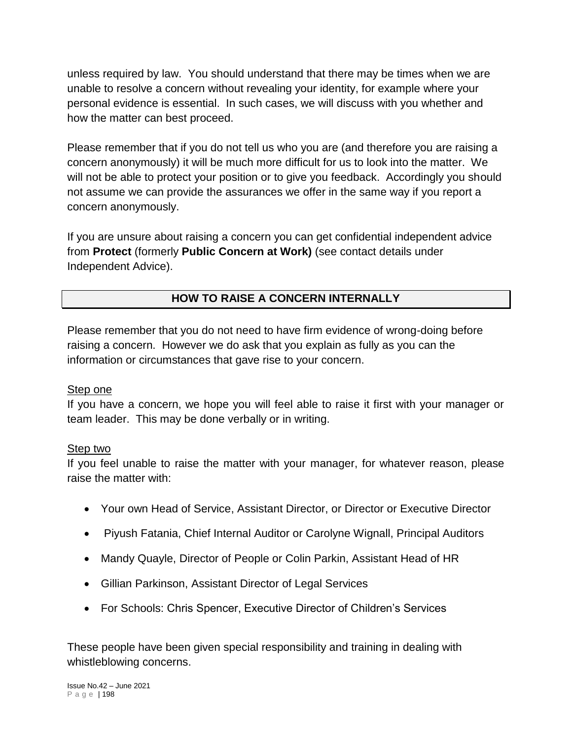unless required by law. You should understand that there may be times when we are unable to resolve a concern without revealing your identity, for example where your personal evidence is essential. In such cases, we will discuss with you whether and how the matter can best proceed.

Please remember that if you do not tell us who you are (and therefore you are raising a concern anonymously) it will be much more difficult for us to look into the matter. We will not be able to protect your position or to give you feedback. Accordingly you should not assume we can provide the assurances we offer in the same way if you report a concern anonymously.

If you are unsure about raising a concern you can get confidential independent advice from **Protect** (formerly **Public Concern at Work)** (see contact details under Independent Advice).

## HOW TO RAISE A CONCERN INTERNALLY

Please remember that you do not need to have firm evidence of wrong-doing before raising a concern. However we do ask that you explain as fully as you can the information or circumstances that gave rise to your concern.

Step one

If you have a concern, we hope you will feel able to raise it first with your manager or team leader. This may be done verbally or in writing.

Step two

If you feel unable to raise the matter with your manager, for whatever reason, please raise the matter with:

- Your own Head of Service, Assistant Director, or Director or Executive Director
- Piyush Fatania, Chief Internal Auditor or Carolyne Wignall, Principal Auditors
- Mandy Quayle, Director of People or Colin Parkin, Assistant Head of HR
- Gillian Parkinson, Assistant Director of Legal Services
- For Schools: Chris Spencer, Executive Director of Children's Services

These people have been given special responsibility and training in dealing with whistleblowing concerns.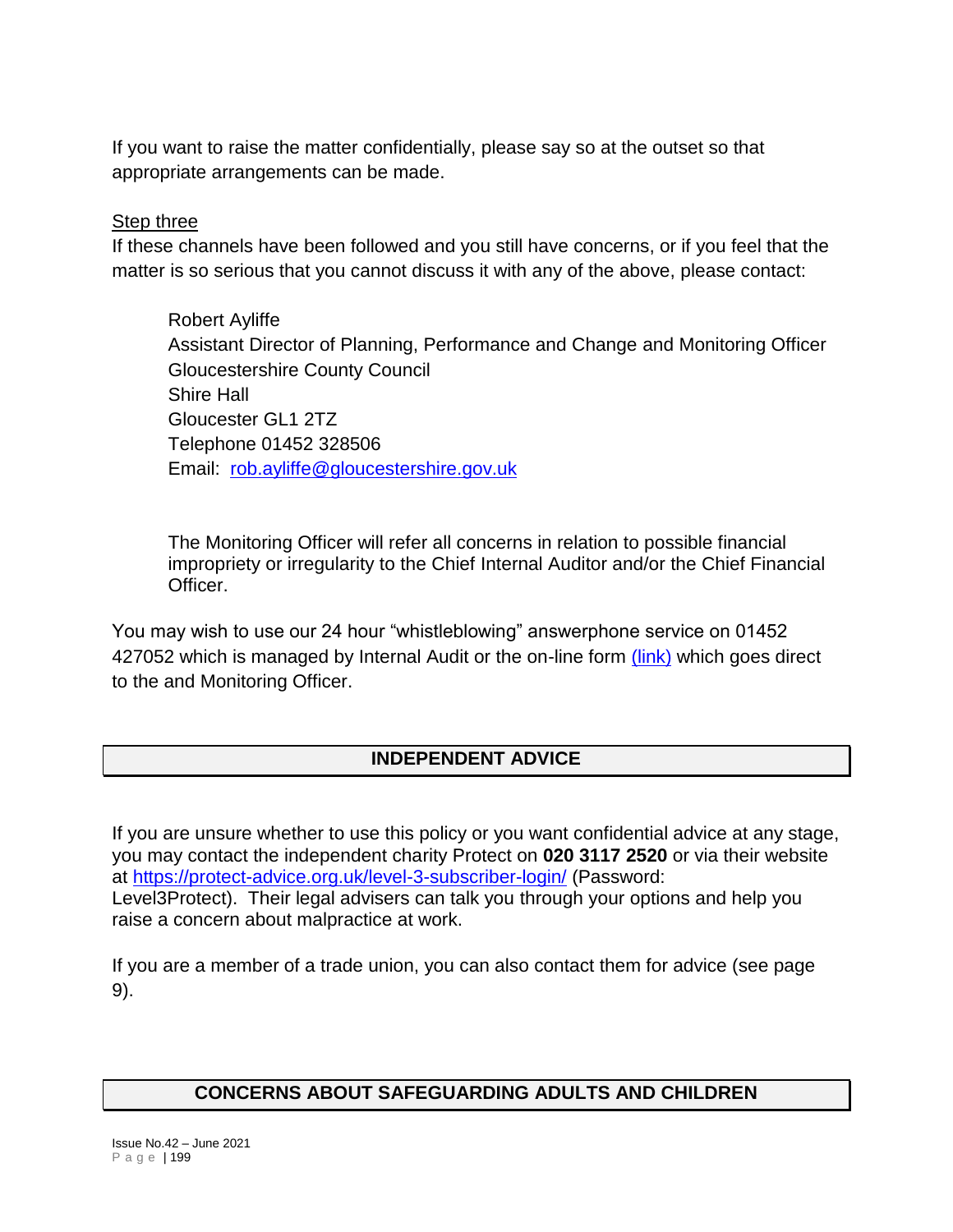If you want to raise the matter confidentially, please say so at the outset so that appropriate arrangements can be made.

Step three

If these channels have been followed and you still have concerns, or if you feel that the matter is so serious that you cannot discuss it with any of the above, please contact:

> Robert Ayliffe
> Assistant Director of Planning, Performance and Change and Monitoring Officer
> Gloucestershire County Council
> Shire Hall
> Gloucester GL1 2TZ
> Telephone 01452 328506
> Email: [rob.ayliffe@gloucestershire.gov.uk](mailto:rob.ayliffe@gloucestershire.gov.uk)
>
> The Monitoring Officer will refer all concerns in relation to possible financial impropriety or irregularity to the Chief Internal Auditor and/or the Chief Financial Officer.

You may wish to use our 24 hour "whistleblowing" answerphone service on 01452 427052 which is managed by Internal Audit or the on-line form (link) which goes direct to the and Monitoring Officer.

## INDEPENDENT ADVICE

If you are unsure whether to use this policy or you want confidential advice at any stage, you may contact the independent charity Protect on **020 3117 2520** or via their website at https://protect-advice.org.uk/level-3-subscriber-login/ (Password: Level3Protect). Their legal advisers can talk you through your options and help you raise a concern about malpractice at work.

If you are a member of a trade union, you can also contact them for advice (see page 9).

## CONCERNS ABOUT SAFEGUARDING ADULTS AND CHILDREN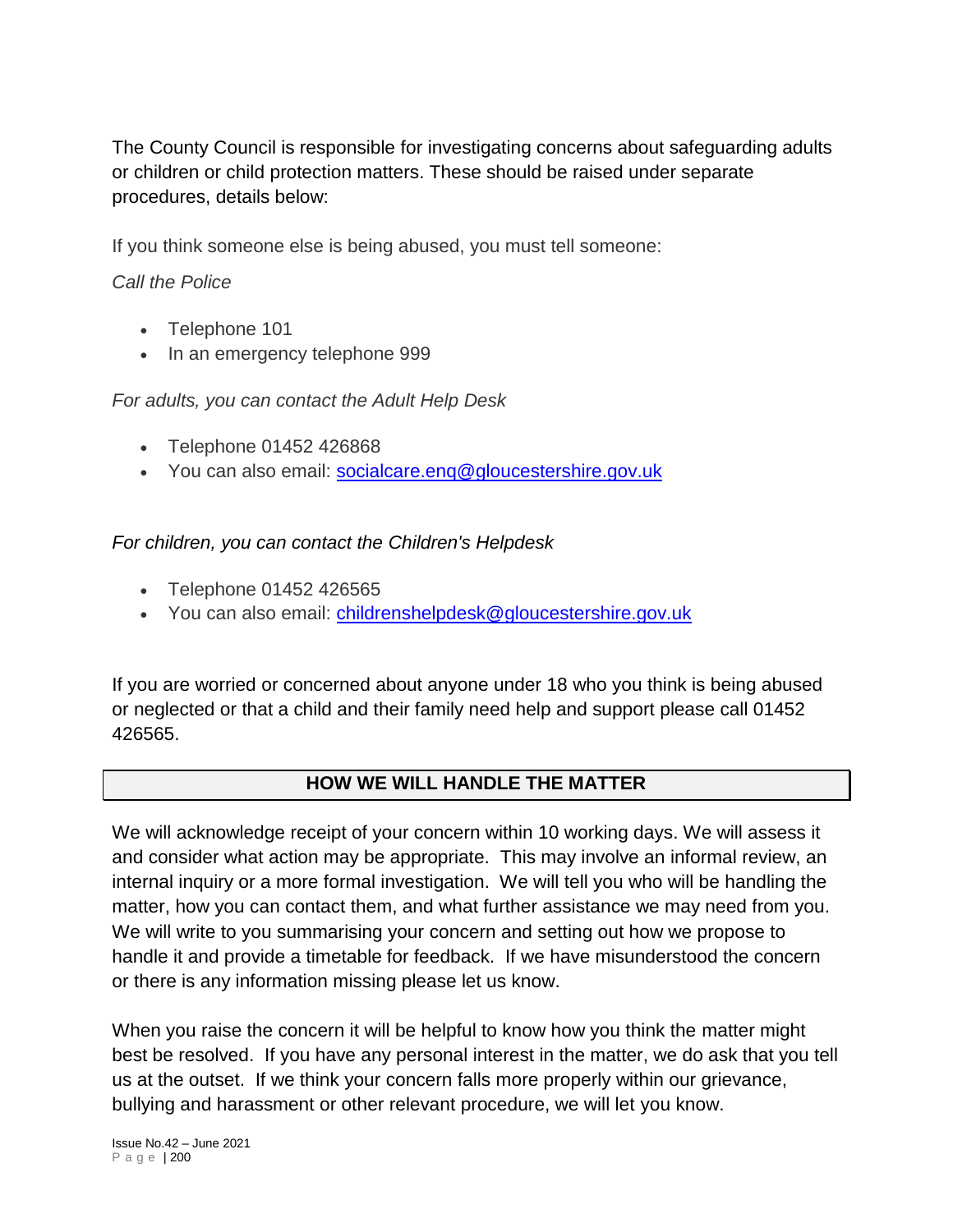The County Council is responsible for investigating concerns about safeguarding adults or children or child protection matters. These should be raised under separate procedures, details below:

If you think someone else is being abused, you must tell someone:

*Call the Police*

- Telephone 101
- In an emergency telephone 999

*For adults, you can contact the Adult Help Desk*

- Telephone 01452 426868
- You can also email: [socialcare.enq@gloucestershire.gov.uk](mailto:socialcare.enq@gloucestershire.gov.uk)

*For children, you can contact the Children's Helpdesk*

- Telephone 01452 426565
- You can also email: [childrenshelpdesk@gloucestershire.gov.uk](mailto:childrenshelpdesk@gloucestershire.gov.uk)

If you are worried or concerned about anyone under 18 who you think is being abused or neglected or that a child and their family need help and support please call 01452 426565.

## HOW WE WILL HANDLE THE MATTER

We will acknowledge receipt of your concern within 10 working days. We will assess it and consider what action may be appropriate. This may involve an informal review, an internal inquiry or a more formal investigation. We will tell you who will be handling the matter, how you can contact them, and what further assistance we may need from you. We will write to you summarising your concern and setting out how we propose to handle it and provide a timetable for feedback. If we have misunderstood the concern or there is any information missing please let us know.

When you raise the concern it will be helpful to know how you think the matter might best be resolved. If you have any personal interest in the matter, we do ask that you tell us at the outset. If we think your concern falls more properly within our grievance, bullying and harassment or other relevant procedure, we will let you know.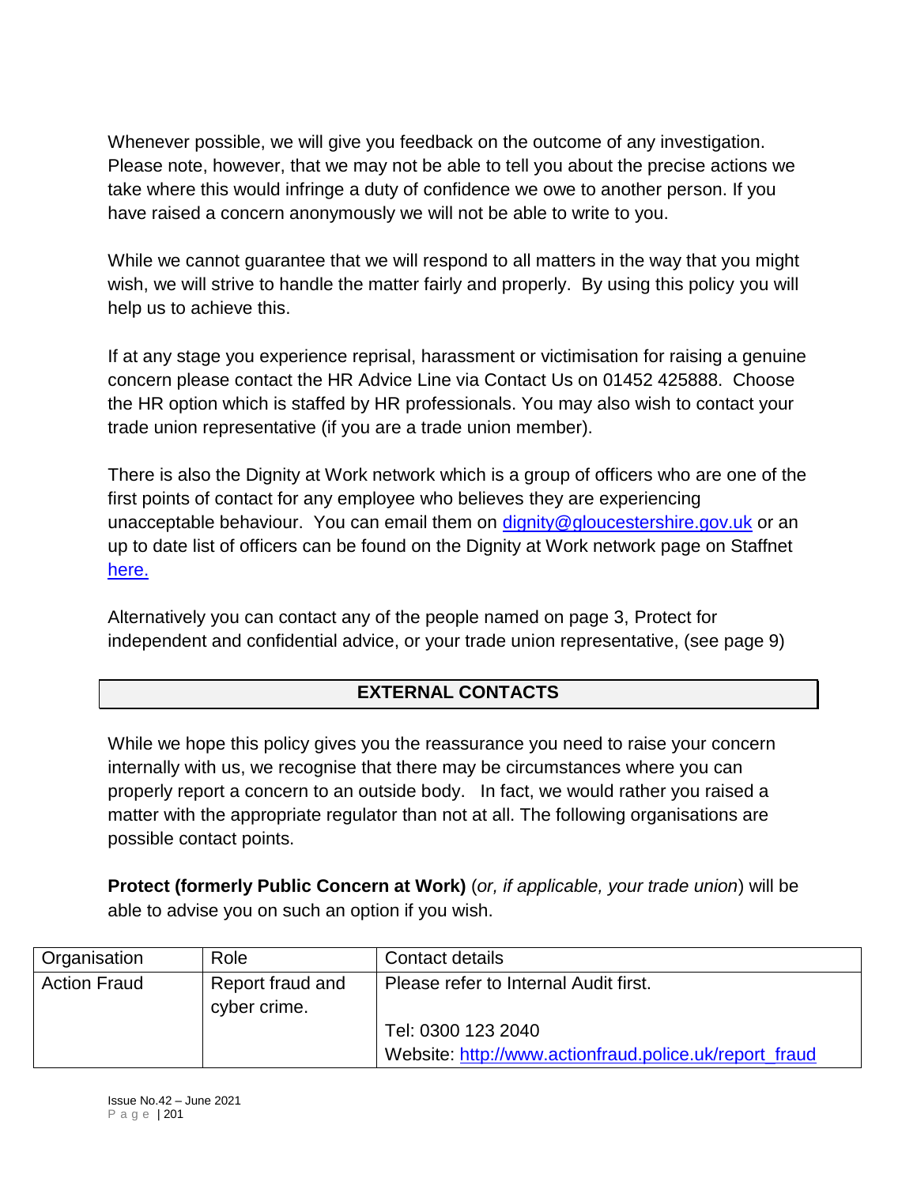Whenever possible, we will give you feedback on the outcome of any investigation. Please note, however, that we may not be able to tell you about the precise actions we take where this would infringe a duty of confidence we owe to another person. If you have raised a concern anonymously we will not be able to write to you.

While we cannot guarantee that we will respond to all matters in the way that you might wish, we will strive to handle the matter fairly and properly. By using this policy you will help us to achieve this.

If at any stage you experience reprisal, harassment or victimisation for raising a genuine concern please contact the HR Advice Line via Contact Us on 01452 425888. Choose the HR option which is staffed by HR professionals. You may also wish to contact your trade union representative (if you are a trade union member).

There is also the Dignity at Work network which is a group of officers who are one of the first points of contact for any employee who believes they are experiencing unacceptable behaviour. You can email them on dignity@gloucestershire.gov.uk or an up to date list of officers can be found on the Dignity at Work network page on Staffnet here.

Alternatively you can contact any of the people named on page 3, Protect for independent and confidential advice, or your trade union representative, (see page 9)

## EXTERNAL CONTACTS

While we hope this policy gives you the reassurance you need to raise your concern internally with us, we recognise that there may be circumstances where you can properly report a concern to an outside body. In fact, we would rather you raised a matter with the appropriate regulator than not at all. The following organisations are possible contact points.

**Protect (formerly Public Concern at Work)** (*or, if applicable, your trade union*) will be able to advise you on such an option if you wish.

| Organisation | Role | Contact details |
|---|---|---|
| Action Fraud | Report fraud and cyber crime. | Please refer to Internal Audit first.<br><br>Tel: 0300 123 2040<br>Website: http://www.actionfraud.police.uk/report_fraud |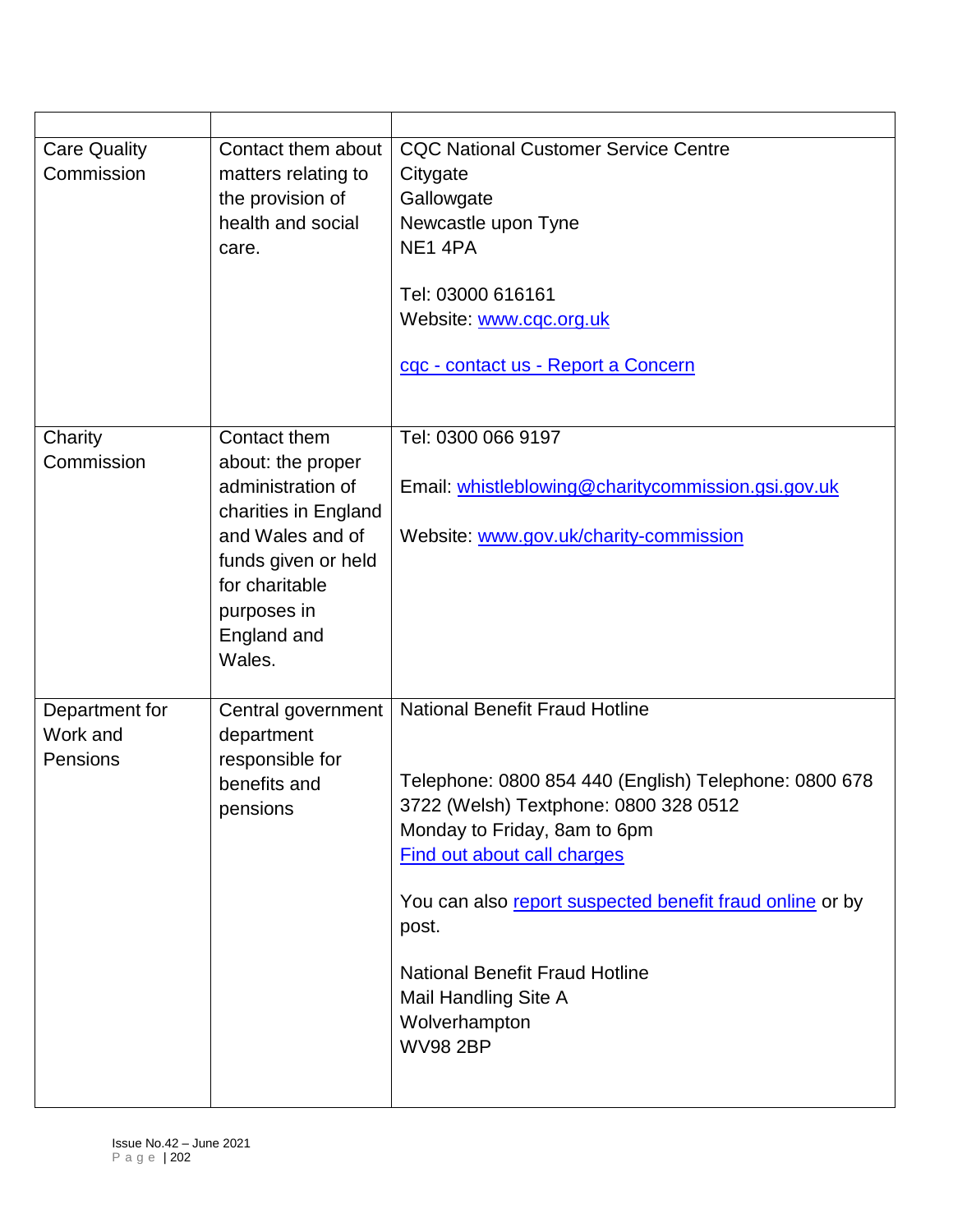| | | |
|---|---|---|
| Care Quality Commission | Contact them about matters relating to the provision of health and social care. | CQC National Customer Service Centre<br>Citygate<br>Gallowgate<br>Newcastle upon Tyne<br>NE1 4PA<br><br>Tel: 03000 616161<br>Website: www.cqc.org.uk<br><br>cqc - contact us - Report a Concern |
| Charity Commission | Contact them about: the proper administration of charities in England and Wales and of funds given or held for charitable purposes in England and Wales. | Tel: 0300 066 9197<br><br>Email: whistleblowing@charitycommission.gsi.gov.uk<br><br>Website: www.gov.uk/charity-commission |
| Department for Work and Pensions | Central government department responsible for benefits and pensions | National Benefit Fraud Hotline<br><br>Telephone: 0800 854 440 (English) Telephone: 0800 678 3722 (Welsh) Textphone: 0800 328 0512<br>Monday to Friday, 8am to 6pm<br>Find out about call charges<br><br>You can also report suspected benefit fraud online or by post.<br><br>National Benefit Fraud Hotline<br>Mail Handling Site A<br>Wolverhampton<br>WV98 2BP |

Issue No.42 – June 2021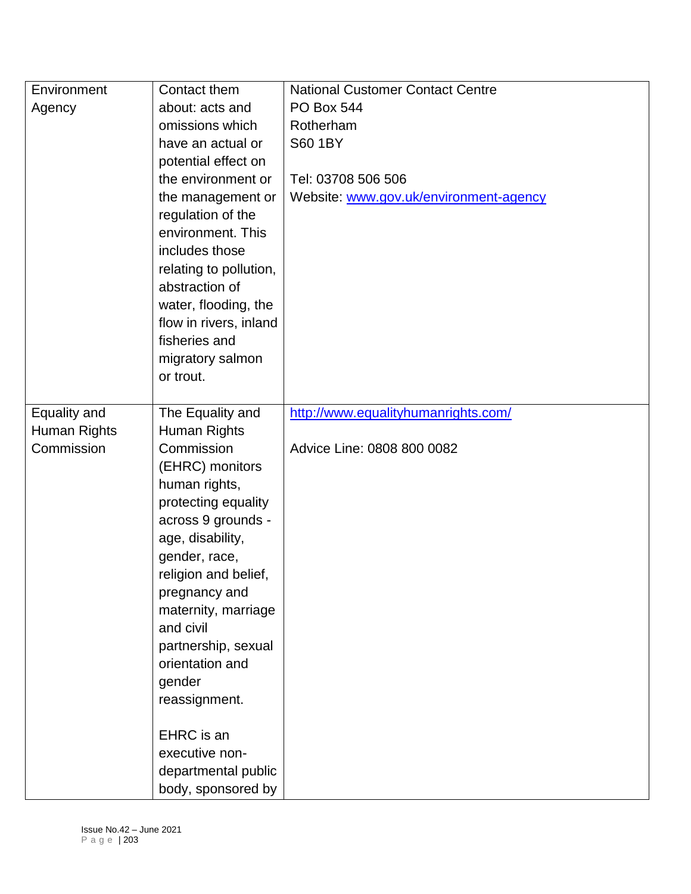| | | |
|---|---|---|
| Environment Agency | Contact them about: acts and omissions which have an actual or potential effect on the environment or the management or regulation of the environment. This includes those relating to pollution, abstraction of water, flooding, the flow in rivers, inland fisheries and migratory salmon or trout. | National Customer Contact Centre<br>PO Box 544<br>Rotherham<br>S60 1BY<br><br>Tel: 03708 506 506<br>Website: [www.gov.uk/environment-agency](http://www.gov.uk/environment-agency) |
| Equality and Human Rights Commission | The Equality and Human Rights Commission (EHRC) monitors human rights, protecting equality across 9 grounds - age, disability, gender, race, religion and belief, pregnancy and maternity, marriage and civil partnership, sexual orientation and gender reassignment.<br><br>EHRC is an executive non-departmental public body, sponsored by | [http://www.equalityhumanrights.com/](http://www.equalityhumanrights.com/)<br><br>Advice Line: 0808 800 0082 |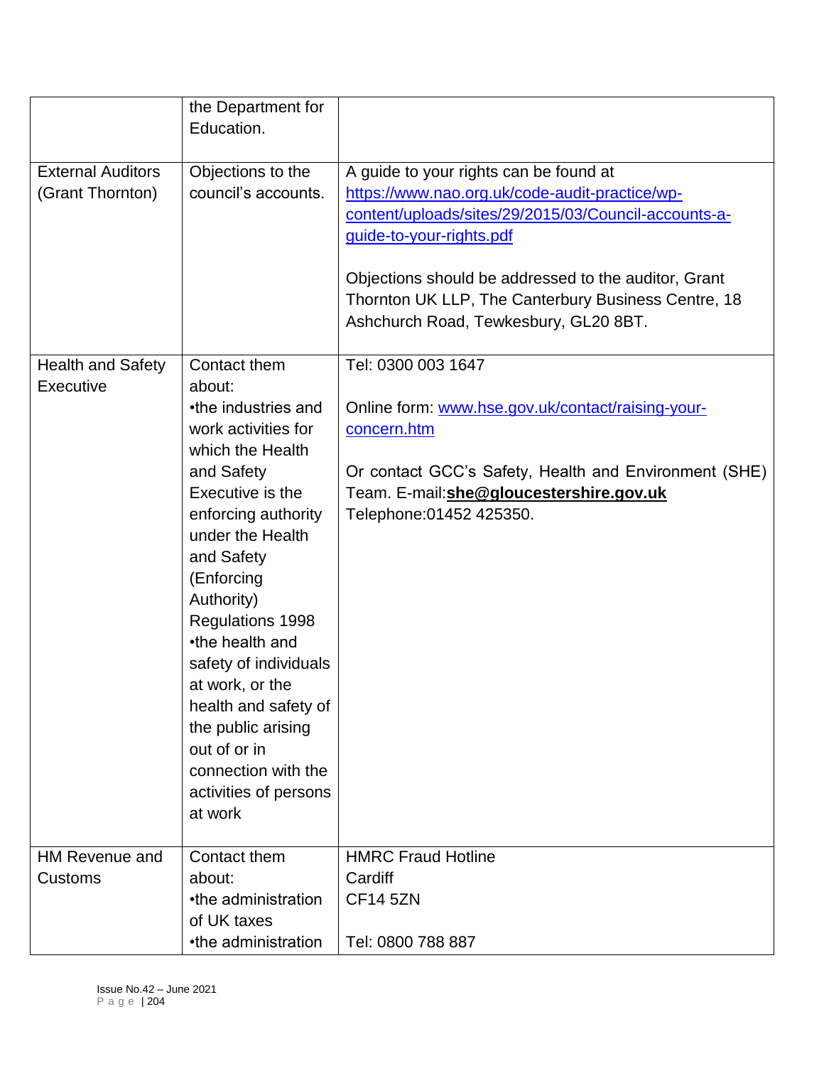| | | |
|---|---|---|
| | the Department for Education. | |
| External Auditors (Grant Thornton) | Objections to the council's accounts. | A guide to your rights can be found at https://www.nao.org.uk/code-audit-practice/wp-content/uploads/sites/29/2015/03/Council-accounts-a-guide-to-your-rights.pdf<br><br>Objections should be addressed to the auditor, Grant Thornton UK LLP, The Canterbury Business Centre, 18 Ashchurch Road, Tewkesbury, GL20 8BT. |
| Health and Safety Executive | Contact them about:<br>•the industries and work activities for which the Health and Safety Executive is the enforcing authority under the Health and Safety (Enforcing Authority) Regulations 1998<br>•the health and safety of individuals at work, or the health and safety of the public arising out of or in connection with the activities of persons at work | Tel: 0300 003 1647<br><br>Online form: www.hse.gov.uk/contact/raising-your-concern.htm<br><br>Or contact GCC's Safety, Health and Environment (SHE) Team. E-mail:**she@gloucestershire.gov.uk**<br>Telephone:01452 425350. |
| HM Revenue and Customs | Contact them about:<br>•the administration of UK taxes<br>•the administration | HMRC Fraud Hotline<br>Cardiff<br>CF14 5ZN<br><br>Tel: 0800 788 887 |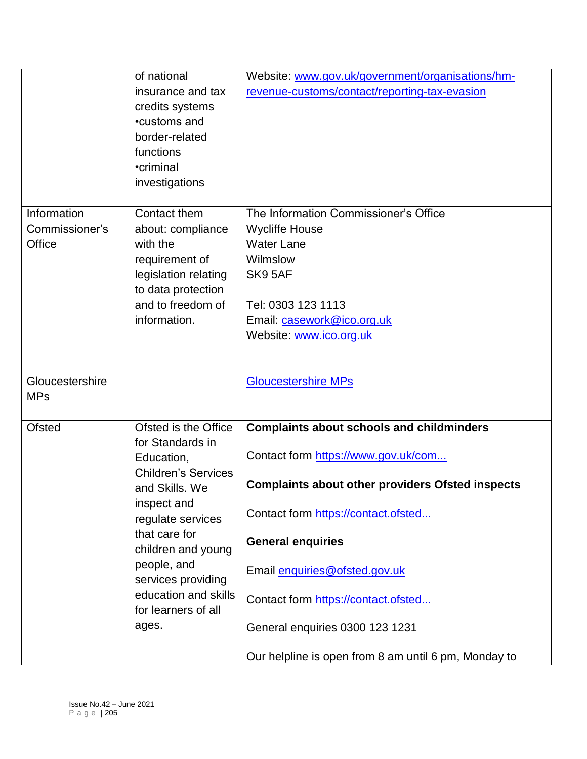| | | |
|---|---|---|
| | of national insurance and tax credits systems •customs and border-related functions •criminal investigations | Website: [www.gov.uk/government/organisations/hm-revenue-customs/contact/reporting-tax-evasion](www.gov.uk/government/organisations/hm-revenue-customs/contact/reporting-tax-evasion) |
| Information Commissioner's Office | Contact them about: compliance with the requirement of legislation relating to data protection and to freedom of information. | The Information Commissioner's Office<br>Wycliffe House<br>Water Lane<br>Wilmslow<br>SK9 5AF<br><br>Tel: 0303 123 1113<br>Email: [casework@ico.org.uk](mailto:casework@ico.org.uk)<br>Website: [www.ico.org.uk](www.ico.org.uk) |
| Gloucestershire MPs | | [Gloucestershire MPs]() |
| Ofsted | Ofsted is the Office for Standards in Education, Children's Services and Skills. We inspect and regulate services that care for children and young people, and services providing education and skills for learners of all ages. | **Complaints about schools and childminders**<br><br>Contact form [https://www.gov.uk/com...]()<br><br>**Complaints about other providers Ofsted inspects**<br><br>Contact form [https://contact.ofsted...]()<br><br>**General enquiries**<br><br>Email [enquiries@ofsted.gov.uk](mailto:enquiries@ofsted.gov.uk)<br><br>Contact form [https://contact.ofsted...]()<br><br>General enquiries 0300 123 1231<br><br>Our helpline is open from 8 am until 6 pm, Monday to |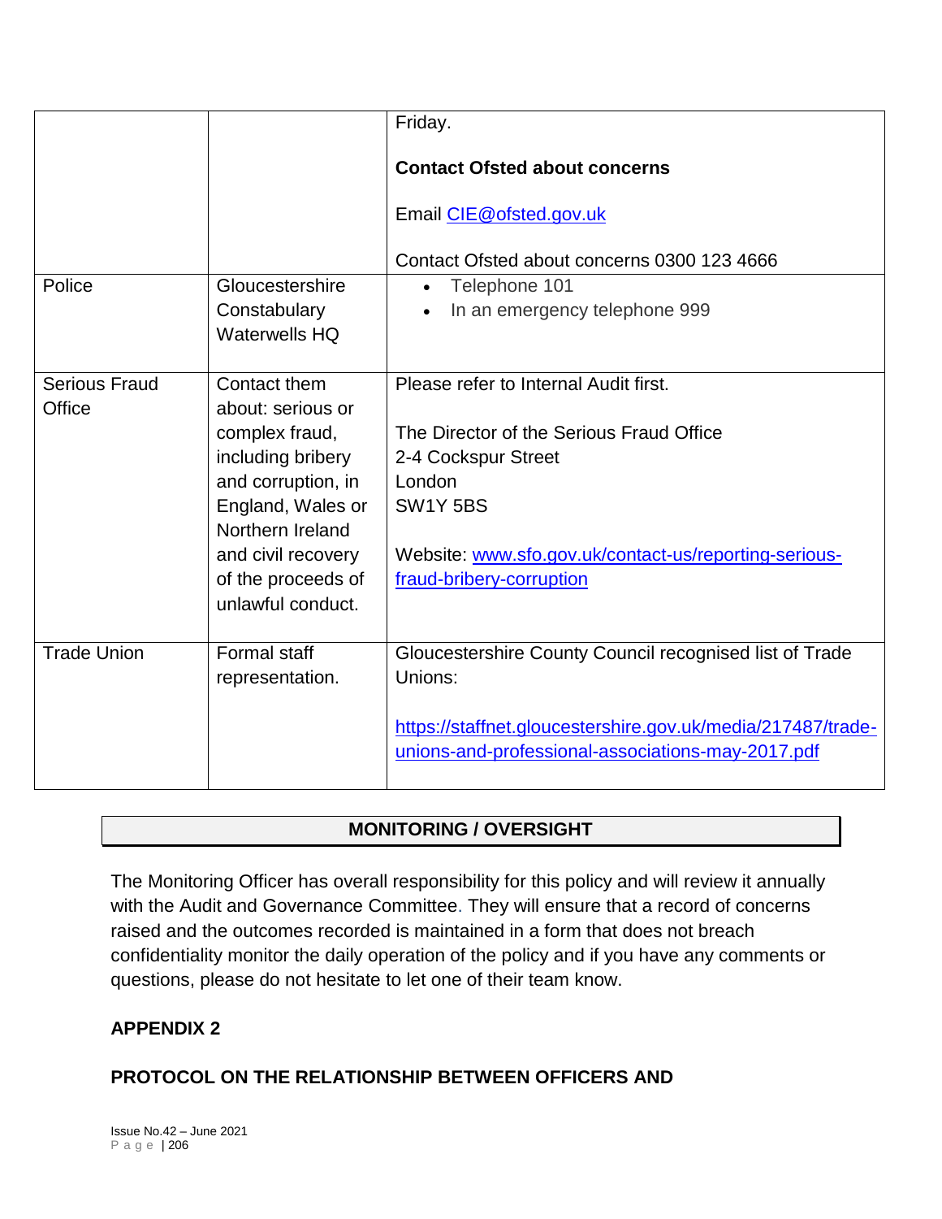| | | |
|---|---|---|
| | | Friday.<br><br>**Contact Ofsted about concerns**<br><br>Email CIE@ofsted.gov.uk<br><br>Contact Ofsted about concerns 0300 123 4666 |
| Police | Gloucestershire Constabulary Waterwells HQ | • Telephone 101<br>• In an emergency telephone 999 |
| Serious Fraud Office | Contact them about: serious or complex fraud, including bribery and corruption, in England, Wales or Northern Ireland and civil recovery of the proceeds of unlawful conduct. | Please refer to Internal Audit first.<br><br>The Director of the Serious Fraud Office<br>2-4 Cockspur Street<br>London<br>SW1Y 5BS<br><br>Website: www.sfo.gov.uk/contact-us/reporting-serious-fraud-bribery-corruption |
| Trade Union | Formal staff representation. | Gloucestershire County Council recognised list of Trade Unions:<br><br>https://staffnet.gloucestershire.gov.uk/media/217487/trade-unions-and-professional-associations-may-2017.pdf |

## MONITORING / OVERSIGHT

The Monitoring Officer has overall responsibility for this policy and will review it annually with the Audit and Governance Committee. They will ensure that a record of concerns raised and the outcomes recorded is maintained in a form that does not breach confidentiality monitor the daily operation of the policy and if you have any comments or questions, please do not hesitate to let one of their team know.

## APPENDIX 2

## PROTOCOL ON THE RELATIONSHIP BETWEEN OFFICERS AND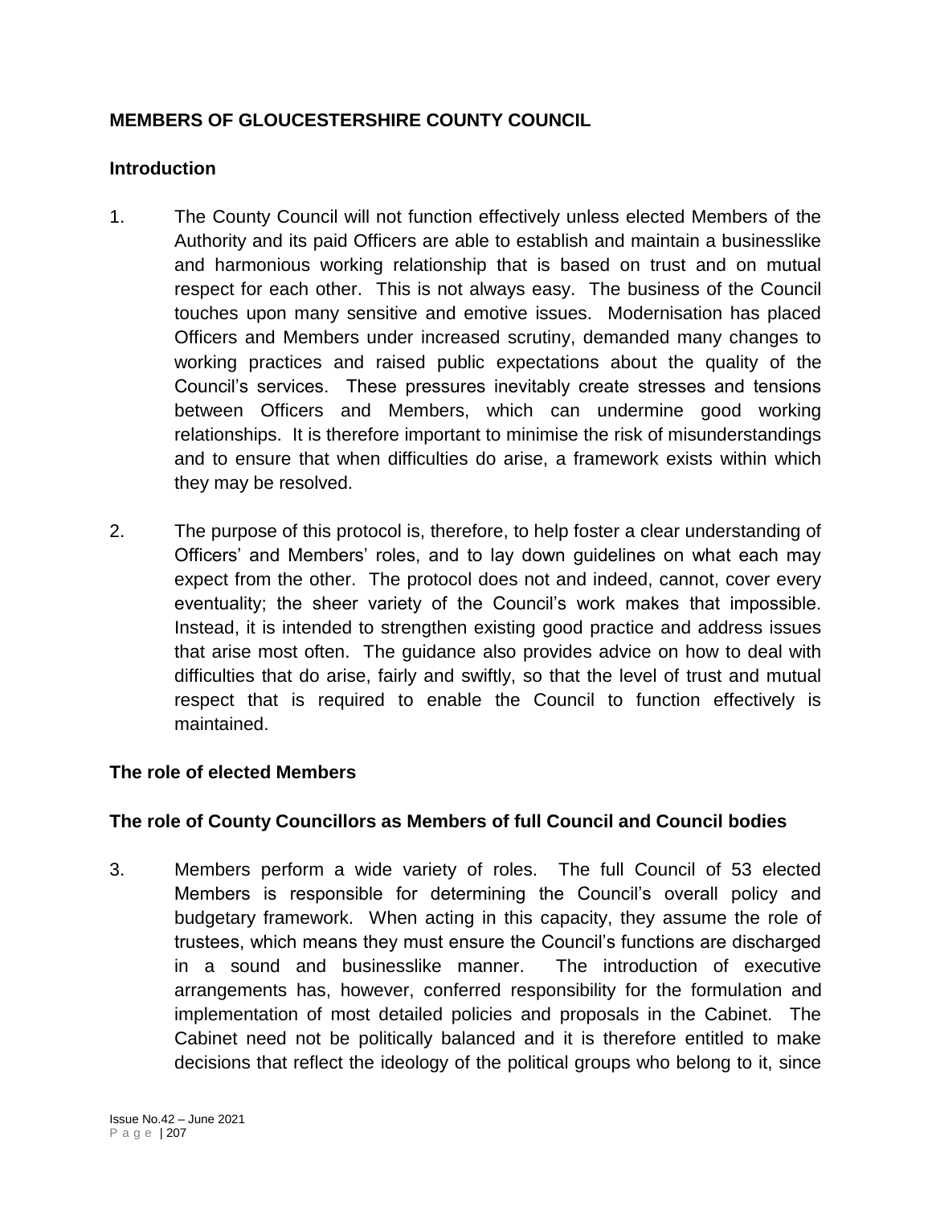## MEMBERS OF GLOUCESTERSHIRE COUNTY COUNCIL

### Introduction

1. The County Council will not function effectively unless elected Members of the Authority and its paid Officers are able to establish and maintain a businesslike and harmonious working relationship that is based on trust and on mutual respect for each other. This is not always easy. The business of the Council touches upon many sensitive and emotive issues. Modernisation has placed Officers and Members under increased scrutiny, demanded many changes to working practices and raised public expectations about the quality of the Council's services. These pressures inevitably create stresses and tensions between Officers and Members, which can undermine good working relationships. It is therefore important to minimise the risk of misunderstandings and to ensure that when difficulties do arise, a framework exists within which they may be resolved.

2. The purpose of this protocol is, therefore, to help foster a clear understanding of Officers' and Members' roles, and to lay down guidelines on what each may expect from the other. The protocol does not and indeed, cannot, cover every eventuality; the sheer variety of the Council's work makes that impossible. Instead, it is intended to strengthen existing good practice and address issues that arise most often. The guidance also provides advice on how to deal with difficulties that do arise, fairly and swiftly, so that the level of trust and mutual respect that is required to enable the Council to function effectively is maintained.

### The role of elected Members

### The role of County Councillors as Members of full Council and Council bodies

3. Members perform a wide variety of roles. The full Council of 53 elected Members is responsible for determining the Council's overall policy and budgetary framework. When acting in this capacity, they assume the role of trustees, which means they must ensure the Council's functions are discharged in a sound and businesslike manner. The introduction of executive arrangements has, however, conferred responsibility for the formulation and implementation of most detailed policies and proposals in the Cabinet. The Cabinet need not be politically balanced and it is therefore entitled to make decisions that reflect the ideology of the political groups who belong to it, since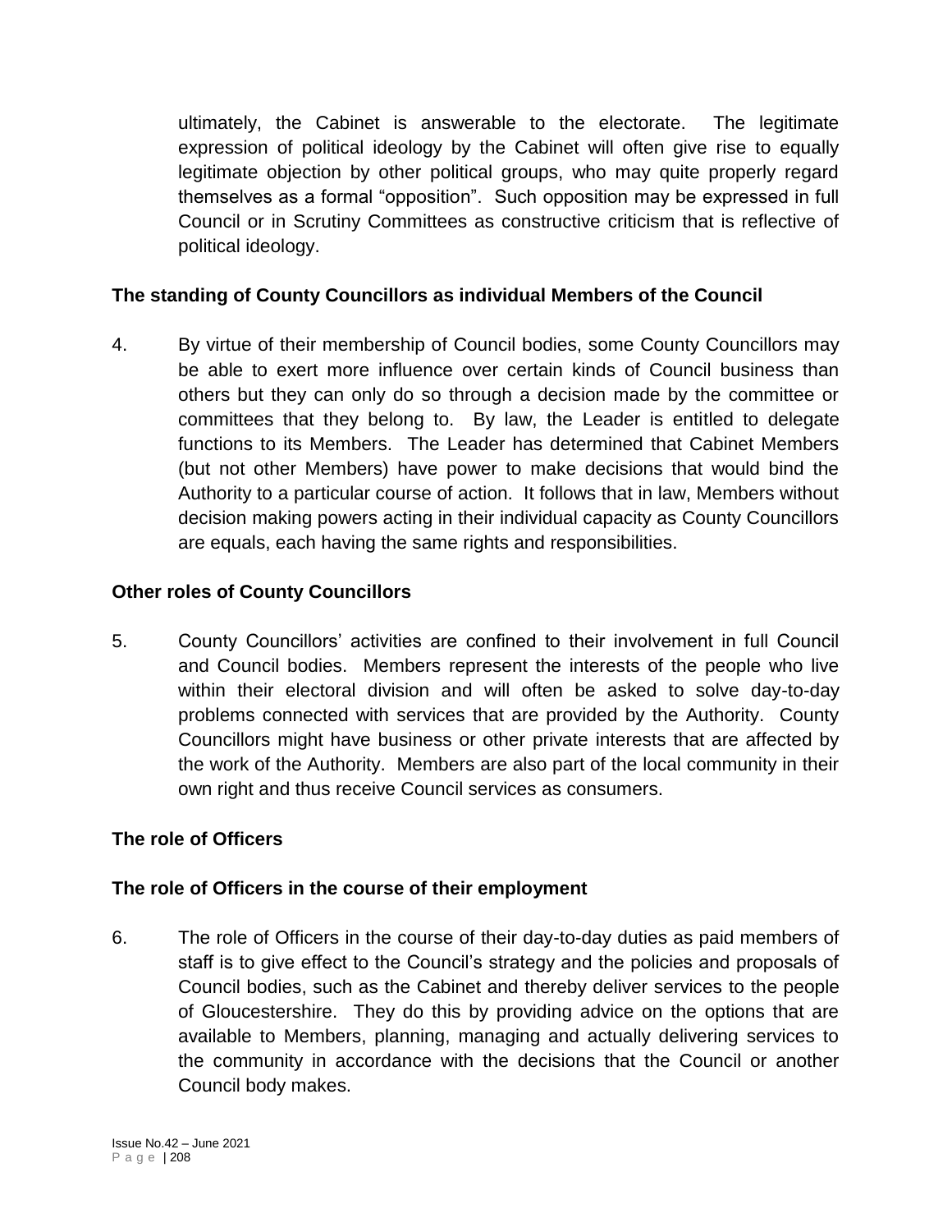ultimately, the Cabinet is answerable to the electorate. The legitimate expression of political ideology by the Cabinet will often give rise to equally legitimate objection by other political groups, who may quite properly regard themselves as a formal "opposition". Such opposition may be expressed in full Council or in Scrutiny Committees as constructive criticism that is reflective of political ideology.

**The standing of County Councillors as individual Members of the Council**

4. By virtue of their membership of Council bodies, some County Councillors may be able to exert more influence over certain kinds of Council business than others but they can only do so through a decision made by the committee or committees that they belong to. By law, the Leader is entitled to delegate functions to its Members. The Leader has determined that Cabinet Members (but not other Members) have power to make decisions that would bind the Authority to a particular course of action. It follows that in law, Members without decision making powers acting in their individual capacity as County Councillors are equals, each having the same rights and responsibilities.

**Other roles of County Councillors**

5. County Councillors' activities are confined to their involvement in full Council and Council bodies. Members represent the interests of the people who live within their electoral division and will often be asked to solve day-to-day problems connected with services that are provided by the Authority. County Councillors might have business or other private interests that are affected by the work of the Authority. Members are also part of the local community in their own right and thus receive Council services as consumers.

**The role of Officers**

**The role of Officers in the course of their employment**

6. The role of Officers in the course of their day-to-day duties as paid members of staff is to give effect to the Council's strategy and the policies and proposals of Council bodies, such as the Cabinet and thereby deliver services to the people of Gloucestershire. They do this by providing advice on the options that are available to Members, planning, managing and actually delivering services to the community in accordance with the decisions that the Council or another Council body makes.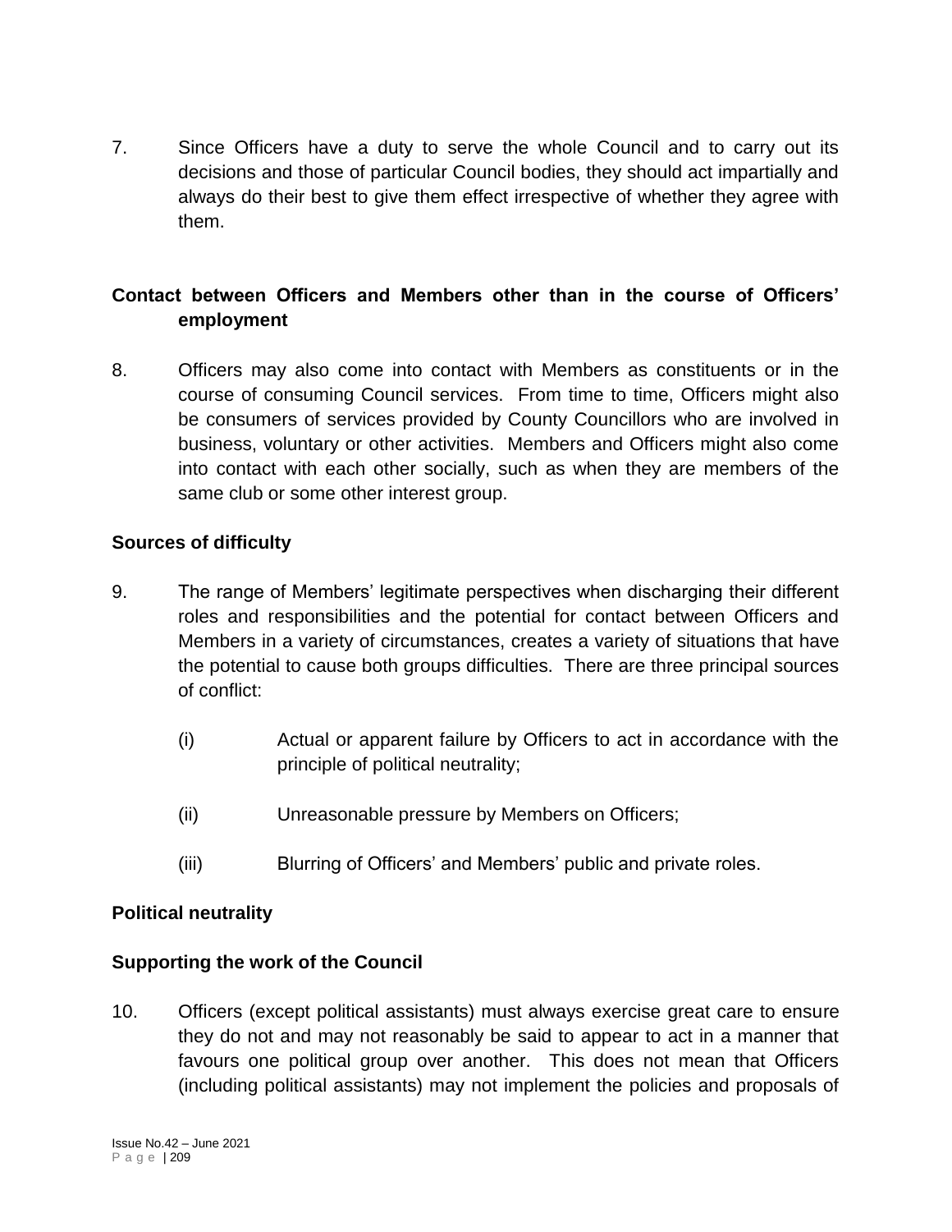7. Since Officers have a duty to serve the whole Council and to carry out its decisions and those of particular Council bodies, they should act impartially and always do their best to give them effect irrespective of whether they agree with them.

**Contact between Officers and Members other than in the course of Officers' employment**

8. Officers may also come into contact with Members as constituents or in the course of consuming Council services. From time to time, Officers might also be consumers of services provided by County Councillors who are involved in business, voluntary or other activities. Members and Officers might also come into contact with each other socially, such as when they are members of the same club or some other interest group.

**Sources of difficulty**

9. The range of Members' legitimate perspectives when discharging their different roles and responsibilities and the potential for contact between Officers and Members in a variety of circumstances, creates a variety of situations that have the potential to cause both groups difficulties. There are three principal sources of conflict:

   (i) Actual or apparent failure by Officers to act in accordance with the principle of political neutrality;

   (ii) Unreasonable pressure by Members on Officers;

   (iii) Blurring of Officers' and Members' public and private roles.

**Political neutrality**

**Supporting the work of the Council**

10. Officers (except political assistants) must always exercise great care to ensure they do not and may not reasonably be said to appear to act in a manner that favours one political group over another. This does not mean that Officers (including political assistants) may not implement the policies and proposals of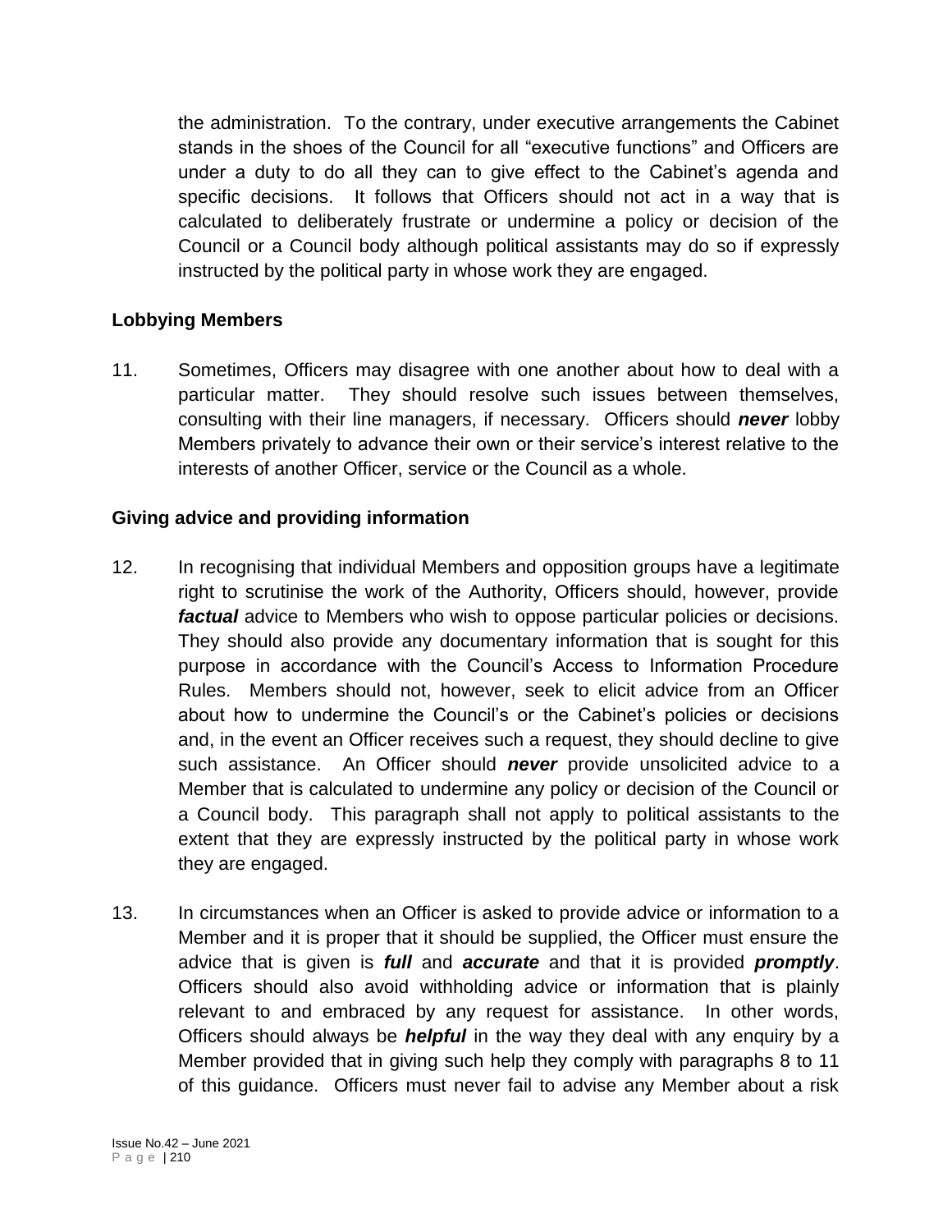the administration. To the contrary, under executive arrangements the Cabinet stands in the shoes of the Council for all "executive functions" and Officers are under a duty to do all they can to give effect to the Cabinet's agenda and specific decisions. It follows that Officers should not act in a way that is calculated to deliberately frustrate or undermine a policy or decision of the Council or a Council body although political assistants may do so if expressly instructed by the political party in whose work they are engaged.

**Lobbying Members**

11. Sometimes, Officers may disagree with one another about how to deal with a particular matter. They should resolve such issues between themselves, consulting with their line managers, if necessary. Officers should ***never*** lobby Members privately to advance their own or their service's interest relative to the interests of another Officer, service or the Council as a whole.

**Giving advice and providing information**

12. In recognising that individual Members and opposition groups have a legitimate right to scrutinise the work of the Authority, Officers should, however, provide ***factual*** advice to Members who wish to oppose particular policies or decisions. They should also provide any documentary information that is sought for this purpose in accordance with the Council's Access to Information Procedure Rules. Members should not, however, seek to elicit advice from an Officer about how to undermine the Council's or the Cabinet's policies or decisions and, in the event an Officer receives such a request, they should decline to give such assistance. An Officer should ***never*** provide unsolicited advice to a Member that is calculated to undermine any policy or decision of the Council or a Council body. This paragraph shall not apply to political assistants to the extent that they are expressly instructed by the political party in whose work they are engaged.

13. In circumstances when an Officer is asked to provide advice or information to a Member and it is proper that it should be supplied, the Officer must ensure the advice that is given is ***full*** and ***accurate*** and that it is provided ***promptly***. Officers should also avoid withholding advice or information that is plainly relevant to and embraced by any request for assistance. In other words, Officers should always be ***helpful*** in the way they deal with any enquiry by a Member provided that in giving such help they comply with paragraphs 8 to 11 of this guidance. Officers must never fail to advise any Member about a risk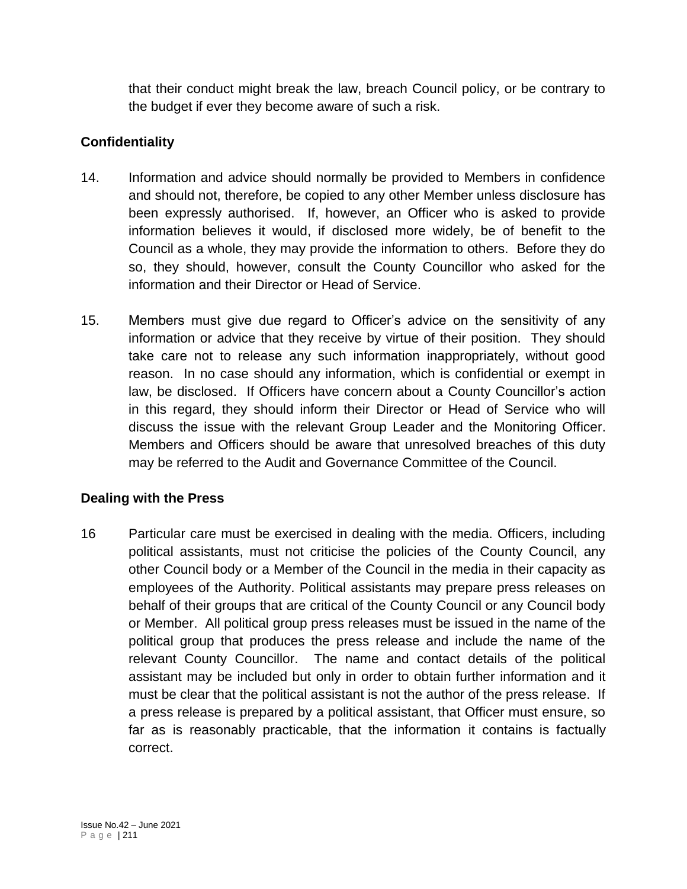that their conduct might break the law, breach Council policy, or be contrary to the budget if ever they become aware of such a risk.

**Confidentiality**

14. Information and advice should normally be provided to Members in confidence and should not, therefore, be copied to any other Member unless disclosure has been expressly authorised. If, however, an Officer who is asked to provide information believes it would, if disclosed more widely, be of benefit to the Council as a whole, they may provide the information to others. Before they do so, they should, however, consult the County Councillor who asked for the information and their Director or Head of Service.

15. Members must give due regard to Officer's advice on the sensitivity of any information or advice that they receive by virtue of their position. They should take care not to release any such information inappropriately, without good reason. In no case should any information, which is confidential or exempt in law, be disclosed. If Officers have concern about a County Councillor's action in this regard, they should inform their Director or Head of Service who will discuss the issue with the relevant Group Leader and the Monitoring Officer. Members and Officers should be aware that unresolved breaches of this duty may be referred to the Audit and Governance Committee of the Council.

**Dealing with the Press**

16 Particular care must be exercised in dealing with the media. Officers, including political assistants, must not criticise the policies of the County Council, any other Council body or a Member of the Council in the media in their capacity as employees of the Authority. Political assistants may prepare press releases on behalf of their groups that are critical of the County Council or any Council body or Member. All political group press releases must be issued in the name of the political group that produces the press release and include the name of the relevant County Councillor. The name and contact details of the political assistant may be included but only in order to obtain further information and it must be clear that the political assistant is not the author of the press release. If a press release is prepared by a political assistant, that Officer must ensure, so far as is reasonably practicable, that the information it contains is factually correct.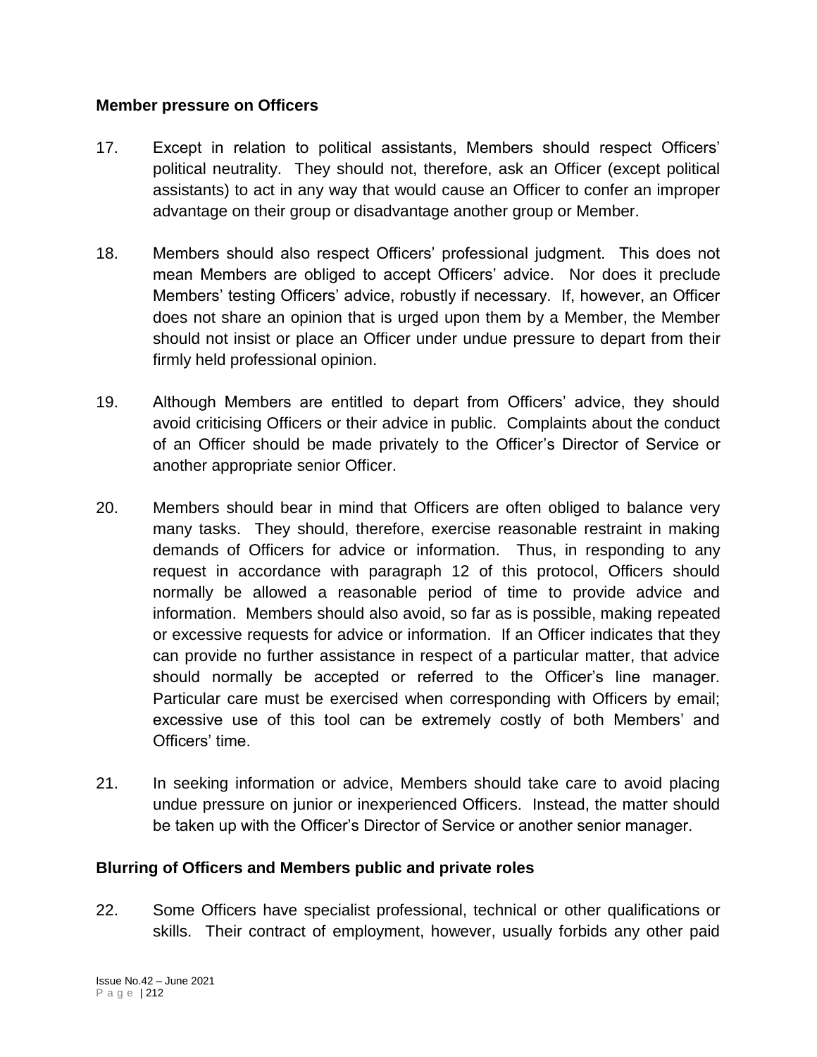**Member pressure on Officers**

17. Except in relation to political assistants, Members should respect Officers' political neutrality. They should not, therefore, ask an Officer (except political assistants) to act in any way that would cause an Officer to confer an improper advantage on their group or disadvantage another group or Member.

18. Members should also respect Officers' professional judgment. This does not mean Members are obliged to accept Officers' advice. Nor does it preclude Members' testing Officers' advice, robustly if necessary. If, however, an Officer does not share an opinion that is urged upon them by a Member, the Member should not insist or place an Officer under undue pressure to depart from their firmly held professional opinion.

19. Although Members are entitled to depart from Officers' advice, they should avoid criticising Officers or their advice in public. Complaints about the conduct of an Officer should be made privately to the Officer's Director of Service or another appropriate senior Officer.

20. Members should bear in mind that Officers are often obliged to balance very many tasks. They should, therefore, exercise reasonable restraint in making demands of Officers for advice or information. Thus, in responding to any request in accordance with paragraph 12 of this protocol, Officers should normally be allowed a reasonable period of time to provide advice and information. Members should also avoid, so far as is possible, making repeated or excessive requests for advice or information. If an Officer indicates that they can provide no further assistance in respect of a particular matter, that advice should normally be accepted or referred to the Officer's line manager. Particular care must be exercised when corresponding with Officers by email; excessive use of this tool can be extremely costly of both Members' and Officers' time.

21. In seeking information or advice, Members should take care to avoid placing undue pressure on junior or inexperienced Officers. Instead, the matter should be taken up with the Officer's Director of Service or another senior manager.

**Blurring of Officers and Members public and private roles**

22. Some Officers have specialist professional, technical or other qualifications or skills. Their contract of employment, however, usually forbids any other paid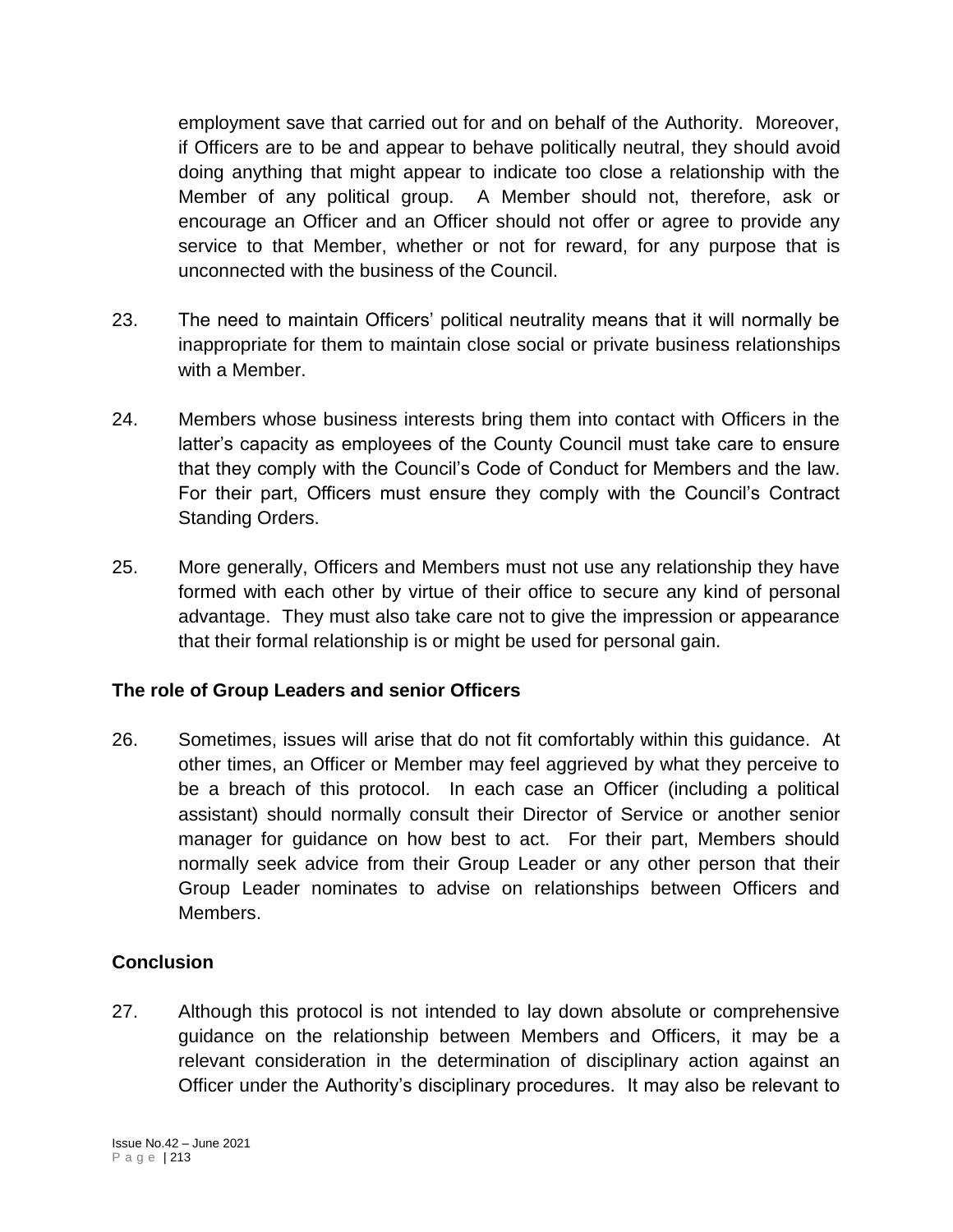employment save that carried out for and on behalf of the Authority. Moreover, if Officers are to be and appear to behave politically neutral, they should avoid doing anything that might appear to indicate too close a relationship with the Member of any political group. A Member should not, therefore, ask or encourage an Officer and an Officer should not offer or agree to provide any service to that Member, whether or not for reward, for any purpose that is unconnected with the business of the Council.

23. The need to maintain Officers' political neutrality means that it will normally be inappropriate for them to maintain close social or private business relationships with a Member.

24. Members whose business interests bring them into contact with Officers in the latter's capacity as employees of the County Council must take care to ensure that they comply with the Council's Code of Conduct for Members and the law. For their part, Officers must ensure they comply with the Council's Contract Standing Orders.

25. More generally, Officers and Members must not use any relationship they have formed with each other by virtue of their office to secure any kind of personal advantage. They must also take care not to give the impression or appearance that their formal relationship is or might be used for personal gain.

### The role of Group Leaders and senior Officers

26. Sometimes, issues will arise that do not fit comfortably within this guidance. At other times, an Officer or Member may feel aggrieved by what they perceive to be a breach of this protocol. In each case an Officer (including a political assistant) should normally consult their Director of Service or another senior manager for guidance on how best to act. For their part, Members should normally seek advice from their Group Leader or any other person that their Group Leader nominates to advise on relationships between Officers and Members.

### Conclusion

27. Although this protocol is not intended to lay down absolute or comprehensive guidance on the relationship between Members and Officers, it may be a relevant consideration in the determination of disciplinary action against an Officer under the Authority's disciplinary procedures. It may also be relevant to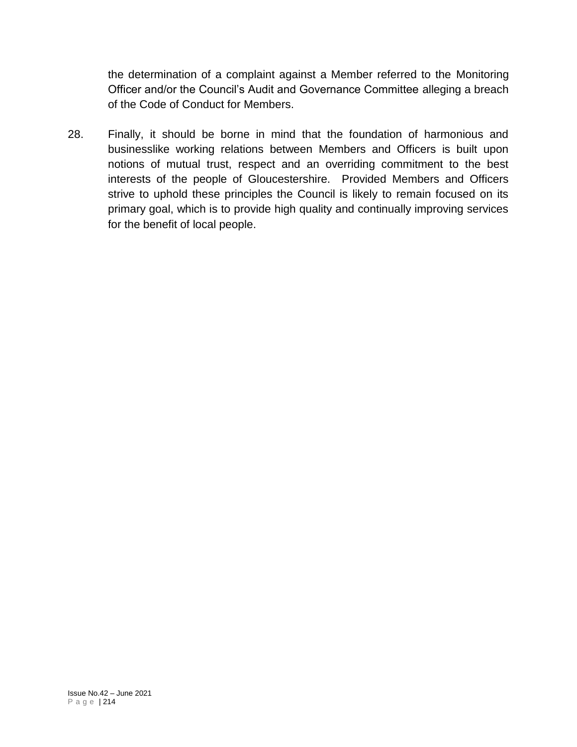the determination of a complaint against a Member referred to the Monitoring Officer and/or the Council's Audit and Governance Committee alleging a breach of the Code of Conduct for Members.

28. Finally, it should be borne in mind that the foundation of harmonious and businesslike working relations between Members and Officers is built upon notions of mutual trust, respect and an overriding commitment to the best interests of the people of Gloucestershire. Provided Members and Officers strive to uphold these principles the Council is likely to remain focused on its primary goal, which is to provide high quality and continually improving services for the benefit of local people.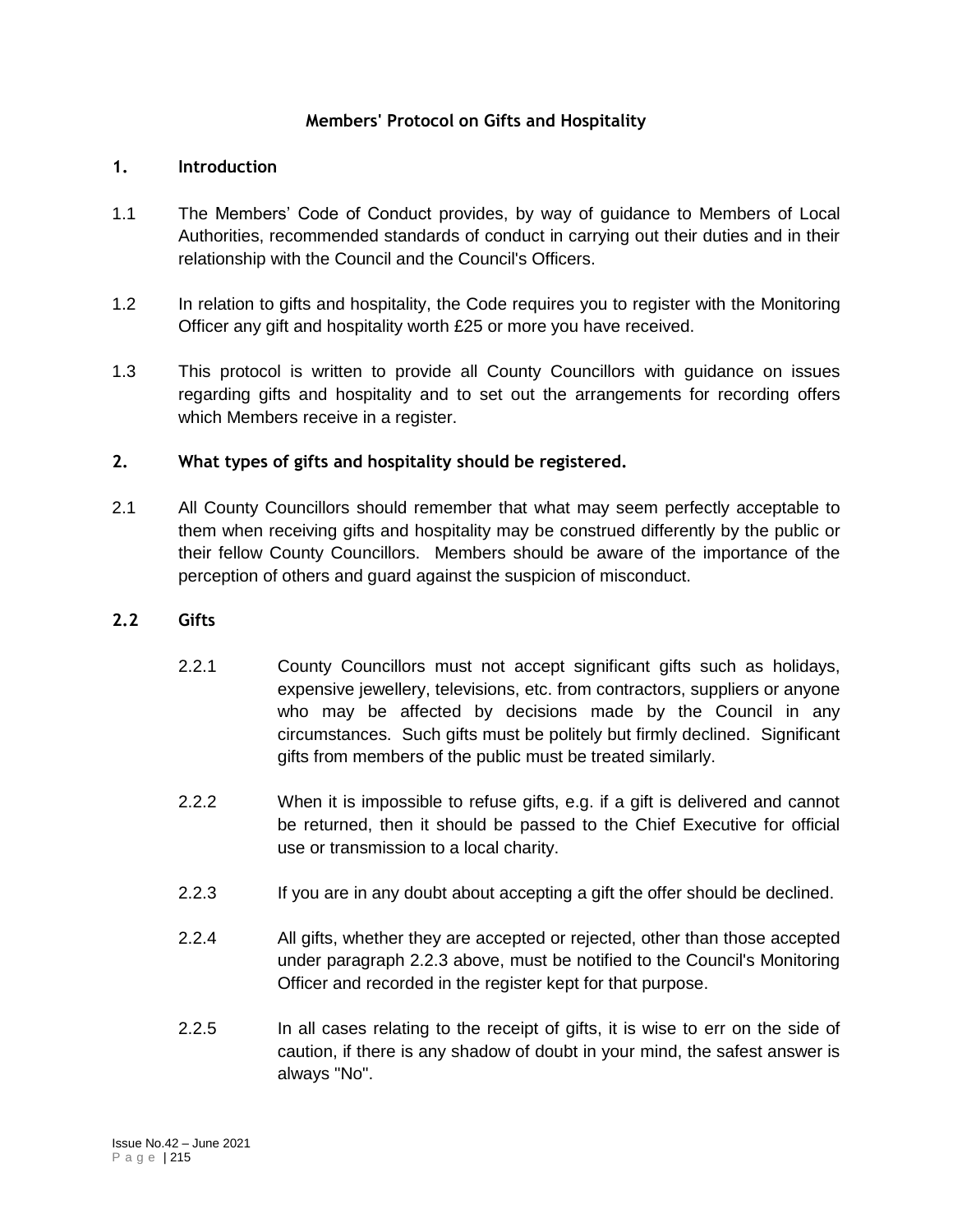## Members' Protocol on Gifts and Hospitality

### 1. Introduction

1.1 The Members' Code of Conduct provides, by way of guidance to Members of Local Authorities, recommended standards of conduct in carrying out their duties and in their relationship with the Council and the Council's Officers.

1.2 In relation to gifts and hospitality, the Code requires you to register with the Monitoring Officer any gift and hospitality worth £25 or more you have received.

1.3 This protocol is written to provide all County Councillors with guidance on issues regarding gifts and hospitality and to set out the arrangements for recording offers which Members receive in a register.

### 2. What types of gifts and hospitality should be registered.

2.1 All County Councillors should remember that what may seem perfectly acceptable to them when receiving gifts and hospitality may be construed differently by the public or their fellow County Councillors. Members should be aware of the importance of the perception of others and guard against the suspicion of misconduct.

### 2.2 Gifts

2.2.1 County Councillors must not accept significant gifts such as holidays, expensive jewellery, televisions, etc. from contractors, suppliers or anyone who may be affected by decisions made by the Council in any circumstances. Such gifts must be politely but firmly declined. Significant gifts from members of the public must be treated similarly.

2.2.2 When it is impossible to refuse gifts, e.g. if a gift is delivered and cannot be returned, then it should be passed to the Chief Executive for official use or transmission to a local charity.

2.2.3 If you are in any doubt about accepting a gift the offer should be declined.

2.2.4 All gifts, whether they are accepted or rejected, other than those accepted under paragraph 2.2.3 above, must be notified to the Council's Monitoring Officer and recorded in the register kept for that purpose.

2.2.5 In all cases relating to the receipt of gifts, it is wise to err on the side of caution, if there is any shadow of doubt in your mind, the safest answer is always "No".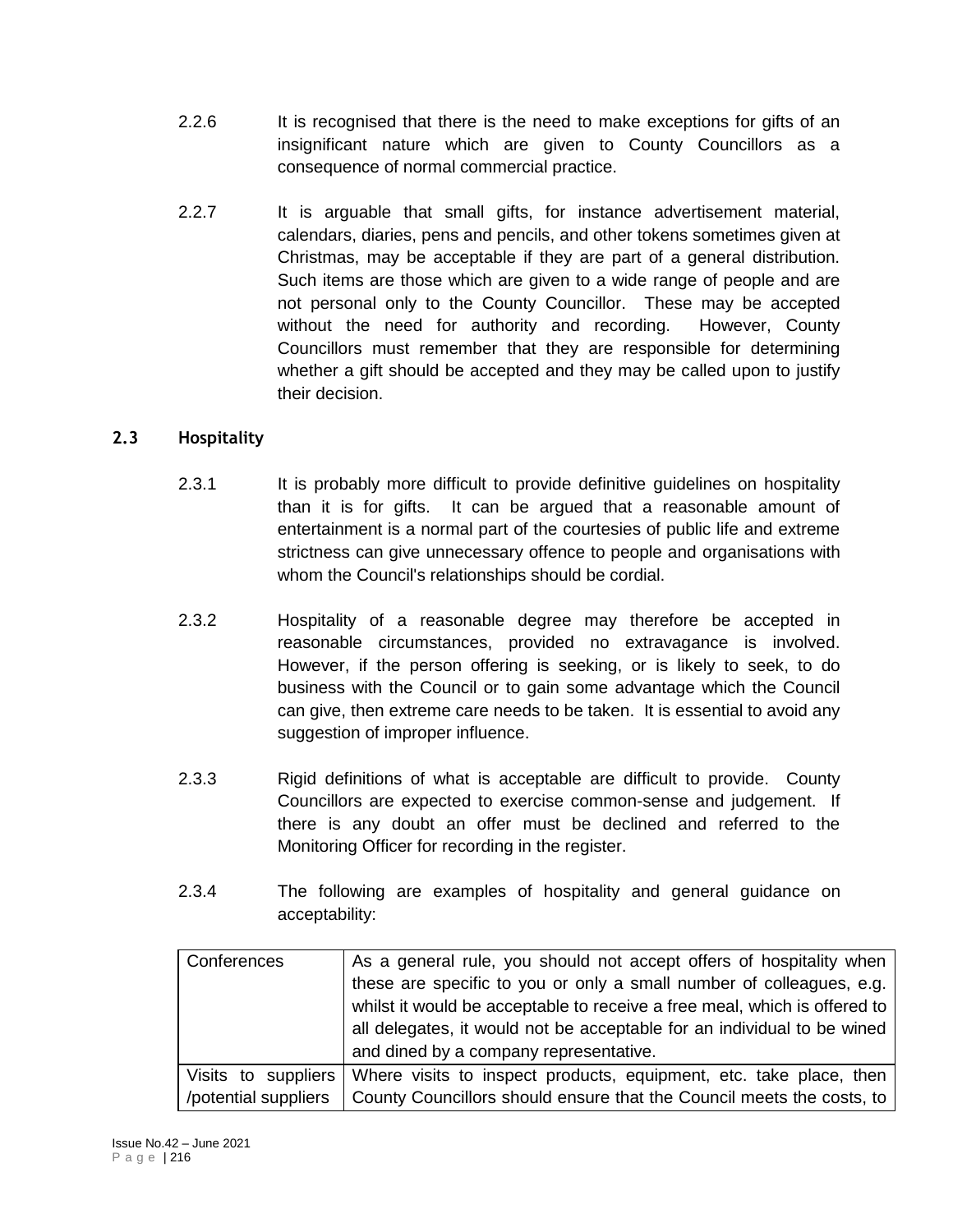2.2.6 It is recognised that there is the need to make exceptions for gifts of an insignificant nature which are given to County Councillors as a consequence of normal commercial practice.

2.2.7 It is arguable that small gifts, for instance advertisement material, calendars, diaries, pens and pencils, and other tokens sometimes given at Christmas, may be acceptable if they are part of a general distribution. Such items are those which are given to a wide range of people and are not personal only to the County Councillor. These may be accepted without the need for authority and recording. However, County Councillors must remember that they are responsible for determining whether a gift should be accepted and they may be called upon to justify their decision.

### 2.3 Hospitality

2.3.1 It is probably more difficult to provide definitive guidelines on hospitality than it is for gifts. It can be argued that a reasonable amount of entertainment is a normal part of the courtesies of public life and extreme strictness can give unnecessary offence to people and organisations with whom the Council's relationships should be cordial.

2.3.2 Hospitality of a reasonable degree may therefore be accepted in reasonable circumstances, provided no extravagance is involved. However, if the person offering is seeking, or is likely to seek, to do business with the Council or to gain some advantage which the Council can give, then extreme care needs to be taken. It is essential to avoid any suggestion of improper influence.

2.3.3 Rigid definitions of what is acceptable are difficult to provide. County Councillors are expected to exercise common-sense and judgement. If there is any doubt an offer must be declined and referred to the Monitoring Officer for recording in the register.

2.3.4 The following are examples of hospitality and general guidance on acceptability:

| | |
|---|---|
| Conferences | As a general rule, you should not accept offers of hospitality when these are specific to you or only a small number of colleagues, e.g. whilst it would be acceptable to receive a free meal, which is offered to all delegates, it would not be acceptable for an individual to be wined and dined by a company representative. |
| Visits to suppliers /potential suppliers | Where visits to inspect products, equipment, etc. take place, then County Councillors should ensure that the Council meets the costs, to |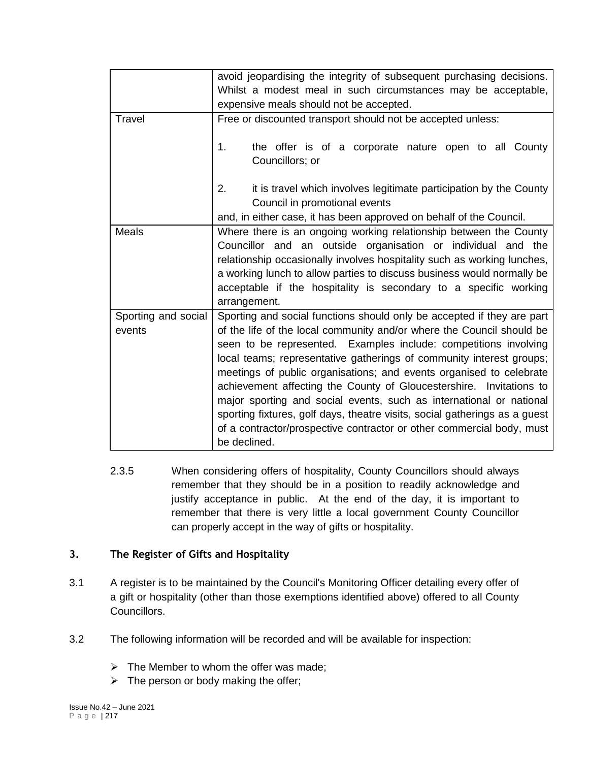| | |
|---|---|
| | avoid jeopardising the integrity of subsequent purchasing decisions. Whilst a modest meal in such circumstances may be acceptable, expensive meals should not be accepted. |
| Travel | Free or discounted transport should not be accepted unless:<br><br>1. the offer is of a corporate nature open to all County Councillors; or<br><br>2. it is travel which involves legitimate participation by the County Council in promotional events<br><br>and, in either case, it has been approved on behalf of the Council. |
| Meals | Where there is an ongoing working relationship between the County Councillor and an outside organisation or individual and the relationship occasionally involves hospitality such as working lunches, a working lunch to allow parties to discuss business would normally be acceptable if the hospitality is secondary to a specific working arrangement. |
| Sporting and social events | Sporting and social functions should only be accepted if they are part of the life of the local community and/or where the Council should be seen to be represented. Examples include: competitions involving local teams; representative gatherings of community interest groups; meetings of public organisations; and events organised to celebrate achievement affecting the County of Gloucestershire. Invitations to major sporting and social events, such as international or national sporting fixtures, golf days, theatre visits, social gatherings as a guest of a contractor/prospective contractor or other commercial body, must be declined. |

2.3.5 When considering offers of hospitality, County Councillors should always remember that they should be in a position to readily acknowledge and justify acceptance in public. At the end of the day, it is important to remember that there is very little a local government County Councillor can properly accept in the way of gifts or hospitality.

## 3. The Register of Gifts and Hospitality

3.1 A register is to be maintained by the Council's Monitoring Officer detailing every offer of a gift or hospitality (other than those exemptions identified above) offered to all County Councillors.

3.2 The following information will be recorded and will be available for inspection:

- The Member to whom the offer was made;
- The person or body making the offer;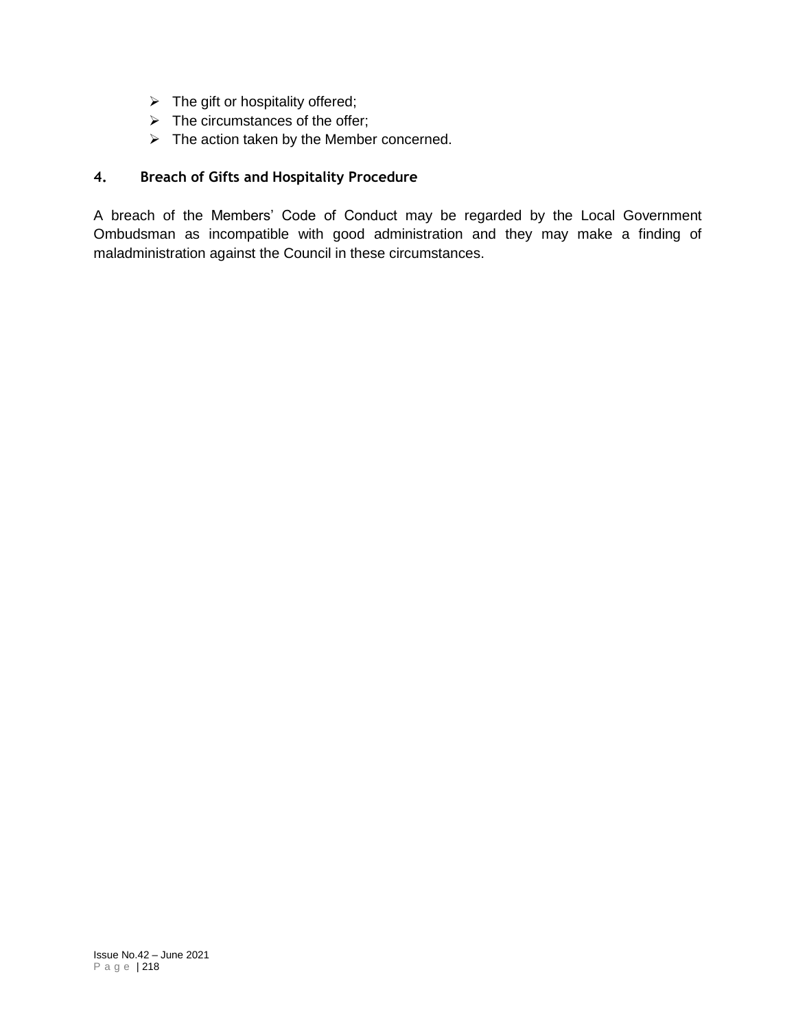- The gift or hospitality offered;
- The circumstances of the offer;
- The action taken by the Member concerned.

## 4. Breach of Gifts and Hospitality Procedure

A breach of the Members' Code of Conduct may be regarded by the Local Government Ombudsman as incompatible with good administration and they may make a finding of maladministration against the Council in these circumstances.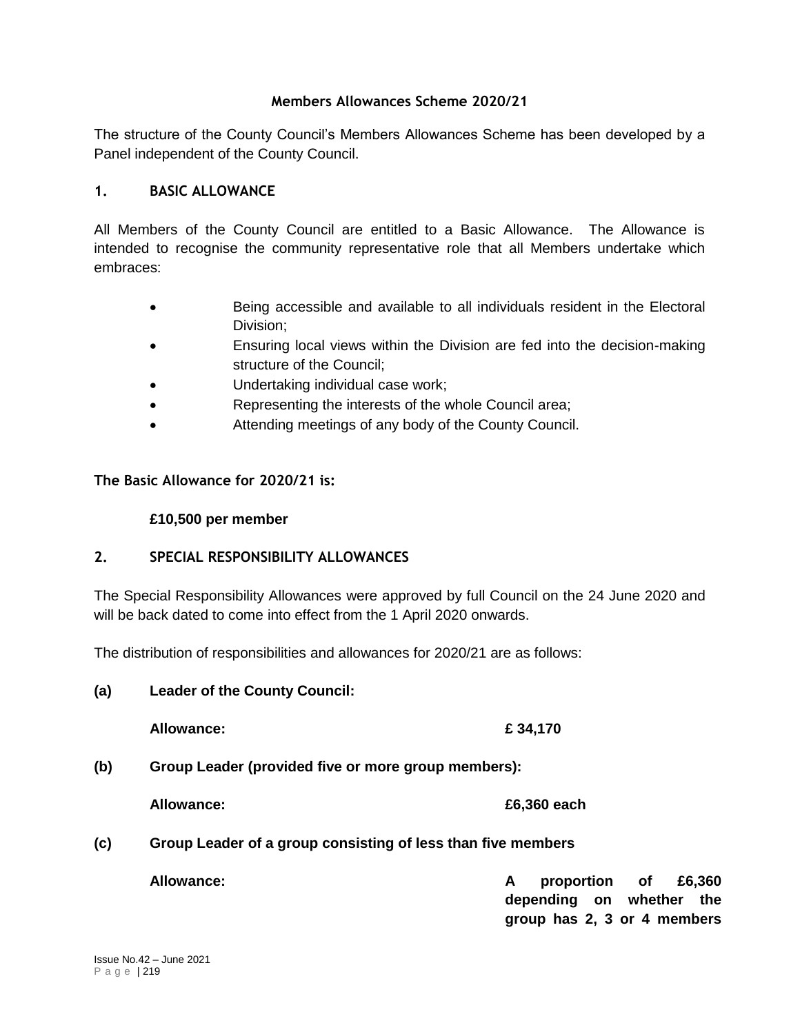## Members Allowances Scheme 2020/21

The structure of the County Council's Members Allowances Scheme has been developed by a Panel independent of the County Council.

### 1. BASIC ALLOWANCE

All Members of the County Council are entitled to a Basic Allowance. The Allowance is intended to recognise the community representative role that all Members undertake which embraces:

- Being accessible and available to all individuals resident in the Electoral Division;
- Ensuring local views within the Division are fed into the decision-making structure of the Council;
- Undertaking individual case work;
- Representing the interests of the whole Council area;
- Attending meetings of any body of the County Council.

**The Basic Allowance for 2020/21 is:**

**£10,500 per member**

### 2. SPECIAL RESPONSIBILITY ALLOWANCES

The Special Responsibility Allowances were approved by full Council on the 24 June 2020 and will be back dated to come into effect from the 1 April 2020 onwards.

The distribution of responsibilities and allowances for 2020/21 are as follows:

**(a) Leader of the County Council:**

**Allowance:** **£ 34,170**

**(b) Group Leader (provided five or more group members):**

**Allowance:** **£6,360 each**

**(c) Group Leader of a group consisting of less than five members**

**Allowance:** **A proportion of £6,360 depending on whether the group has 2, 3 or 4 members**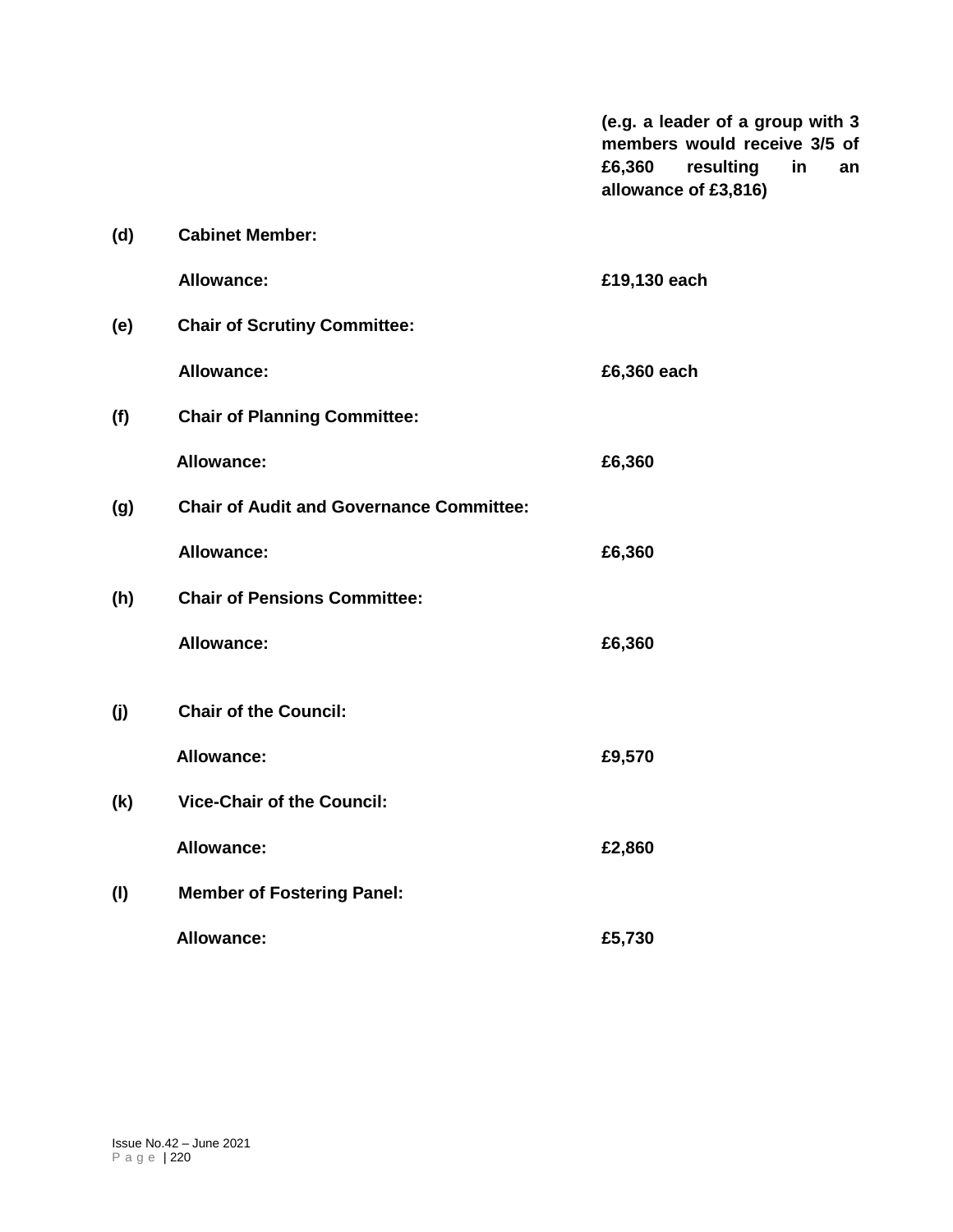**(e.g. a leader of a group with 3 members would receive 3/5 of £6,360 resulting in an allowance of £3,816)**

**(d) Cabinet Member:**

**Allowance: £19,130 each**

**(e) Chair of Scrutiny Committee:**

**Allowance: £6,360 each**

**(f) Chair of Planning Committee:**

**Allowance: £6,360**

**(g) Chair of Audit and Governance Committee:**

**Allowance: £6,360**

**(h) Chair of Pensions Committee:**

**Allowance: £6,360**

**(j) Chair of the Council:**

**Allowance: £9,570**

**(k) Vice-Chair of the Council:**

**Allowance: £2,860**

**(l) Member of Fostering Panel:**

**Allowance: £5,730**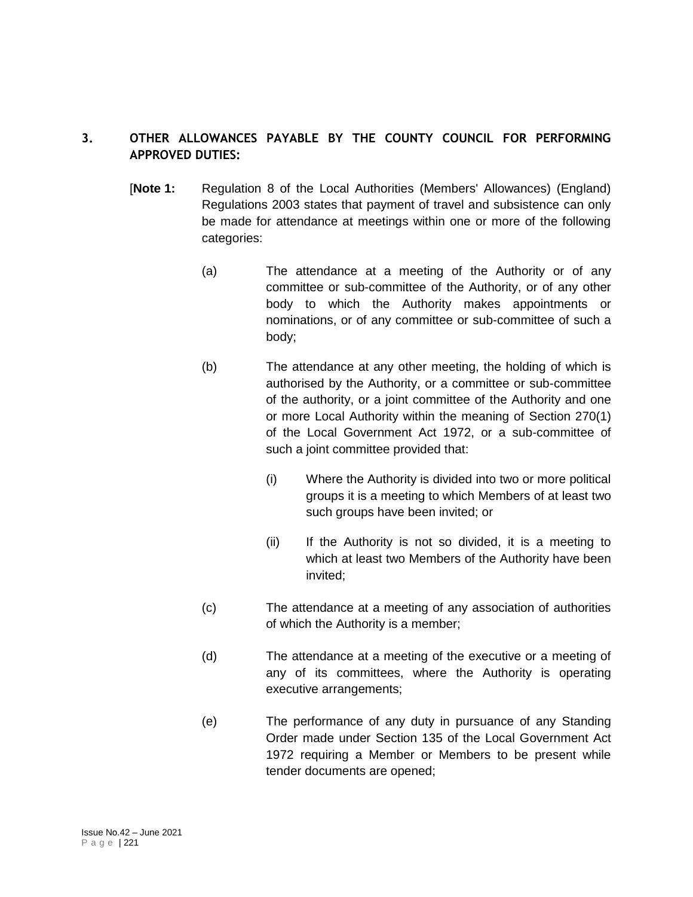## 3. OTHER ALLOWANCES PAYABLE BY THE COUNTY COUNCIL FOR PERFORMING APPROVED DUTIES:

[**Note 1:** Regulation 8 of the Local Authorities (Members' Allowances) (England) Regulations 2003 states that payment of travel and subsistence can only be made for attendance at meetings within one or more of the following categories:

(a) The attendance at a meeting of the Authority or of any committee or sub-committee of the Authority, or of any other body to which the Authority makes appointments or nominations, or of any committee or sub-committee of such a body;

(b) The attendance at any other meeting, the holding of which is authorised by the Authority, or a committee or sub-committee of the authority, or a joint committee of the Authority and one or more Local Authority within the meaning of Section 270(1) of the Local Government Act 1972, or a sub-committee of such a joint committee provided that:

(i) Where the Authority is divided into two or more political groups it is a meeting to which Members of at least two such groups have been invited; or

(ii) If the Authority is not so divided, it is a meeting to which at least two Members of the Authority have been invited;

(c) The attendance at a meeting of any association of authorities of which the Authority is a member;

(d) The attendance at a meeting of the executive or a meeting of any of its committees, where the Authority is operating executive arrangements;

(e) The performance of any duty in pursuance of any Standing Order made under Section 135 of the Local Government Act 1972 requiring a Member or Members to be present while tender documents are opened;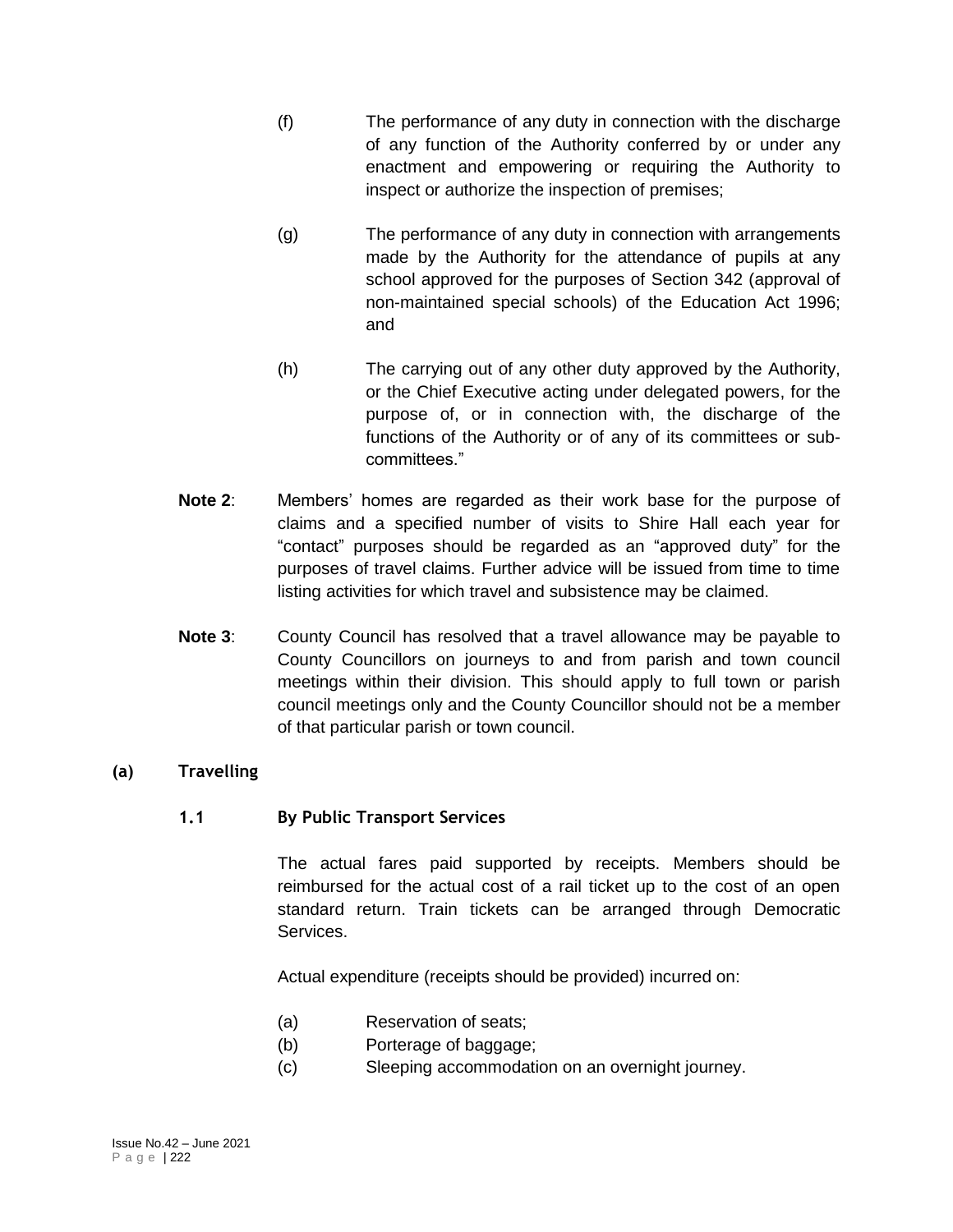(f) The performance of any duty in connection with the discharge of any function of the Authority conferred by or under any enactment and empowering or requiring the Authority to inspect or authorize the inspection of premises;

(g) The performance of any duty in connection with arrangements made by the Authority for the attendance of pupils at any school approved for the purposes of Section 342 (approval of non-maintained special schools) of the Education Act 1996; and

(h) The carrying out of any other duty approved by the Authority, or the Chief Executive acting under delegated powers, for the purpose of, or in connection with, the discharge of the functions of the Authority or of any of its committees or sub-committees."

**Note 2**: Members' homes are regarded as their work base for the purpose of claims and a specified number of visits to Shire Hall each year for "contact" purposes should be regarded as an "approved duty" for the purposes of travel claims. Further advice will be issued from time to time listing activities for which travel and subsistence may be claimed.

**Note 3**: County Council has resolved that a travel allowance may be payable to County Councillors on journeys to and from parish and town council meetings within their division. This should apply to full town or parish council meetings only and the County Councillor should not be a member of that particular parish or town council.

## (a) Travelling

### 1.1 By Public Transport Services

The actual fares paid supported by receipts. Members should be reimbursed for the actual cost of a rail ticket up to the cost of an open standard return. Train tickets can be arranged through Democratic Services.

Actual expenditure (receipts should be provided) incurred on:

(a) Reservation of seats;
(b) Porterage of baggage;
(c) Sleeping accommodation on an overnight journey.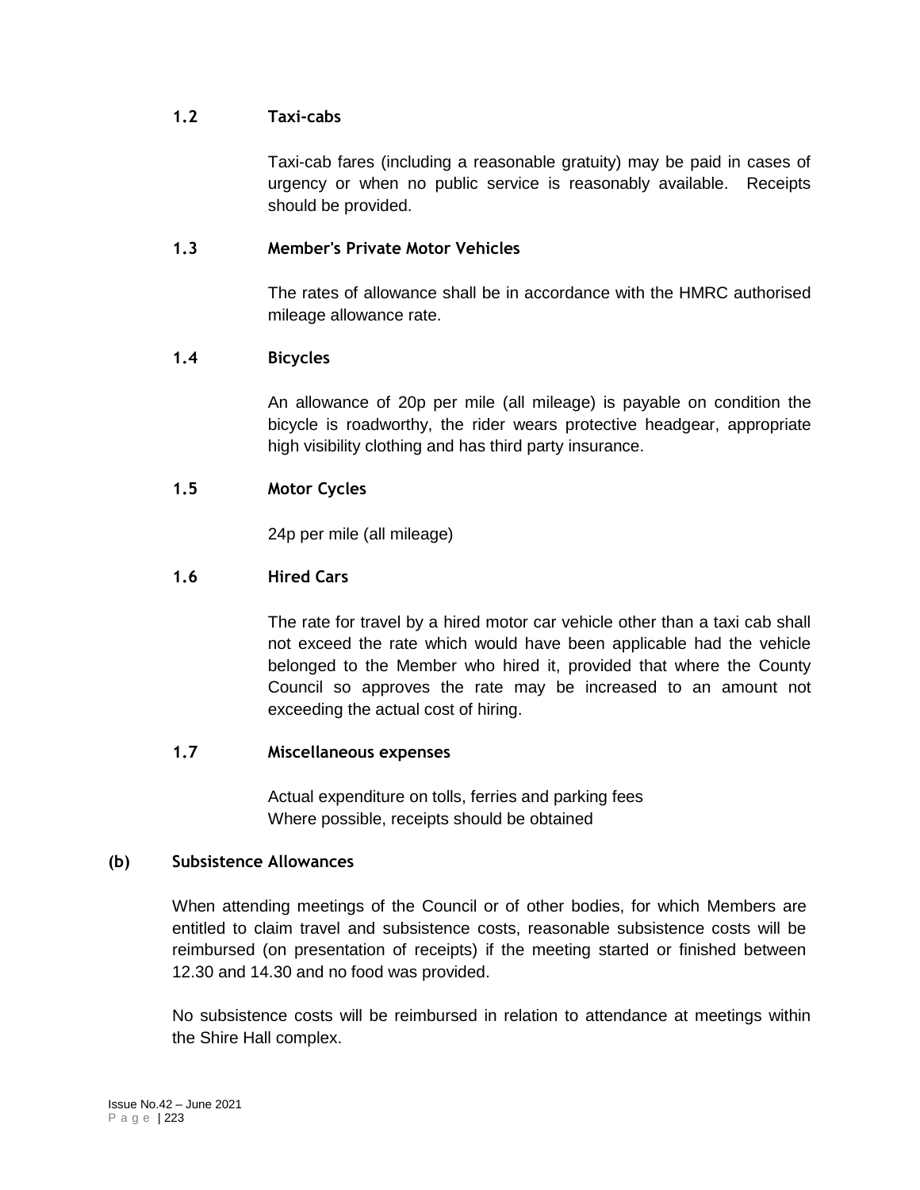### 1.2 Taxi-cabs

Taxi-cab fares (including a reasonable gratuity) may be paid in cases of urgency or when no public service is reasonably available. Receipts should be provided.

### 1.3 Member's Private Motor Vehicles

The rates of allowance shall be in accordance with the HMRC authorised mileage allowance rate.

### 1.4 Bicycles

An allowance of 20p per mile (all mileage) is payable on condition the bicycle is roadworthy, the rider wears protective headgear, appropriate high visibility clothing and has third party insurance.

### 1.5 Motor Cycles

24p per mile (all mileage)

### 1.6 Hired Cars

The rate for travel by a hired motor car vehicle other than a taxi cab shall not exceed the rate which would have been applicable had the vehicle belonged to the Member who hired it, provided that where the County Council so approves the rate may be increased to an amount not exceeding the actual cost of hiring.

### 1.7 Miscellaneous expenses

Actual expenditure on tolls, ferries and parking fees
Where possible, receipts should be obtained

## (b) Subsistence Allowances

When attending meetings of the Council or of other bodies, for which Members are entitled to claim travel and subsistence costs, reasonable subsistence costs will be reimbursed (on presentation of receipts) if the meeting started or finished between 12.30 and 14.30 and no food was provided.

No subsistence costs will be reimbursed in relation to attendance at meetings within the Shire Hall complex.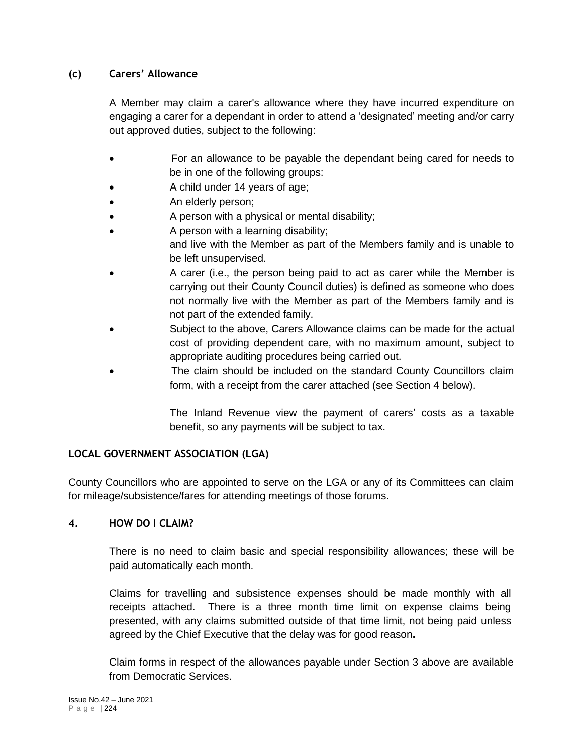### (c) Carers' Allowance

A Member may claim a carer's allowance where they have incurred expenditure on engaging a carer for a dependant in order to attend a 'designated' meeting and/or carry out approved duties, subject to the following:

- For an allowance to be payable the dependant being cared for needs to be in one of the following groups:
- A child under 14 years of age;
- An elderly person;
- A person with a physical or mental disability;
- A person with a learning disability;
  and live with the Member as part of the Members family and is unable to be left unsupervised.
- A carer (i.e., the person being paid to act as carer while the Member is carrying out their County Council duties) is defined as someone who does not normally live with the Member as part of the Members family and is not part of the extended family.
- Subject to the above, Carers Allowance claims can be made for the actual cost of providing dependent care, with no maximum amount, subject to appropriate auditing procedures being carried out.
- The claim should be included on the standard County Councillors claim form, with a receipt from the carer attached (see Section 4 below).

  The Inland Revenue view the payment of carers' costs as a taxable benefit, so any payments will be subject to tax.

### LOCAL GOVERNMENT ASSOCIATION (LGA)

County Councillors who are appointed to serve on the LGA or any of its Committees can claim for mileage/subsistence/fares for attending meetings of those forums.

## 4. HOW DO I CLAIM?

There is no need to claim basic and special responsibility allowances; these will be paid automatically each month.

Claims for travelling and subsistence expenses should be made monthly with all receipts attached. There is a three month time limit on expense claims being presented, with any claims submitted outside of that time limit, not being paid unless agreed by the Chief Executive that the delay was for good reason**.**

Claim forms in respect of the allowances payable under Section 3 above are available from Democratic Services.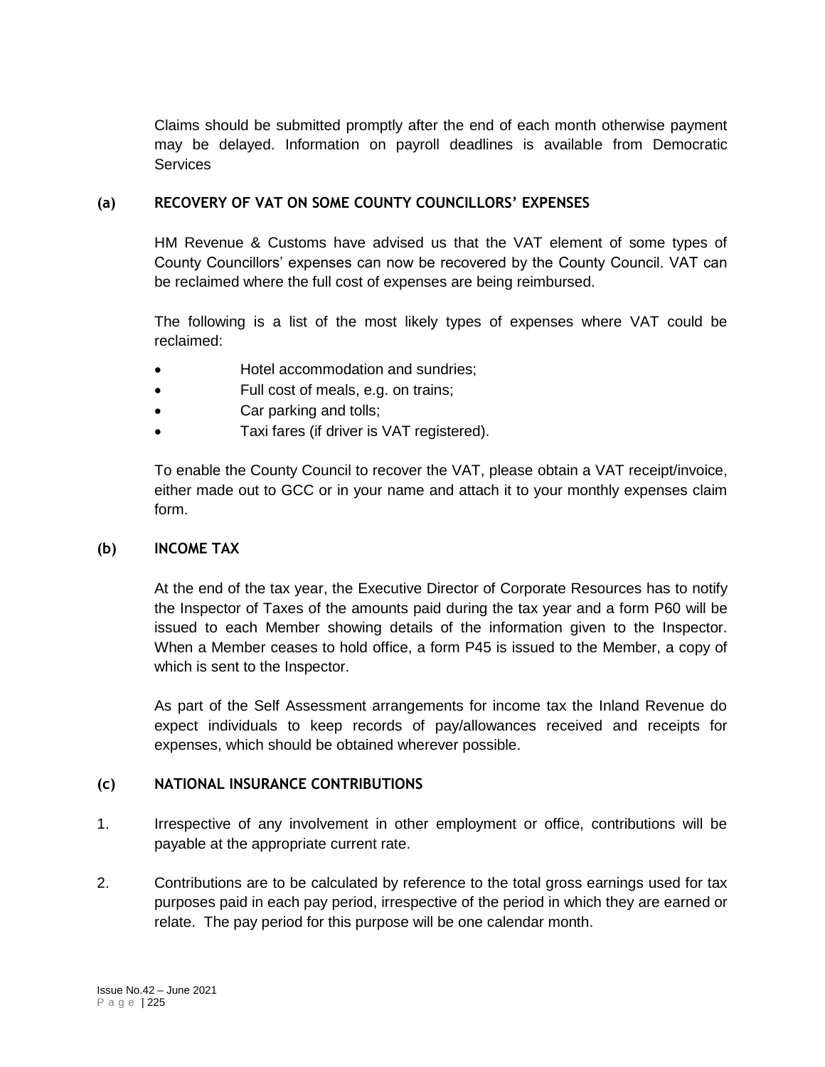Claims should be submitted promptly after the end of each month otherwise payment may be delayed. Information on payroll deadlines is available from Democratic Services

### (a) RECOVERY OF VAT ON SOME COUNTY COUNCILLORS' EXPENSES

HM Revenue & Customs have advised us that the VAT element of some types of County Councillors' expenses can now be recovered by the County Council. VAT can be reclaimed where the full cost of expenses are being reimbursed.

The following is a list of the most likely types of expenses where VAT could be reclaimed:

- Hotel accommodation and sundries;
- Full cost of meals, e.g. on trains;
- Car parking and tolls;
- Taxi fares (if driver is VAT registered).

To enable the County Council to recover the VAT, please obtain a VAT receipt/invoice, either made out to GCC or in your name and attach it to your monthly expenses claim form.

### (b) INCOME TAX

At the end of the tax year, the Executive Director of Corporate Resources has to notify the Inspector of Taxes of the amounts paid during the tax year and a form P60 will be issued to each Member showing details of the information given to the Inspector. When a Member ceases to hold office, a form P45 is issued to the Member, a copy of which is sent to the Inspector.

As part of the Self Assessment arrangements for income tax the Inland Revenue do expect individuals to keep records of pay/allowances received and receipts for expenses, which should be obtained wherever possible.

### (c) NATIONAL INSURANCE CONTRIBUTIONS

1. Irrespective of any involvement in other employment or office, contributions will be payable at the appropriate current rate.

2. Contributions are to be calculated by reference to the total gross earnings used for tax purposes paid in each pay period, irrespective of the period in which they are earned or relate. The pay period for this purpose will be one calendar month.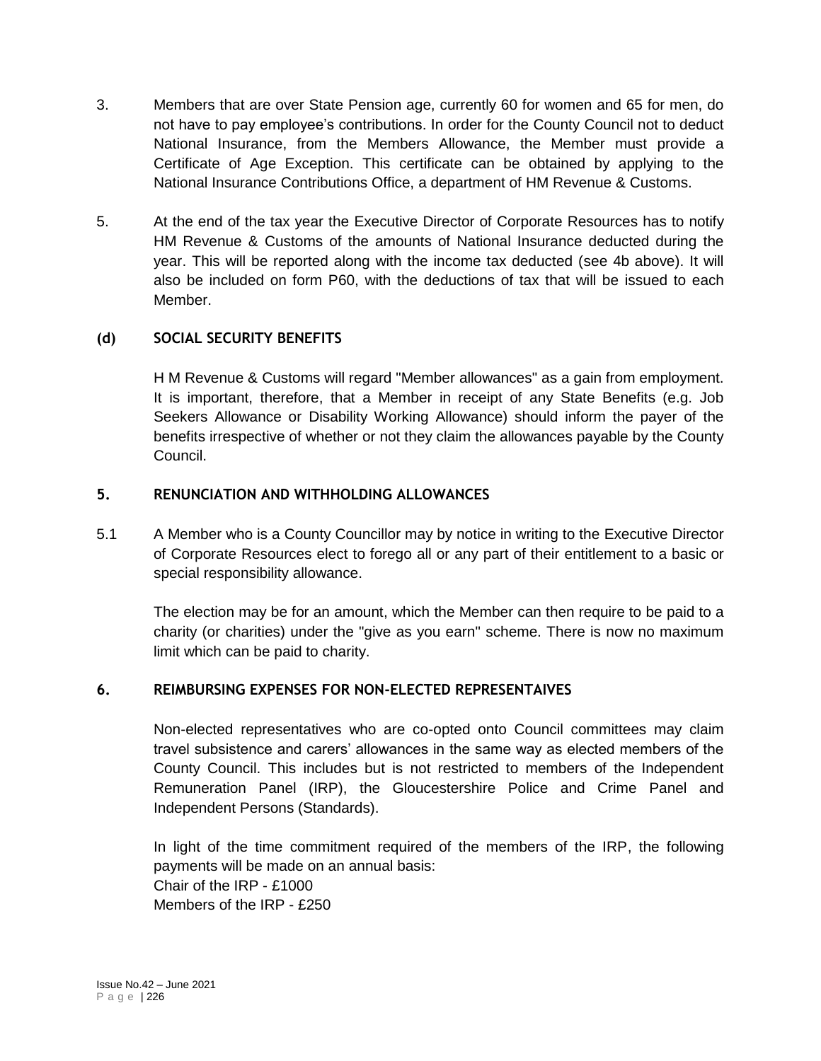3. Members that are over State Pension age, currently 60 for women and 65 for men, do not have to pay employee's contributions. In order for the County Council not to deduct National Insurance, from the Members Allowance, the Member must provide a Certificate of Age Exception. This certificate can be obtained by applying to the National Insurance Contributions Office, a department of HM Revenue & Customs.

5. At the end of the tax year the Executive Director of Corporate Resources has to notify HM Revenue & Customs of the amounts of National Insurance deducted during the year. This will be reported along with the income tax deducted (see 4b above). It will also be included on form P60, with the deductions of tax that will be issued to each Member.

### (d) SOCIAL SECURITY BENEFITS

H M Revenue & Customs will regard "Member allowances" as a gain from employment. It is important, therefore, that a Member in receipt of any State Benefits (e.g. Job Seekers Allowance or Disability Working Allowance) should inform the payer of the benefits irrespective of whether or not they claim the allowances payable by the County Council.

## 5. RENUNCIATION AND WITHHOLDING ALLOWANCES

5.1 A Member who is a County Councillor may by notice in writing to the Executive Director of Corporate Resources elect to forego all or any part of their entitlement to a basic or special responsibility allowance.

The election may be for an amount, which the Member can then require to be paid to a charity (or charities) under the "give as you earn" scheme. There is now no maximum limit which can be paid to charity.

## 6. REIMBURSING EXPENSES FOR NON-ELECTED REPRESENTAIVES

Non-elected representatives who are co-opted onto Council committees may claim travel subsistence and carers' allowances in the same way as elected members of the County Council. This includes but is not restricted to members of the Independent Remuneration Panel (IRP), the Gloucestershire Police and Crime Panel and Independent Persons (Standards).

In light of the time commitment required of the members of the IRP, the following payments will be made on an annual basis:
Chair of the IRP - £1000
Members of the IRP - £250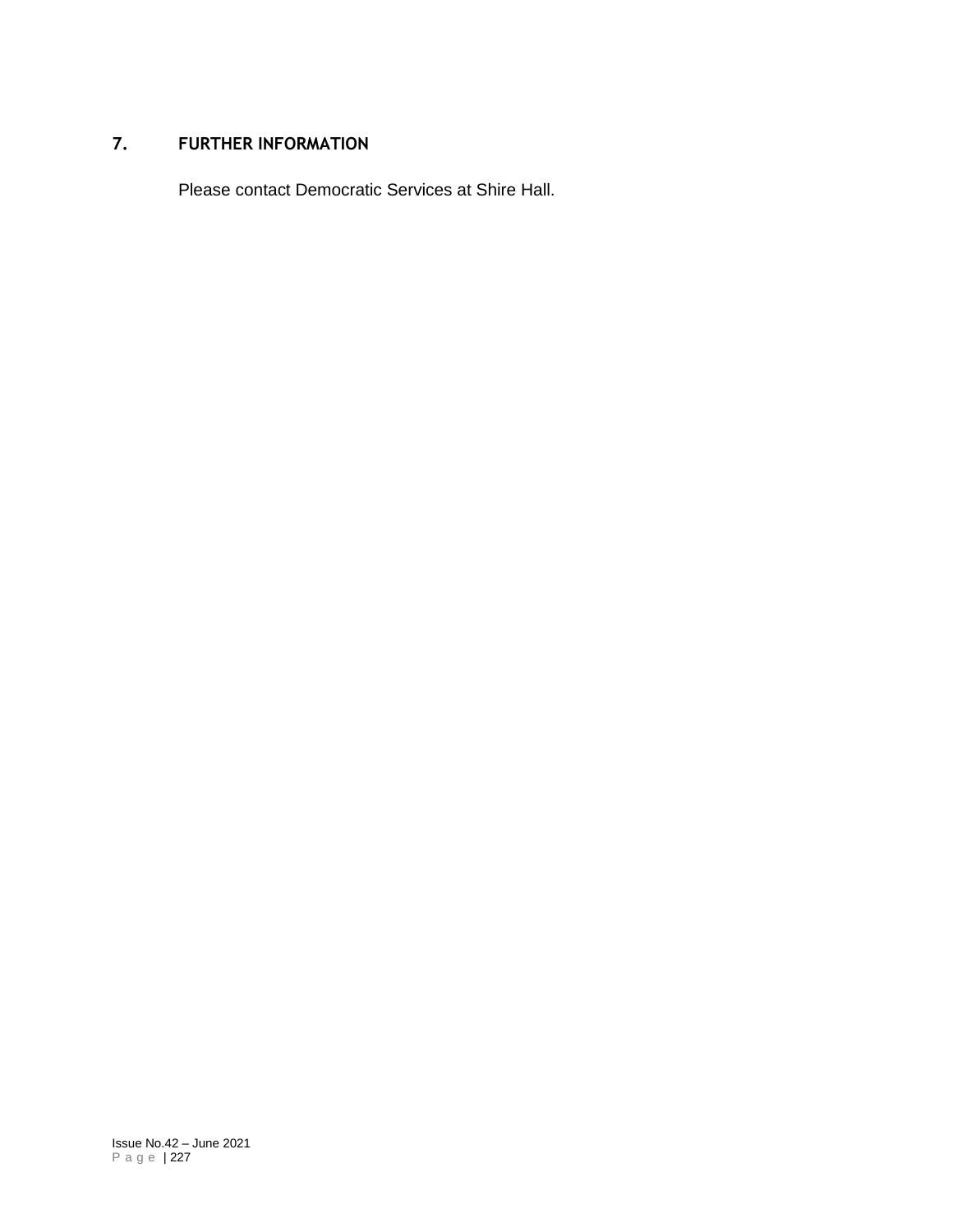## 7. FURTHER INFORMATION

Please contact Democratic Services at Shire Hall.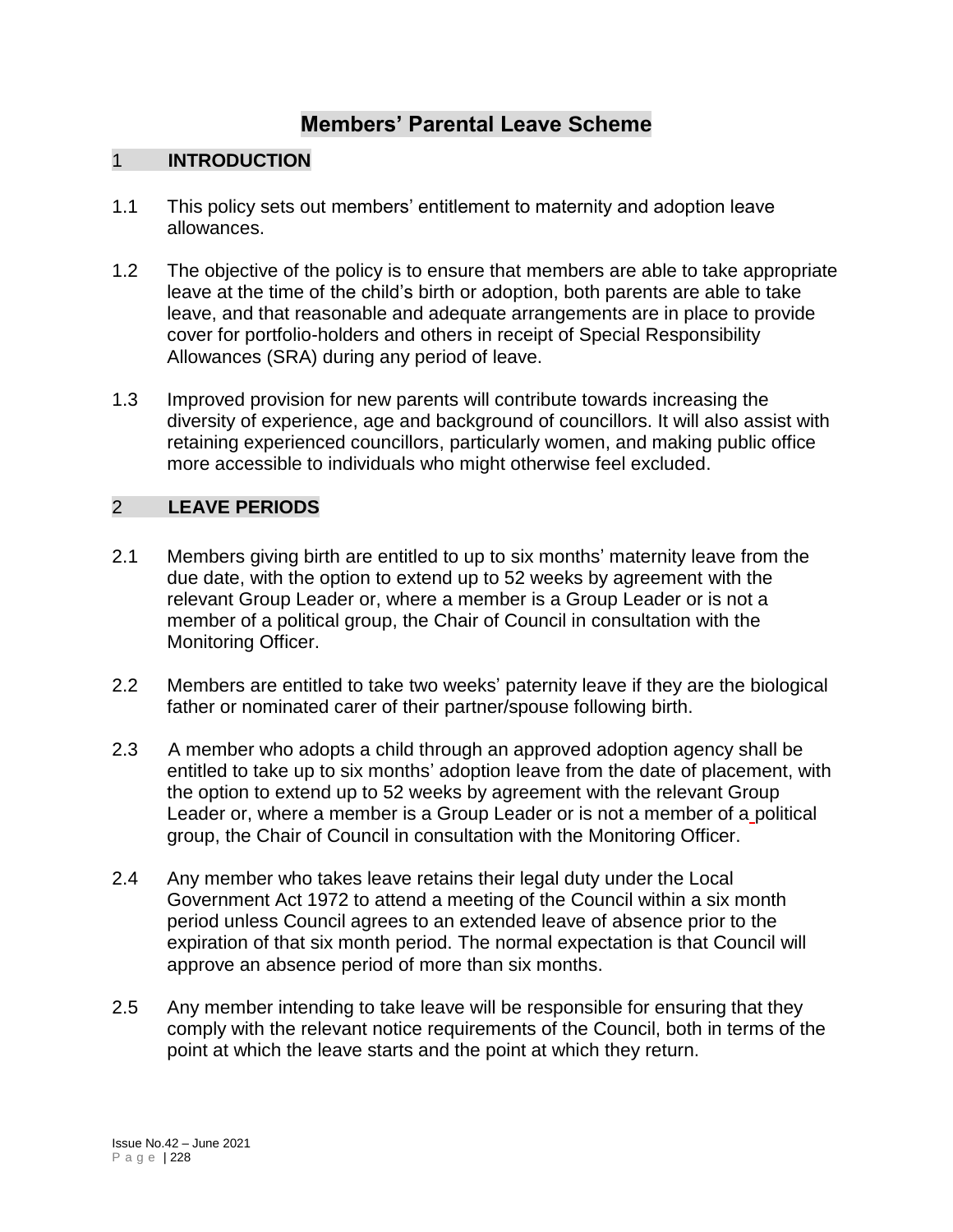# Members' Parental Leave Scheme

## 1 INTRODUCTION

1.1 This policy sets out members' entitlement to maternity and adoption leave allowances.

1.2 The objective of the policy is to ensure that members are able to take appropriate leave at the time of the child's birth or adoption, both parents are able to take leave, and that reasonable and adequate arrangements are in place to provide cover for portfolio-holders and others in receipt of Special Responsibility Allowances (SRA) during any period of leave.

1.3 Improved provision for new parents will contribute towards increasing the diversity of experience, age and background of councillors. It will also assist with retaining experienced councillors, particularly women, and making public office more accessible to individuals who might otherwise feel excluded.

## 2 LEAVE PERIODS

2.1 Members giving birth are entitled to up to six months' maternity leave from the due date, with the option to extend up to 52 weeks by agreement with the relevant Group Leader or, where a member is a Group Leader or is not a member of a political group, the Chair of Council in consultation with the Monitoring Officer.

2.2 Members are entitled to take two weeks' paternity leave if they are the biological father or nominated carer of their partner/spouse following birth.

2.3 A member who adopts a child through an approved adoption agency shall be entitled to take up to six months' adoption leave from the date of placement, with the option to extend up to 52 weeks by agreement with the relevant Group Leader or, where a member is a Group Leader or is not a member of a political group, the Chair of Council in consultation with the Monitoring Officer.

2.4 Any member who takes leave retains their legal duty under the Local Government Act 1972 to attend a meeting of the Council within a six month period unless Council agrees to an extended leave of absence prior to the expiration of that six month period. The normal expectation is that Council will approve an absence period of more than six months.

2.5 Any member intending to take leave will be responsible for ensuring that they comply with the relevant notice requirements of the Council, both in terms of the point at which the leave starts and the point at which they return.

Issue No.42 – June 2021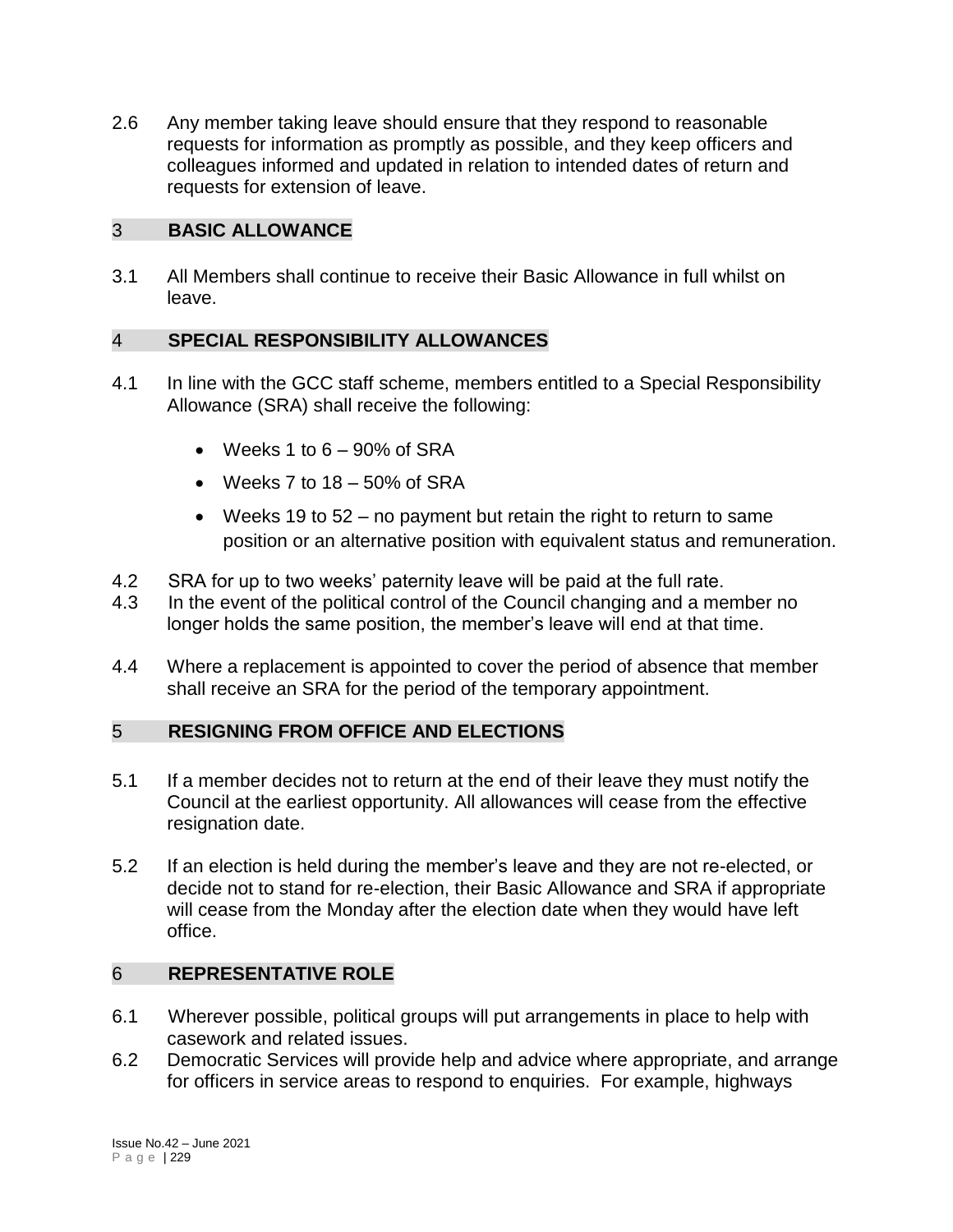2.6 Any member taking leave should ensure that they respond to reasonable requests for information as promptly as possible, and they keep officers and colleagues informed and updated in relation to intended dates of return and requests for extension of leave.

## 3 BASIC ALLOWANCE

3.1 All Members shall continue to receive their Basic Allowance in full whilst on leave.

## 4 SPECIAL RESPONSIBILITY ALLOWANCES

4.1 In line with the GCC staff scheme, members entitled to a Special Responsibility Allowance (SRA) shall receive the following:

- Weeks 1 to 6 – 90% of SRA
- Weeks 7 to 18 – 50% of SRA
- Weeks 19 to 52 – no payment but retain the right to return to same position or an alternative position with equivalent status and remuneration.

4.2 SRA for up to two weeks' paternity leave will be paid at the full rate.

4.3 In the event of the political control of the Council changing and a member no longer holds the same position, the member's leave will end at that time.

4.4 Where a replacement is appointed to cover the period of absence that member shall receive an SRA for the period of the temporary appointment.

## 5 RESIGNING FROM OFFICE AND ELECTIONS

5.1 If a member decides not to return at the end of their leave they must notify the Council at the earliest opportunity. All allowances will cease from the effective resignation date.

5.2 If an election is held during the member's leave and they are not re-elected, or decide not to stand for re-election, their Basic Allowance and SRA if appropriate will cease from the Monday after the election date when they would have left office.

## 6 REPRESENTATIVE ROLE

6.1 Wherever possible, political groups will put arrangements in place to help with casework and related issues.

6.2 Democratic Services will provide help and advice where appropriate, and arrange for officers in service areas to respond to enquiries. For example, highways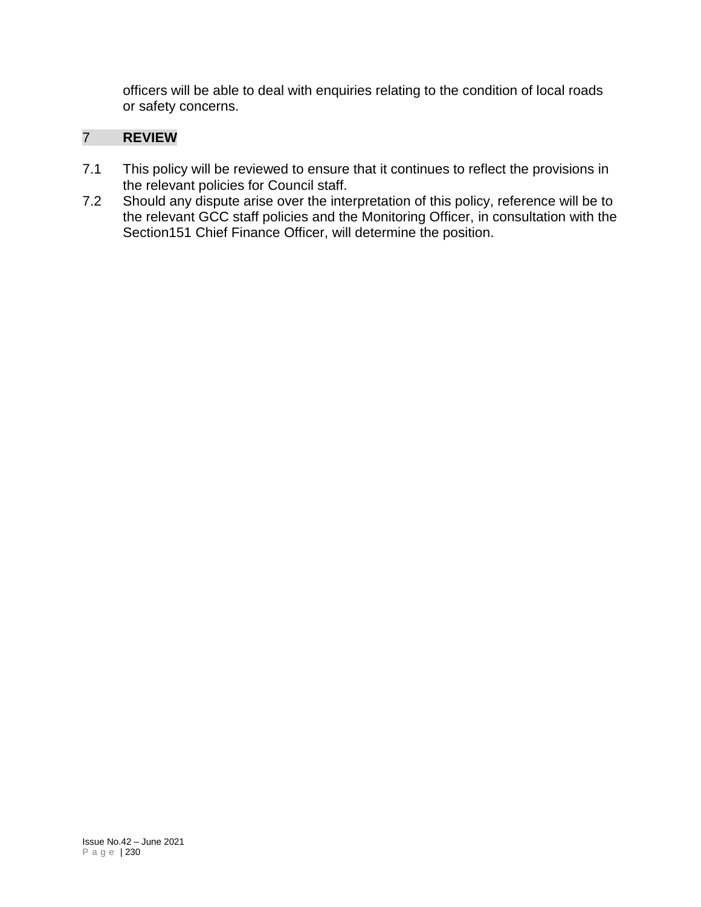officers will be able to deal with enquiries relating to the condition of local roads or safety concerns.

## 7 REVIEW

7.1 This policy will be reviewed to ensure that it continues to reflect the provisions in the relevant policies for Council staff.

7.2 Should any dispute arise over the interpretation of this policy, reference will be to the relevant GCC staff policies and the Monitoring Officer, in consultation with the Section151 Chief Finance Officer, will determine the position.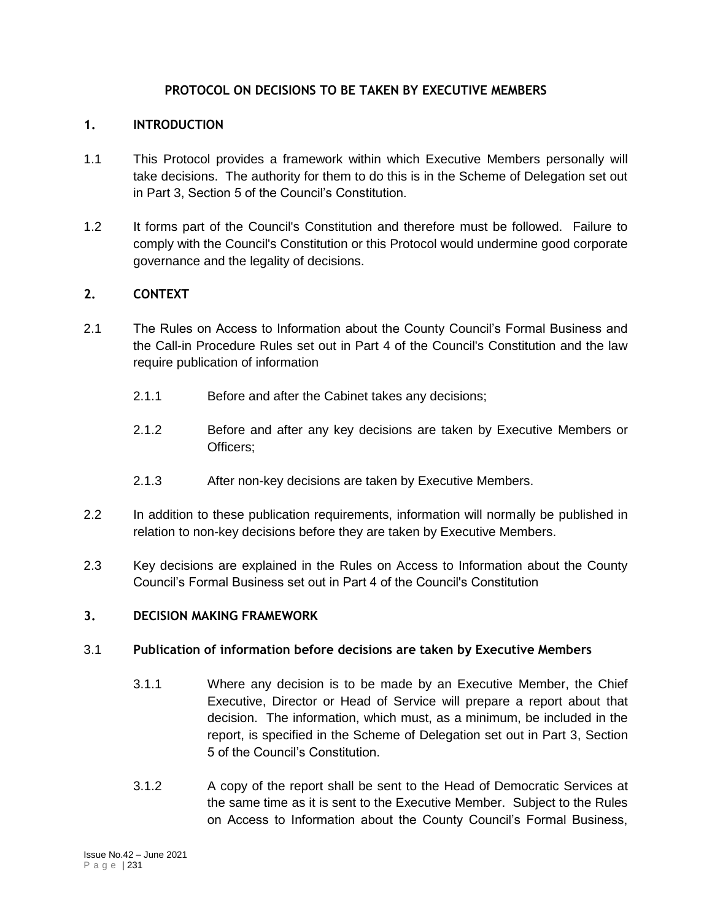## PROTOCOL ON DECISIONS TO BE TAKEN BY EXECUTIVE MEMBERS

### 1. INTRODUCTION

1.1 This Protocol provides a framework within which Executive Members personally will take decisions. The authority for them to do this is in the Scheme of Delegation set out in Part 3, Section 5 of the Council's Constitution.

1.2 It forms part of the Council's Constitution and therefore must be followed. Failure to comply with the Council's Constitution or this Protocol would undermine good corporate governance and the legality of decisions.

### 2. CONTEXT

2.1 The Rules on Access to Information about the County Council's Formal Business and the Call-in Procedure Rules set out in Part 4 of the Council's Constitution and the law require publication of information

2.1.1 Before and after the Cabinet takes any decisions;

2.1.2 Before and after any key decisions are taken by Executive Members or Officers;

2.1.3 After non-key decisions are taken by Executive Members.

2.2 In addition to these publication requirements, information will normally be published in relation to non-key decisions before they are taken by Executive Members.

2.3 Key decisions are explained in the Rules on Access to Information about the County Council's Formal Business set out in Part 4 of the Council's Constitution

### 3. DECISION MAKING FRAMEWORK

3.1 **Publication of information before decisions are taken by Executive Members**

3.1.1 Where any decision is to be made by an Executive Member, the Chief Executive, Director or Head of Service will prepare a report about that decision. The information, which must, as a minimum, be included in the report, is specified in the Scheme of Delegation set out in Part 3, Section 5 of the Council's Constitution.

3.1.2 A copy of the report shall be sent to the Head of Democratic Services at the same time as it is sent to the Executive Member. Subject to the Rules on Access to Information about the County Council's Formal Business,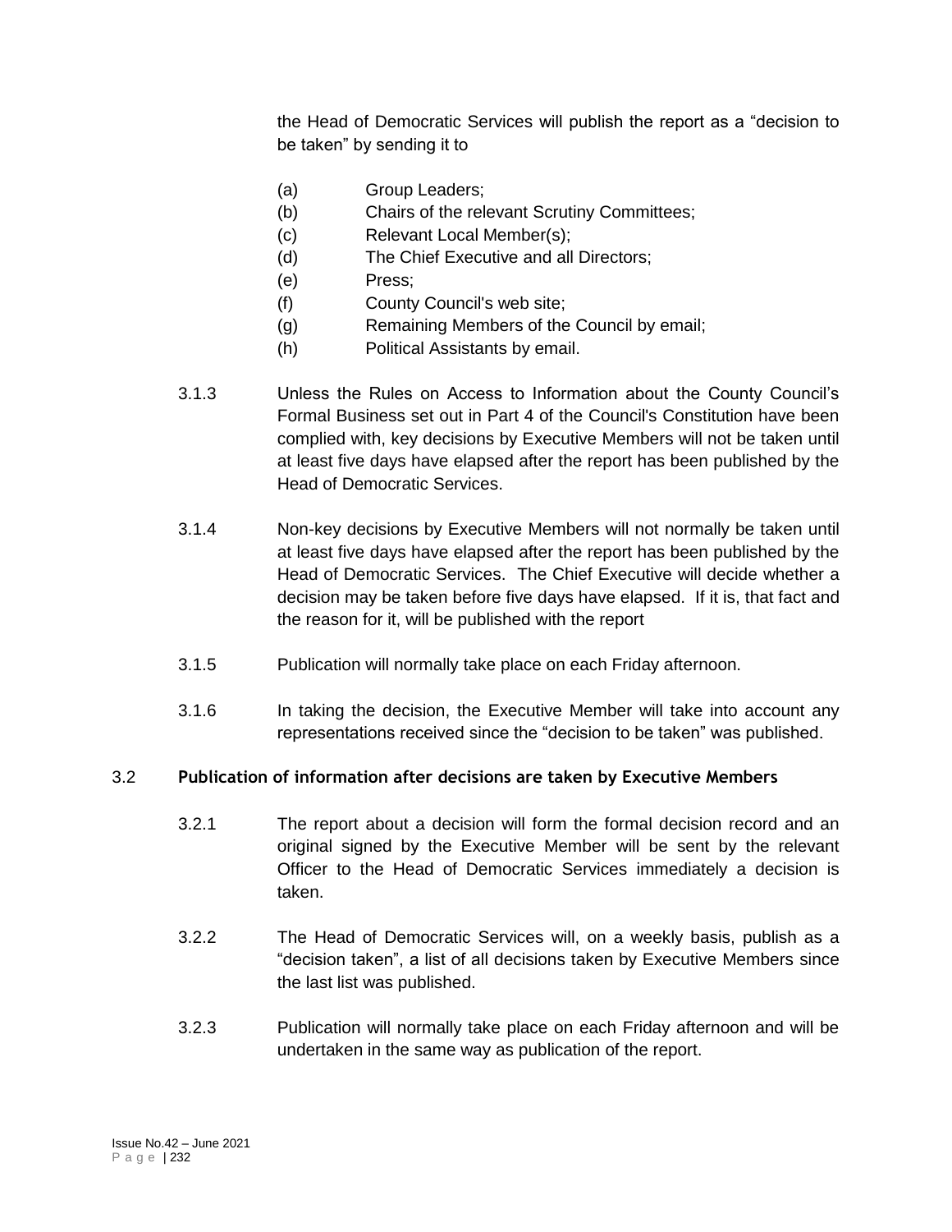the Head of Democratic Services will publish the report as a "decision to be taken" by sending it to

(a) Group Leaders;
(b) Chairs of the relevant Scrutiny Committees;
(c) Relevant Local Member(s);
(d) The Chief Executive and all Directors;
(e) Press;
(f) County Council's web site;
(g) Remaining Members of the Council by email;
(h) Political Assistants by email.

3.1.3 Unless the Rules on Access to Information about the County Council's Formal Business set out in Part 4 of the Council's Constitution have been complied with, key decisions by Executive Members will not be taken until at least five days have elapsed after the report has been published by the Head of Democratic Services.

3.1.4 Non-key decisions by Executive Members will not normally be taken until at least five days have elapsed after the report has been published by the Head of Democratic Services. The Chief Executive will decide whether a decision may be taken before five days have elapsed. If it is, that fact and the reason for it, will be published with the report

3.1.5 Publication will normally take place on each Friday afternoon.

3.1.6 In taking the decision, the Executive Member will take into account any representations received since the "decision to be taken" was published.

### 3.2 Publication of information after decisions are taken by Executive Members

3.2.1 The report about a decision will form the formal decision record and an original signed by the Executive Member will be sent by the relevant Officer to the Head of Democratic Services immediately a decision is taken.

3.2.2 The Head of Democratic Services will, on a weekly basis, publish as a "decision taken", a list of all decisions taken by Executive Members since the last list was published.

3.2.3 Publication will normally take place on each Friday afternoon and will be undertaken in the same way as publication of the report.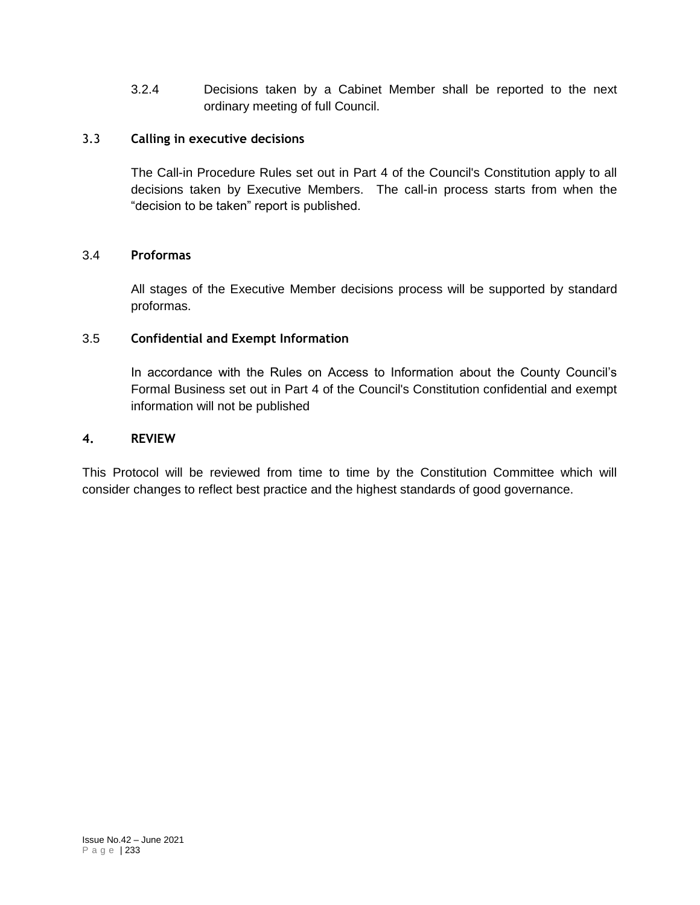3.2.4 Decisions taken by a Cabinet Member shall be reported to the next ordinary meeting of full Council.

### 3.3 Calling in executive decisions

The Call-in Procedure Rules set out in Part 4 of the Council's Constitution apply to all decisions taken by Executive Members. The call-in process starts from when the "decision to be taken" report is published.

### 3.4 Proformas

All stages of the Executive Member decisions process will be supported by standard proformas.

### 3.5 Confidential and Exempt Information

In accordance with the Rules on Access to Information about the County Council's Formal Business set out in Part 4 of the Council's Constitution confidential and exempt information will not be published

## 4. REVIEW

This Protocol will be reviewed from time to time by the Constitution Committee which will consider changes to reflect best practice and the highest standards of good governance.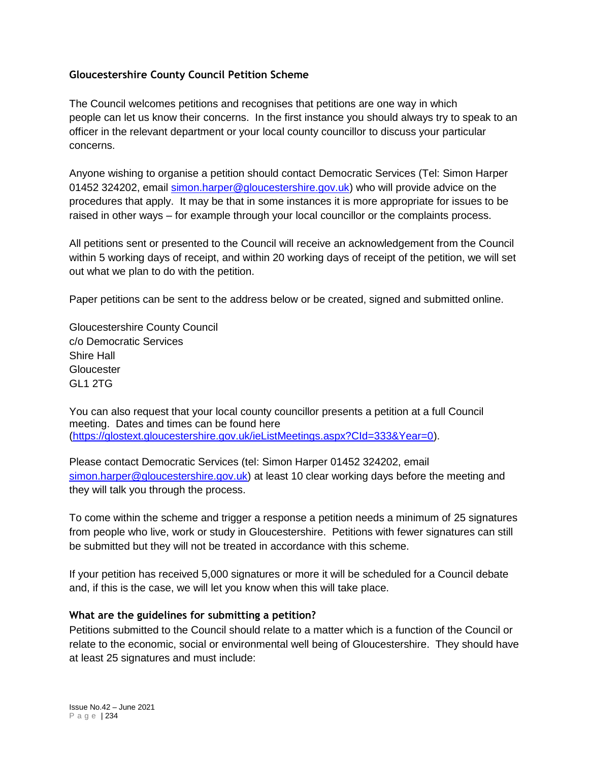## Gloucestershire County Council Petition Scheme

The Council welcomes petitions and recognises that petitions are one way in which people can let us know their concerns. In the first instance you should always try to speak to an officer in the relevant department or your local county councillor to discuss your particular concerns.

Anyone wishing to organise a petition should contact Democratic Services (Tel: Simon Harper 01452 324202, email [simon.harper@gloucestershire.gov.uk](mailto:simon.harper@gloucestershire.gov.uk)) who will provide advice on the procedures that apply. It may be that in some instances it is more appropriate for issues to be raised in other ways – for example through your local councillor or the complaints process.

All petitions sent or presented to the Council will receive an acknowledgement from the Council within 5 working days of receipt, and within 20 working days of receipt of the petition, we will set out what we plan to do with the petition.

Paper petitions can be sent to the address below or be created, signed and submitted online.

Gloucestershire County Council
c/o Democratic Services
Shire Hall
Gloucester
GL1 2TG

You can also request that your local county councillor presents a petition at a full Council meeting. Dates and times can be found here ([https://glostext.gloucestershire.gov.uk/ieListMeetings.aspx?CId=333&Year=0](https://glostext.gloucestershire.gov.uk/ieListMeetings.aspx?CId=333&Year=0)).

Please contact Democratic Services (tel: Simon Harper 01452 324202, email [simon.harper@gloucestershire.gov.uk](mailto:simon.harper@gloucestershire.gov.uk)) at least 10 clear working days before the meeting and they will talk you through the process.

To come within the scheme and trigger a response a petition needs a minimum of 25 signatures from people who live, work or study in Gloucestershire. Petitions with fewer signatures can still be submitted but they will not be treated in accordance with this scheme.

If your petition has received 5,000 signatures or more it will be scheduled for a Council debate and, if this is the case, we will let you know when this will take place.

### What are the guidelines for submitting a petition?

Petitions submitted to the Council should relate to a matter which is a function of the Council or relate to the economic, social or environmental well being of Gloucestershire. They should have at least 25 signatures and must include: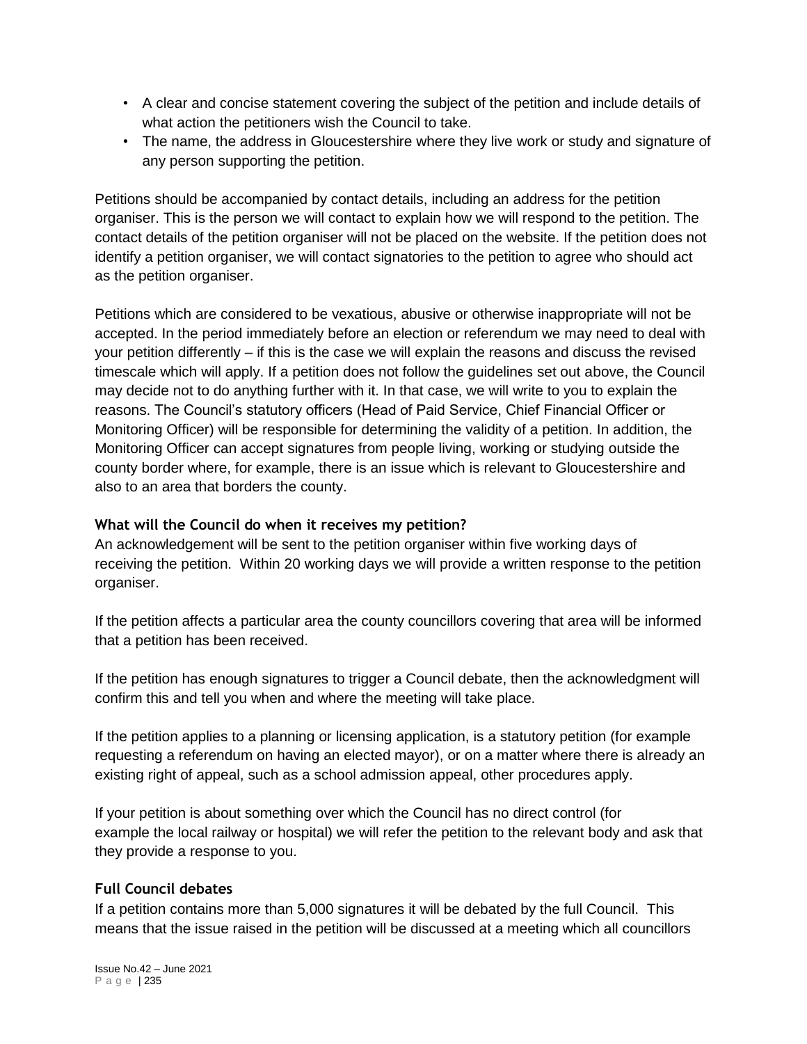- A clear and concise statement covering the subject of the petition and include details of what action the petitioners wish the Council to take.
- The name, the address in Gloucestershire where they live work or study and signature of any person supporting the petition.

Petitions should be accompanied by contact details, including an address for the petition organiser. This is the person we will contact to explain how we will respond to the petition. The contact details of the petition organiser will not be placed on the website. If the petition does not identify a petition organiser, we will contact signatories to the petition to agree who should act as the petition organiser.

Petitions which are considered to be vexatious, abusive or otherwise inappropriate will not be accepted. In the period immediately before an election or referendum we may need to deal with your petition differently – if this is the case we will explain the reasons and discuss the revised timescale which will apply. If a petition does not follow the guidelines set out above, the Council may decide not to do anything further with it. In that case, we will write to you to explain the reasons. The Council's statutory officers (Head of Paid Service, Chief Financial Officer or Monitoring Officer) will be responsible for determining the validity of a petition. In addition, the Monitoring Officer can accept signatures from people living, working or studying outside the county border where, for example, there is an issue which is relevant to Gloucestershire and also to an area that borders the county.

**What will the Council do when it receives my petition?**

An acknowledgement will be sent to the petition organiser within five working days of receiving the petition. Within 20 working days we will provide a written response to the petition organiser.

If the petition affects a particular area the county councillors covering that area will be informed that a petition has been received.

If the petition has enough signatures to trigger a Council debate, then the acknowledgment will confirm this and tell you when and where the meeting will take place.

If the petition applies to a planning or licensing application, is a statutory petition (for example requesting a referendum on having an elected mayor), or on a matter where there is already an existing right of appeal, such as a school admission appeal, other procedures apply.

If your petition is about something over which the Council has no direct control (for example the local railway or hospital) we will refer the petition to the relevant body and ask that they provide a response to you.

**Full Council debates**

If a petition contains more than 5,000 signatures it will be debated by the full Council. This means that the issue raised in the petition will be discussed at a meeting which all councillors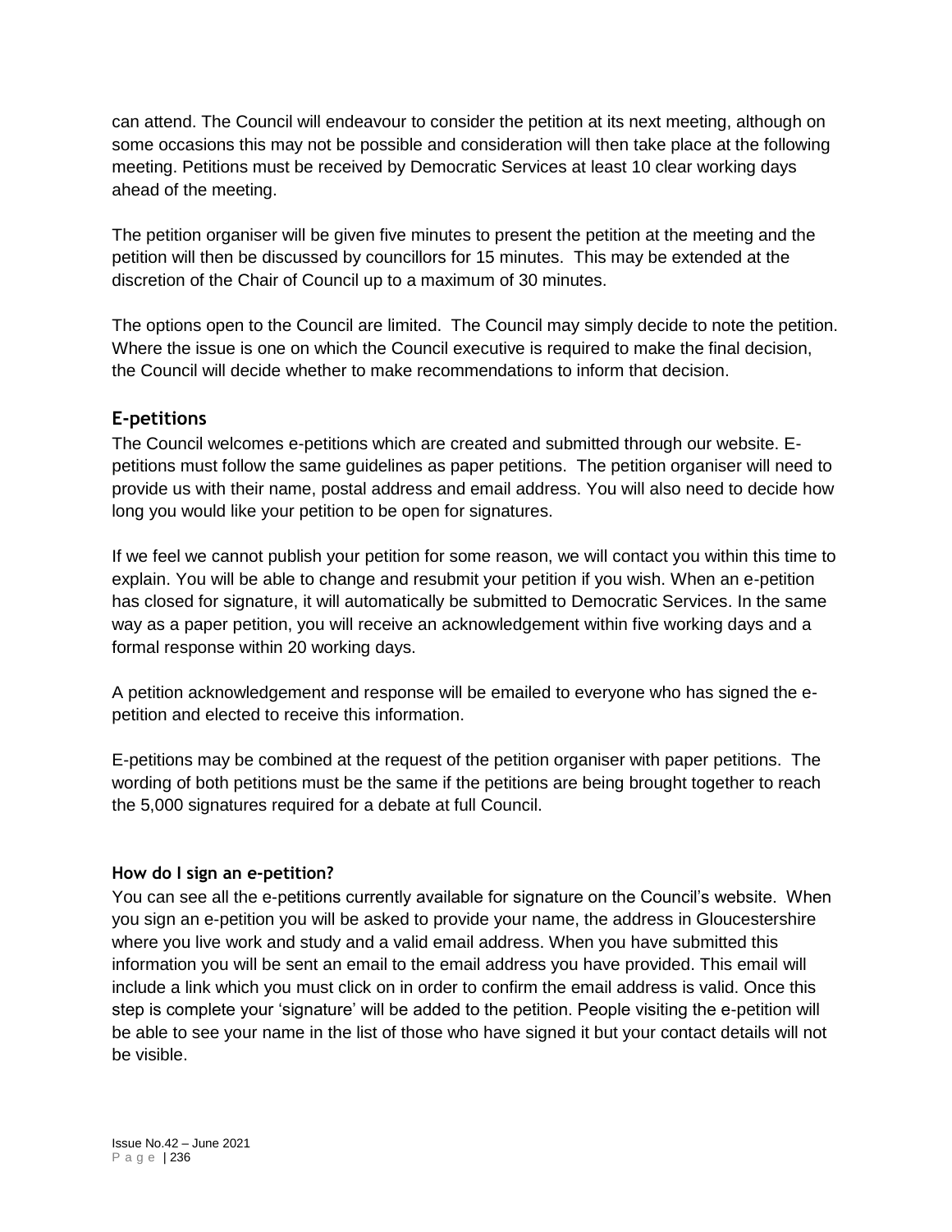can attend. The Council will endeavour to consider the petition at its next meeting, although on some occasions this may not be possible and consideration will then take place at the following meeting. Petitions must be received by Democratic Services at least 10 clear working days ahead of the meeting.

The petition organiser will be given five minutes to present the petition at the meeting and the petition will then be discussed by councillors for 15 minutes. This may be extended at the discretion of the Chair of Council up to a maximum of 30 minutes.

The options open to the Council are limited. The Council may simply decide to note the petition. Where the issue is one on which the Council executive is required to make the final decision, the Council will decide whether to make recommendations to inform that decision.

## E-petitions

The Council welcomes e-petitions which are created and submitted through our website. E-petitions must follow the same guidelines as paper petitions. The petition organiser will need to provide us with their name, postal address and email address. You will also need to decide how long you would like your petition to be open for signatures.

If we feel we cannot publish your petition for some reason, we will contact you within this time to explain. You will be able to change and resubmit your petition if you wish. When an e-petition has closed for signature, it will automatically be submitted to Democratic Services. In the same way as a paper petition, you will receive an acknowledgement within five working days and a formal response within 20 working days.

A petition acknowledgement and response will be emailed to everyone who has signed the e-petition and elected to receive this information.

E-petitions may be combined at the request of the petition organiser with paper petitions. The wording of both petitions must be the same if the petitions are being brought together to reach the 5,000 signatures required for a debate at full Council.

### How do I sign an e-petition?

You can see all the e-petitions currently available for signature on the Council's website. When you sign an e-petition you will be asked to provide your name, the address in Gloucestershire where you live work and study and a valid email address. When you have submitted this information you will be sent an email to the email address you have provided. This email will include a link which you must click on in order to confirm the email address is valid. Once this step is complete your 'signature' will be added to the petition. People visiting the e-petition will be able to see your name in the list of those who have signed it but your contact details will not be visible.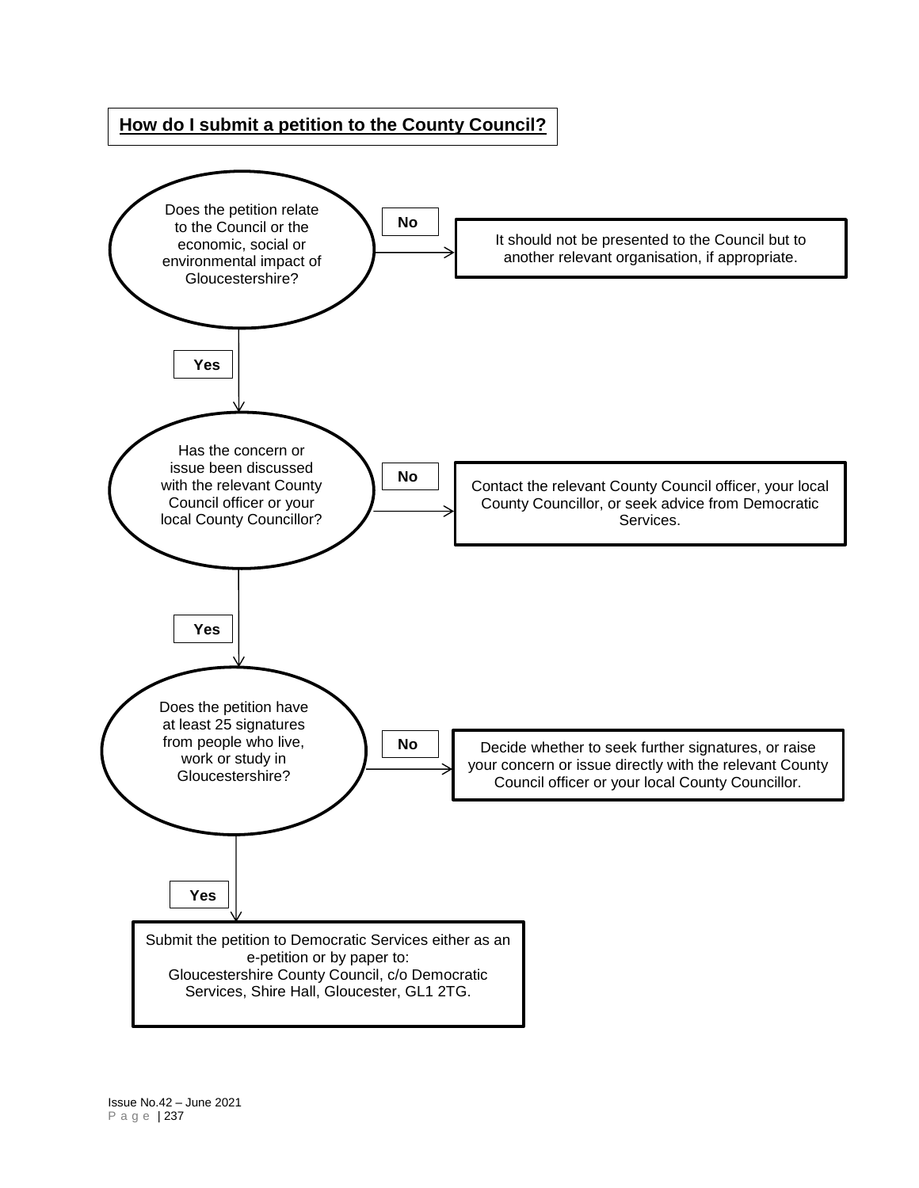## How do I submit a petition to the County Council?

**Does the petition relate to the Council or the economic, social or environmental impact of Gloucestershire?**

- **No** → It should not be presented to the Council but to another relevant organisation, if appropriate.
- **Yes** ↓

**Has the concern or issue been discussed with the relevant County Council officer or your local County Councillor?**

- **No** → Contact the relevant County Council officer, your local County Councillor, or seek advice from Democratic Services.
- **Yes** ↓

**Does the petition have at least 25 signatures from people who live, work or study in Gloucestershire?**

- **No** → Decide whether to seek further signatures, or raise your concern or issue directly with the relevant County Council officer or your local County Councillor.
- **Yes** ↓

Submit the petition to Democratic Services either as an e-petition or by paper to:
Gloucestershire County Council, c/o Democratic Services, Shire Hall, Gloucester, GL1 2TG.

Issue No.42 – June 2021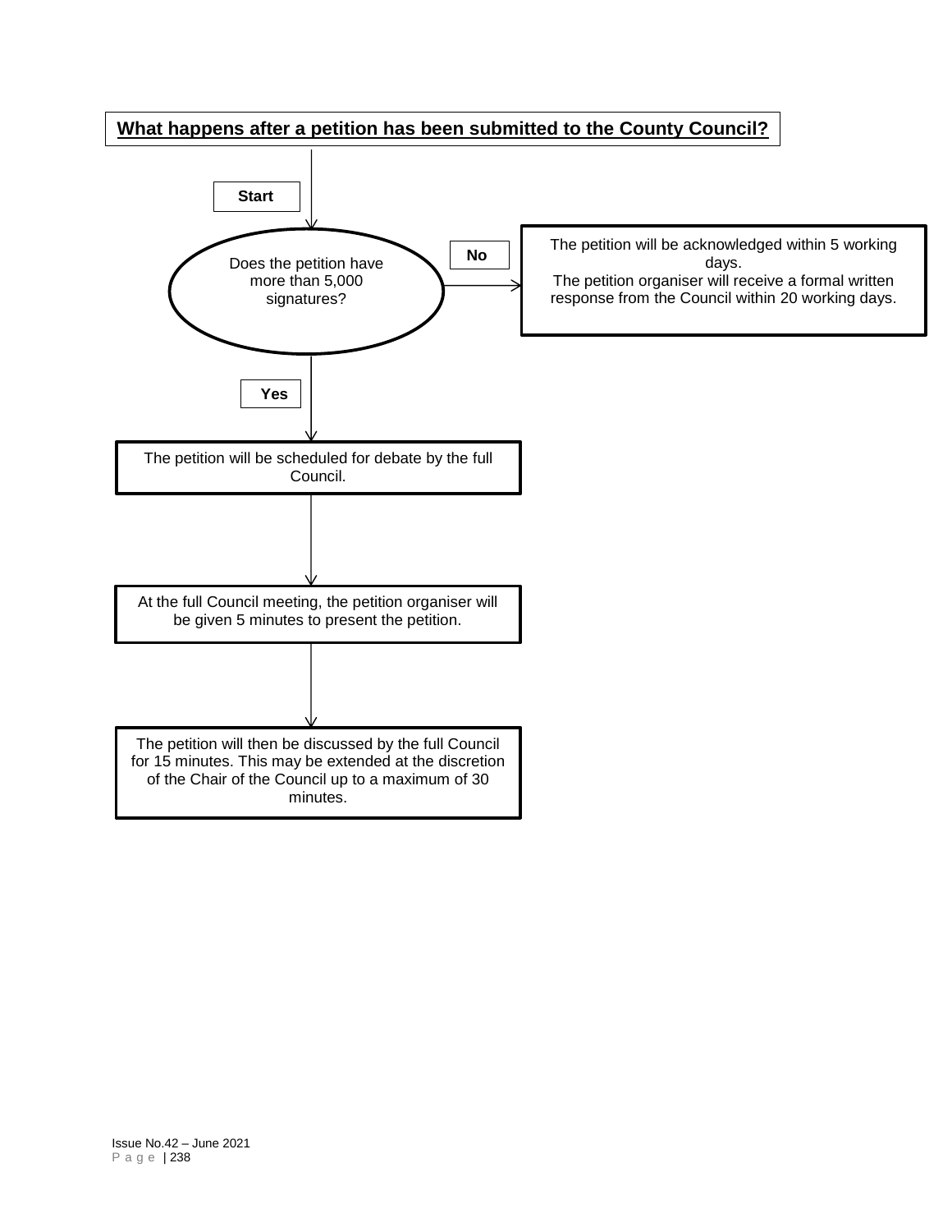**What happens after a petition has been submitted to the County Council?**

Start

Does the petition have more than 5,000 signatures?

No

The petition will be acknowledged within 5 working days.
The petition organiser will receive a formal written response from the Council within 20 working days.

Yes

The petition will be scheduled for debate by the full Council.

At the full Council meeting, the petition organiser will be given 5 minutes to present the petition.

The petition will then be discussed by the full Council for 15 minutes. This may be extended at the discretion of the Chair of the Council up to a maximum of 30 minutes.